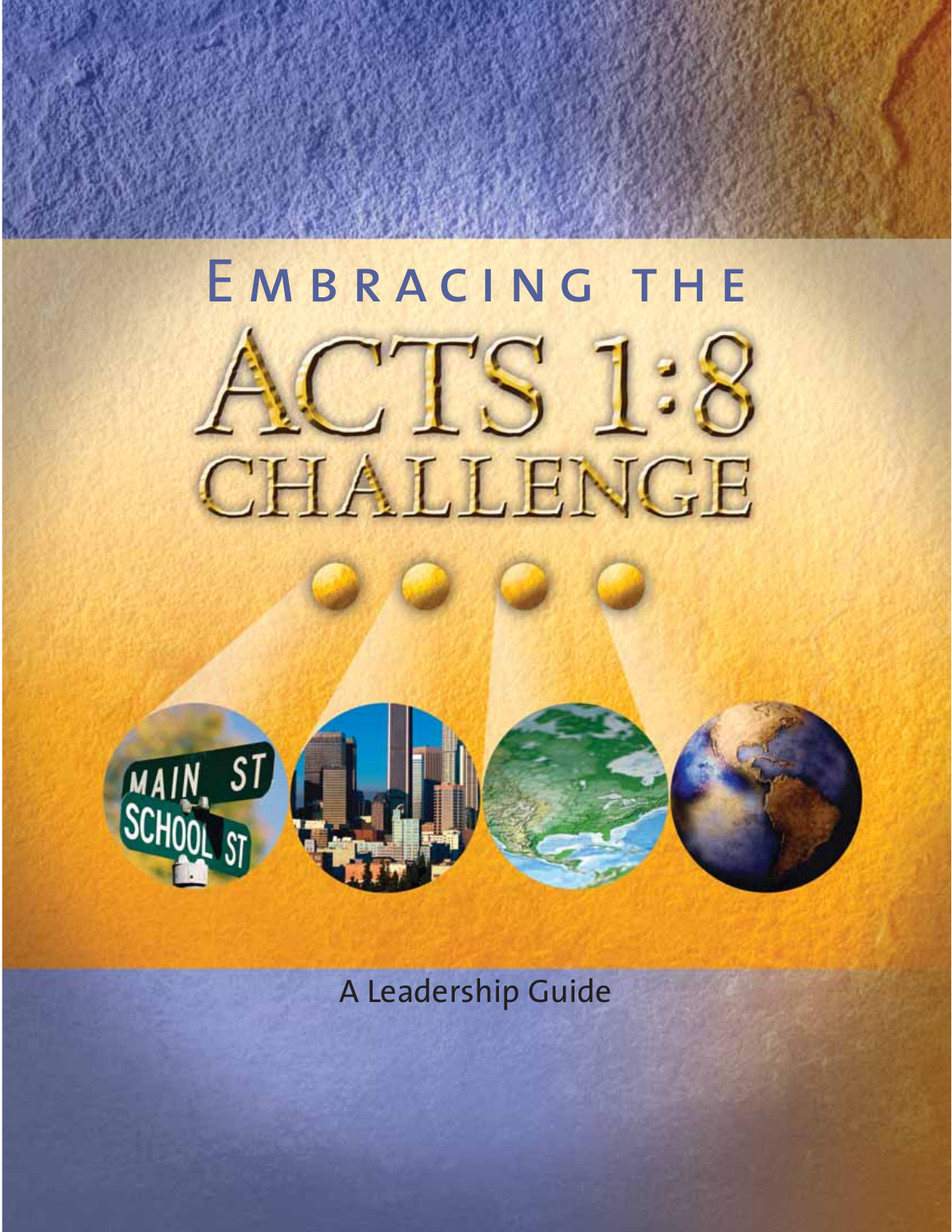# Embracing the

# Acts 1:8 Challenge

A Leadership Guide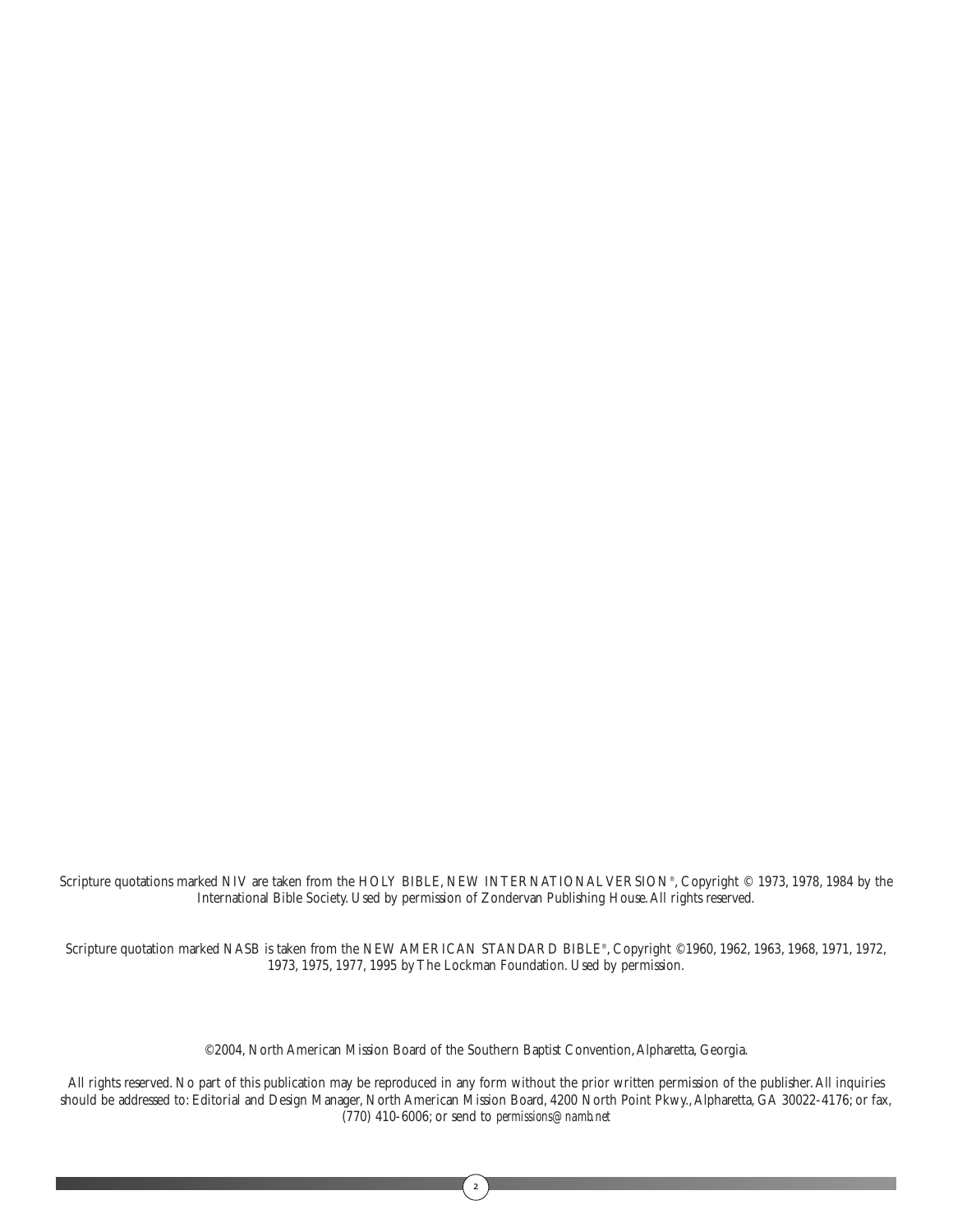Scripture quotations marked NIV are taken from the HOLY BIBLE, NEW INTERNATIONAL VERSION®, Copyright © 1973, 1978, 1984 by the International Bible Society. Used by permission of Zondervan Publishing House. All rights reserved.

Scripture quotation marked NASB is taken from the NEW AMERICAN STANDARD BIBLE®, Copyright ©1960, 1962, 1963, 1968, 1971, 1972, 1973, 1975, 1977, 1995 by The Lockman Foundation. Used by permission.

©2004, North American Mission Board of the Southern Baptist Convention, Alpharetta, Georgia.

All rights reserved. No part of this publication may be reproduced in any form without the prior written permission of the publisher. All inquiries should be addressed to: Editorial and Design Manager, North American Mission Board, 4200 North Point Pkwy., Alpharetta, GA 30022-4176; or fax, (770) 410-6006; or send to *permissions@namb.net*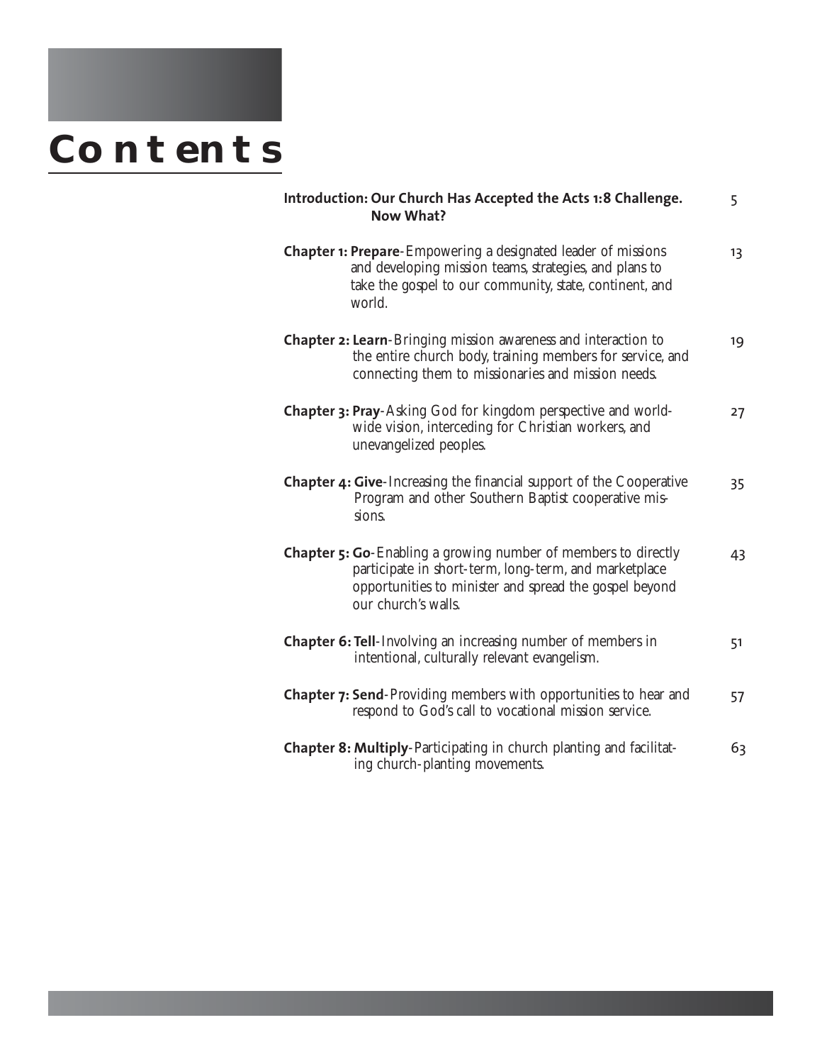# Contents

| | |
|---|---|
| **Introduction: Our Church Has Accepted the Acts 1:8 Challenge. Now What?** | 5 |
| **Chapter 1: Prepare**-Empowering a designated leader of missions and developing mission teams, strategies, and plans to take the gospel to our community, state, continent, and world. | 13 |
| **Chapter 2: Learn**-Bringing mission awareness and interaction to the entire church body, training members for service, and connecting them to missionaries and mission needs. | 19 |
| **Chapter 3: Pray**-Asking God for kingdom perspective and worldwide vision, interceding for Christian workers, and unevangelized peoples. | 27 |
| **Chapter 4: Give**-Increasing the financial support of the Cooperative Program and other Southern Baptist cooperative missions. | 35 |
| **Chapter 5: Go**-Enabling a growing number of members to directly participate in short-term, long-term, and marketplace opportunities to minister and spread the gospel beyond our church's walls. | 43 |
| **Chapter 6: Tell**-Involving an increasing number of members in intentional, culturally relevant evangelism. | 51 |
| **Chapter 7: Send**-Providing members with opportunities to hear and respond to God's call to vocational mission service. | 57 |
| **Chapter 8: Multiply**-Participating in church planting and facilitating church-planting movements. | 63 |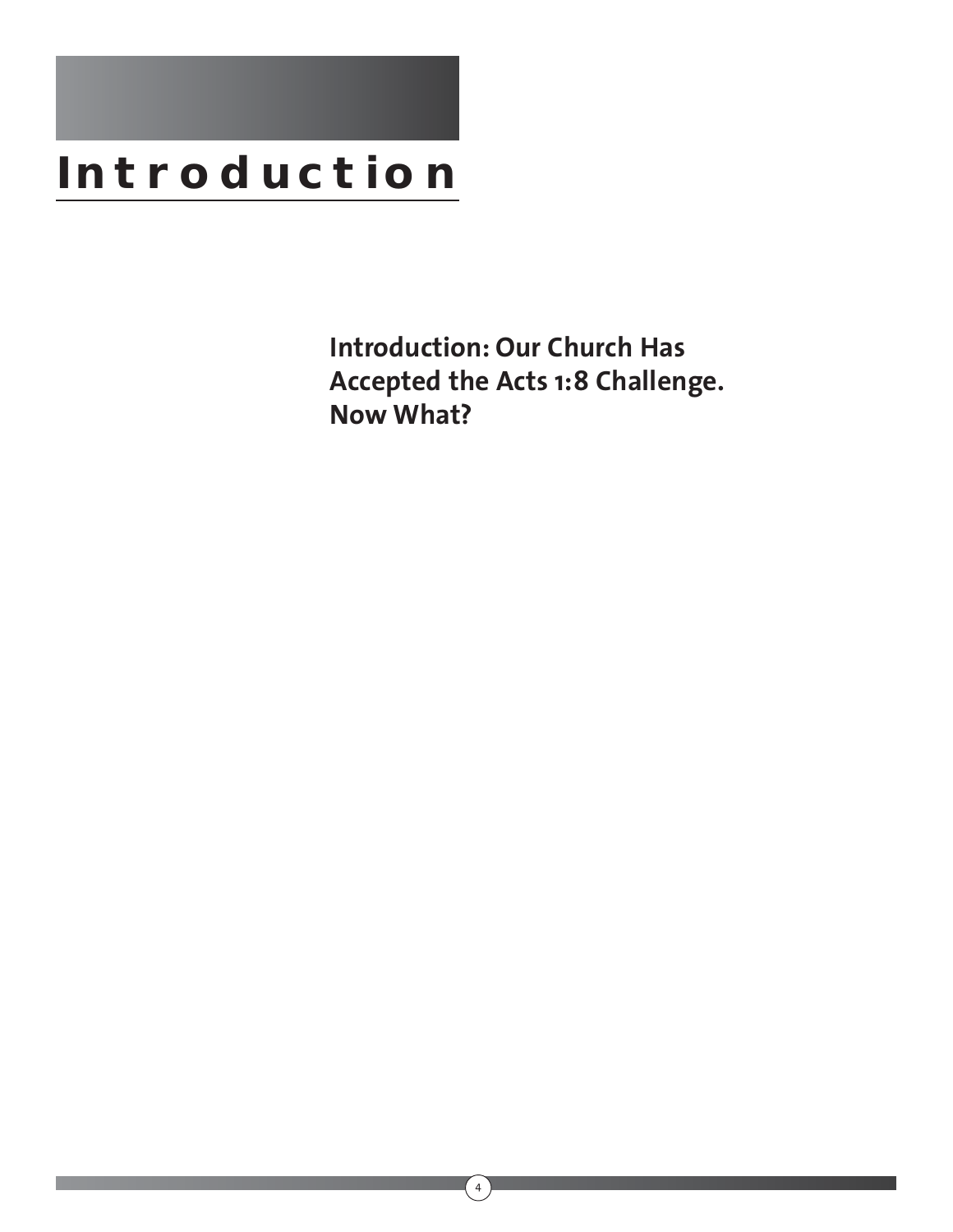# Introduction

## Introduction: Our Church Has Accepted the Acts 1:8 Challenge. Now What?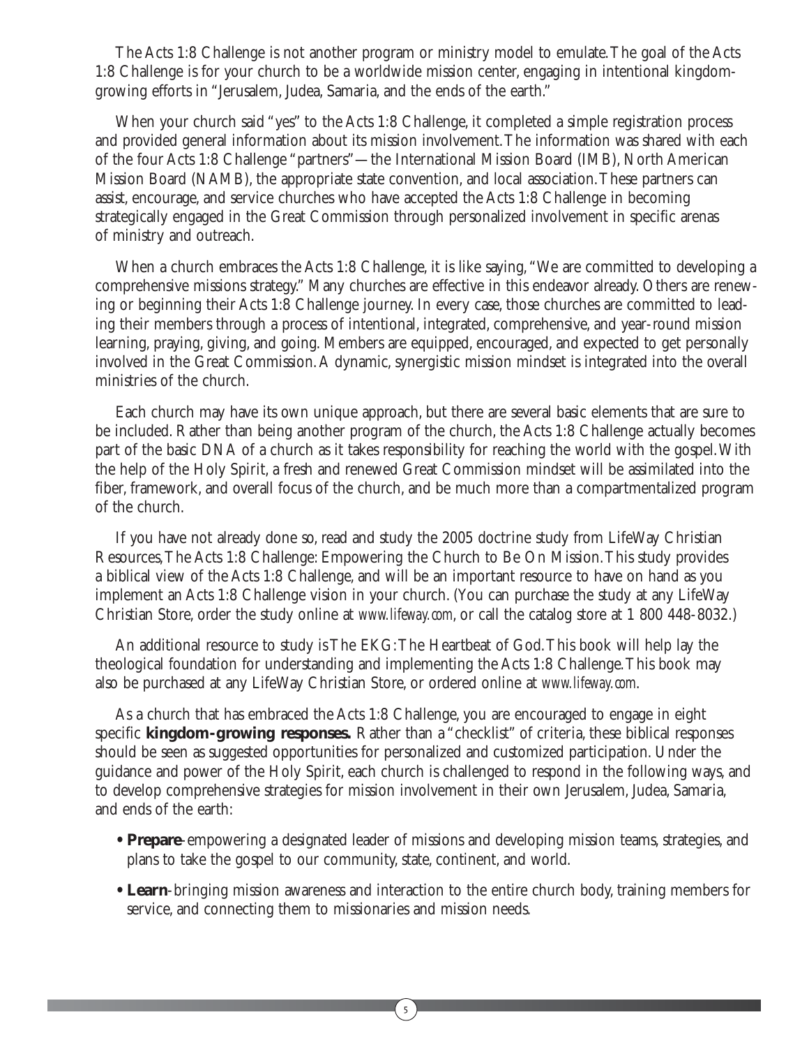The Acts 1:8 Challenge is not another program or ministry model to emulate. The goal of the Acts 1:8 Challenge is for your church to be a worldwide mission center, engaging in intentional kingdom-growing efforts in "Jerusalem, Judea, Samaria, and the ends of the earth."

When your church said "yes" to the Acts 1:8 Challenge, it completed a simple registration process and provided general information about its mission involvement. The information was shared with each of the four Acts 1:8 Challenge "partners"—the International Mission Board (IMB), North American Mission Board (NAMB), the appropriate state convention, and local association. These partners can assist, encourage, and service churches who have accepted the Acts 1:8 Challenge in becoming strategically engaged in the Great Commission through personalized involvement in specific arenas of ministry and outreach.

When a church embraces the Acts 1:8 Challenge, it is like saying, "We are committed to developing a comprehensive missions strategy." Many churches are effective in this endeavor already. Others are renewing or beginning their Acts 1:8 Challenge journey. In every case, those churches are committed to leading their members through a process of intentional, integrated, comprehensive, and year-round mission learning, praying, giving, and going. Members are equipped, encouraged, and expected to get personally involved in the Great Commission. A dynamic, synergistic mission mindset is integrated into the overall ministries of the church.

Each church may have its own unique approach, but there are several basic elements that are sure to be included. Rather than being another program of the church, the Acts 1:8 Challenge actually becomes part of the basic DNA of a church as it takes responsibility for reaching the world with the gospel. With the help of the Holy Spirit, a fresh and renewed Great Commission mindset will be assimilated into the fiber, framework, and overall focus of the church, and be much more than a compartmentalized program of the church.

If you have not already done so, read and study the 2005 doctrine study from LifeWay Christian Resources, The Acts 1:8 Challenge: Empowering the Church to Be On Mission. This study provides a biblical view of the Acts 1:8 Challenge, and will be an important resource to have on hand as you implement an Acts 1:8 Challenge vision in your church. (You can purchase the study at any LifeWay Christian Store, order the study online at *www.lifeway.com*, or call the catalog store at 1 800 448-8032.)

An additional resource to study is The EKG: The Heartbeat of God. This book will help lay the theological foundation for understanding and implementing the Acts 1:8 Challenge. This book may also be purchased at any LifeWay Christian Store, or ordered online at *www.lifeway.com*.

As a church that has embraced the Acts 1:8 Challenge, you are encouraged to engage in eight specific **kingdom-growing responses.** Rather than a "checklist" of criteria, these biblical responses should be seen as suggested opportunities for personalized and customized participation. Under the guidance and power of the Holy Spirit, each church is challenged to respond in the following ways, and to develop comprehensive strategies for mission involvement in their own Jerusalem, Judea, Samaria, and ends of the earth:

- **Prepare**-empowering a designated leader of missions and developing mission teams, strategies, and plans to take the gospel to our community, state, continent, and world.
- **Learn**-bringing mission awareness and interaction to the entire church body, training members for service, and connecting them to missionaries and mission needs.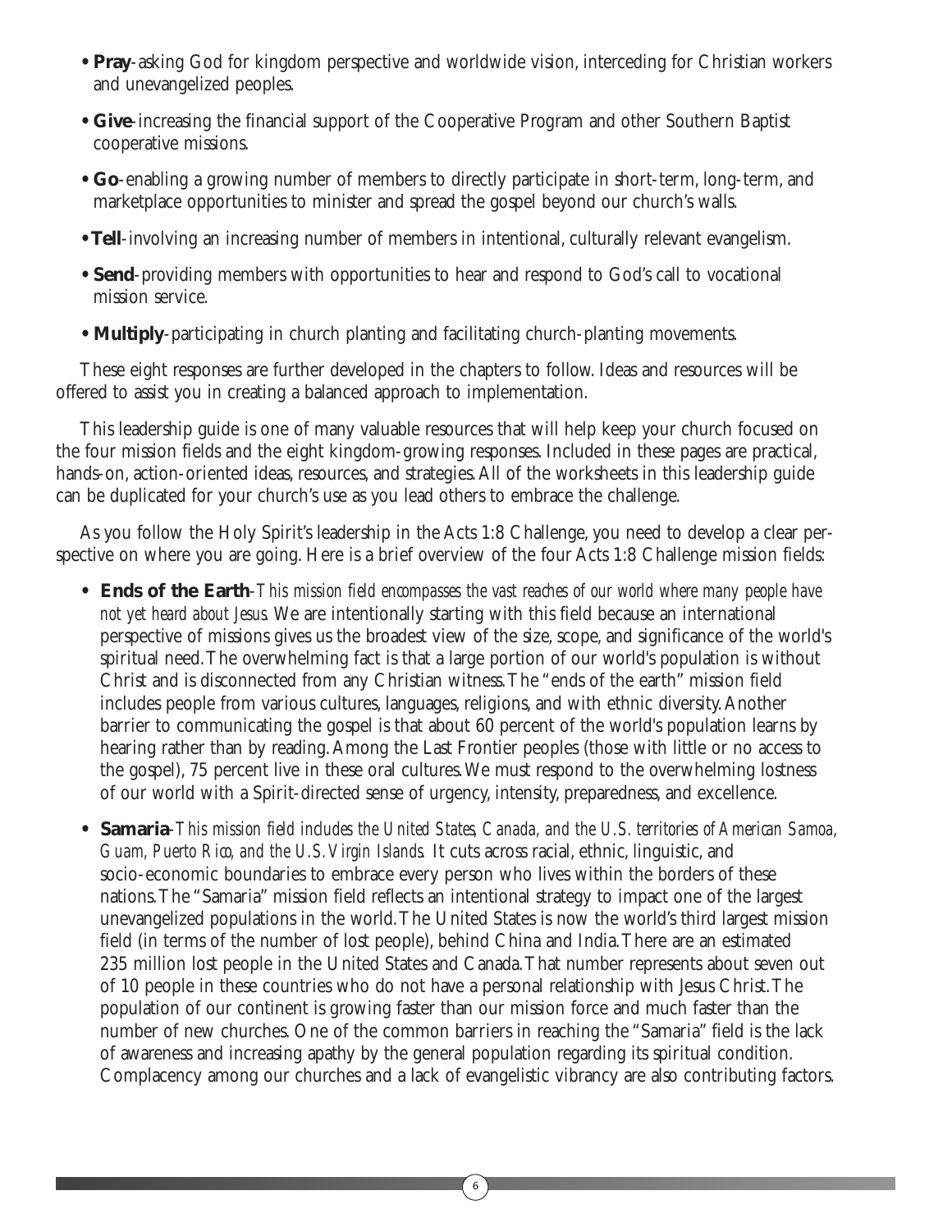- **Pray**-asking God for kingdom perspective and worldwide vision, interceding for Christian workers and unevangelized peoples.
- **Give**-increasing the financial support of the Cooperative Program and other Southern Baptist cooperative missions.
- **Go**-enabling a growing number of members to directly participate in short-term, long-term, and marketplace opportunities to minister and spread the gospel beyond our church's walls.
- **Tell**-involving an increasing number of members in intentional, culturally relevant evangelism.
- **Send**-providing members with opportunities to hear and respond to God's call to vocational mission service.
- **Multiply**-participating in church planting and facilitating church-planting movements.

These eight responses are further developed in the chapters to follow. Ideas and resources will be offered to assist you in creating a balanced approach to implementation.

This leadership guide is one of many valuable resources that will help keep your church focused on the four mission fields and the eight kingdom-growing responses. Included in these pages are practical, hands-on, action-oriented ideas, resources, and strategies. All of the worksheets in this leadership guide can be duplicated for your church's use as you lead others to embrace the challenge.

As you follow the Holy Spirit's leadership in the Acts 1:8 Challenge, you need to develop a clear perspective on where you are going. Here is a brief overview of the four Acts 1:8 Challenge mission fields:

- **Ends of the Earth**-*This mission field encompasses the vast reaches of our world where many people have not yet heard about Jesus.* We are intentionally starting with this field because an international perspective of missions gives us the broadest view of the size, scope, and significance of the world's spiritual need. The overwhelming fact is that a large portion of our world's population is without Christ and is disconnected from any Christian witness. The "ends of the earth" mission field includes people from various cultures, languages, religions, and with ethnic diversity. Another barrier to communicating the gospel is that about 60 percent of the world's population learns by hearing rather than by reading. Among the Last Frontier peoples (those with little or no access to the gospel), 75 percent live in these oral cultures. We must respond to the overwhelming lostness of our world with a Spirit-directed sense of urgency, intensity, preparedness, and excellence.
- **Samaria**-*This mission field includes the United States, Canada, and the U.S. territories of American Samoa, Guam, Puerto Rico, and the U.S. Virgin Islands.* It cuts across racial, ethnic, linguistic, and socio-economic boundaries to embrace every person who lives within the borders of these nations. The "Samaria" mission field reflects an intentional strategy to impact one of the largest unevangelized populations in the world. The United States is now the world's third largest mission field (in terms of the number of lost people), behind China and India. There are an estimated 235 million lost people in the United States and Canada. That number represents about seven out of 10 people in these countries who do not have a personal relationship with Jesus Christ. The population of our continent is growing faster than our mission force and much faster than the number of new churches. One of the common barriers in reaching the "Samaria" field is the lack of awareness and increasing apathy by the general population regarding its spiritual condition. Complacency among our churches and a lack of evangelistic vibrancy are also contributing factors.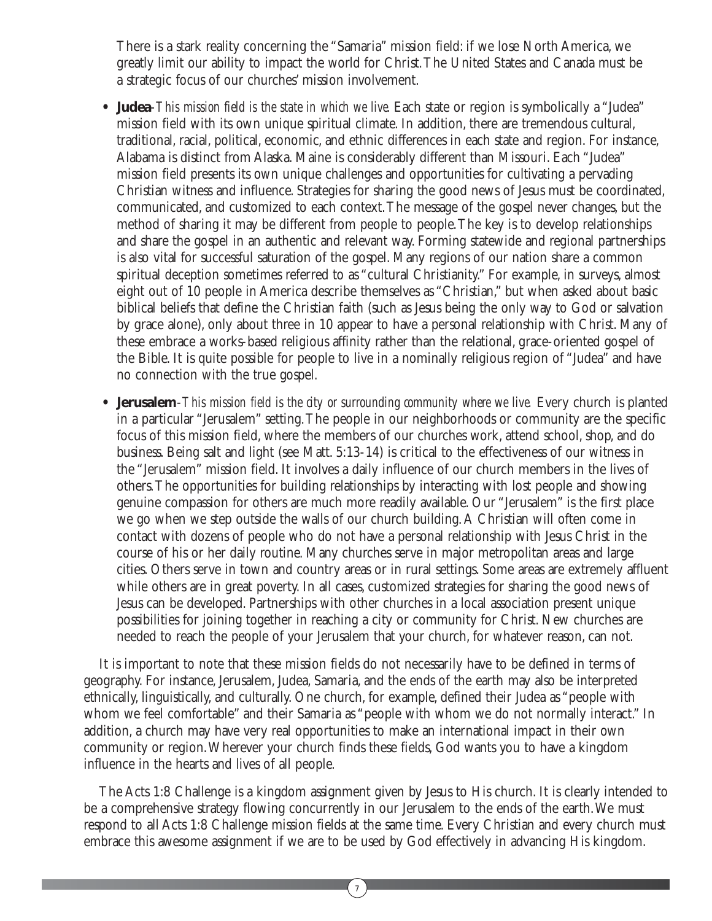There is a stark reality concerning the "Samaria" mission field: if we lose North America, we greatly limit our ability to impact the world for Christ. The United States and Canada must be a strategic focus of our churches' mission involvement.

- **Judea**-*This mission field is the state in which we live.* Each state or region is symbolically a "Judea" mission field with its own unique spiritual climate. In addition, there are tremendous cultural, traditional, racial, political, economic, and ethnic differences in each state and region. For instance, Alabama is distinct from Alaska. Maine is considerably different than Missouri. Each "Judea" mission field presents its own unique challenges and opportunities for cultivating a pervading Christian witness and influence. Strategies for sharing the good news of Jesus must be coordinated, communicated, and customized to each context. The message of the gospel never changes, but the method of sharing it may be different from people to people. The key is to develop relationships and share the gospel in an authentic and relevant way. Forming statewide and regional partnerships is also vital for successful saturation of the gospel. Many regions of our nation share a common spiritual deception sometimes referred to as "cultural Christianity." For example, in surveys, almost eight out of 10 people in America describe themselves as "Christian," but when asked about basic biblical beliefs that define the Christian faith (such as Jesus being the only way to God or salvation by grace alone), only about three in 10 appear to have a personal relationship with Christ. Many of these embrace a works-based religious affinity rather than the relational, grace-oriented gospel of the Bible. It is quite possible for people to live in a nominally religious region of "Judea" and have no connection with the true gospel.

- **Jerusalem**-*This mission field is the city or surrounding community where we live.* Every church is planted in a particular "Jerusalem" setting. The people in our neighborhoods or community are the specific focus of this mission field, where the members of our churches work, attend school, shop, and do business. Being salt and light (see Matt. 5:13-14) is critical to the effectiveness of our witness in the "Jerusalem" mission field. It involves a daily influence of our church members in the lives of others. The opportunities for building relationships by interacting with lost people and showing genuine compassion for others are much more readily available. Our "Jerusalem" is the first place we go when we step outside the walls of our church building. A Christian will often come in contact with dozens of people who do not have a personal relationship with Jesus Christ in the course of his or her daily routine. Many churches serve in major metropolitan areas and large cities. Others serve in town and country areas or in rural settings. Some areas are extremely affluent while others are in great poverty. In all cases, customized strategies for sharing the good news of Jesus can be developed. Partnerships with other churches in a local association present unique possibilities for joining together in reaching a city or community for Christ. New churches are needed to reach the people of your Jerusalem that your church, for whatever reason, can not.

It is important to note that these mission fields do not necessarily have to be defined in terms of geography. For instance, Jerusalem, Judea, Samaria, and the ends of the earth may also be interpreted ethnically, linguistically, and culturally. One church, for example, defined their Judea as "people with whom we feel comfortable" and their Samaria as "people with whom we do not normally interact." In addition, a church may have very real opportunities to make an international impact in their own community or region. Wherever your church finds these fields, God wants you to have a kingdom influence in the hearts and lives of all people.

The Acts 1:8 Challenge is a kingdom assignment given by Jesus to His church. It is clearly intended to be a comprehensive strategy flowing concurrently in our Jerusalem to the ends of the earth. We must respond to all Acts 1:8 Challenge mission fields at the same time. Every Christian and every church must embrace this awesome assignment if we are to be used by God effectively in advancing His kingdom.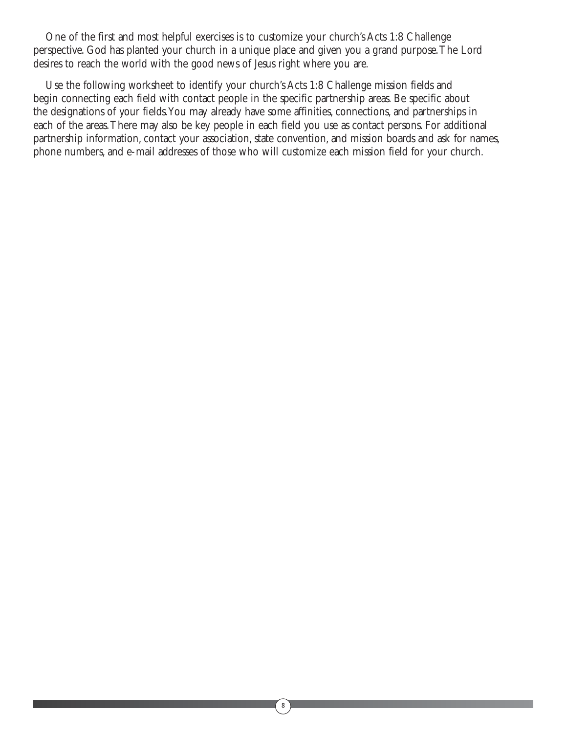One of the first and most helpful exercises is to customize your church's Acts 1:8 Challenge perspective. God has planted your church in a unique place and given you a grand purpose. The Lord desires to reach the world with the good news of Jesus right where you are.

Use the following worksheet to identify your church's Acts 1:8 Challenge mission fields and begin connecting each field with contact people in the specific partnership areas. Be specific about the designations of your fields. You may already have some affinities, connections, and partnerships in each of the areas. There may also be key people in each field you use as contact persons. For additional partnership information, contact your association, state convention, and mission boards and ask for names, phone numbers, and e-mail addresses of those who will customize each mission field for your church.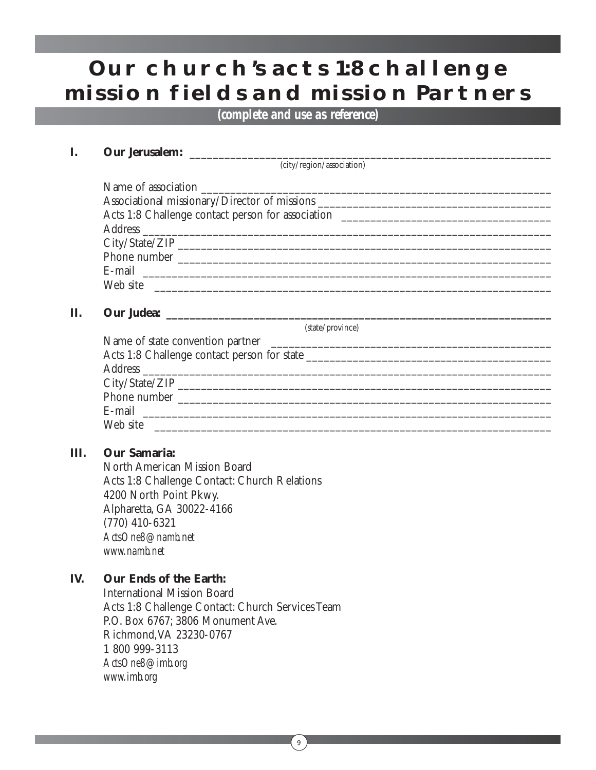# Our church's acts 1:8 challenge mission fields and mission Partners

***(complete and use as reference)***

**I. Our Jerusalem:** ______________________________________________
(city/region/association)

Name of association ______________________________________________
Associational missionary/Director of missions ______________________________
Acts 1:8 Challenge contact person for association ___________________________
Address ______________________________________________
City/State/ZIP ______________________________________________
Phone number ______________________________________________
E-mail ______________________________________________
Web site ______________________________________________

**II. Our Judea:** ______________________________________________
(state/province)

Name of state convention partner ___________________________________
Acts 1:8 Challenge contact person for state ______________________________
Address ______________________________________________
City/State/ZIP ______________________________________________
Phone number ______________________________________________
E-mail ______________________________________________
Web site ______________________________________________

**III. Our Samaria:**

North American Mission Board
Acts 1:8 Challenge Contact: Church Relations
4200 North Point Pkwy.
Alpharetta, GA 30022-4166
(770) 410-6321
*ActsOne8@namb.net*
*www.namb.net*

**IV. Our Ends of the Earth:**

International Mission Board
Acts 1:8 Challenge Contact: Church Services Team
P.O. Box 6767; 3806 Monument Ave.
Richmond, VA 23230-0767
1 800 999-3113
*ActsOne8@imb.org*
*www.imb.org*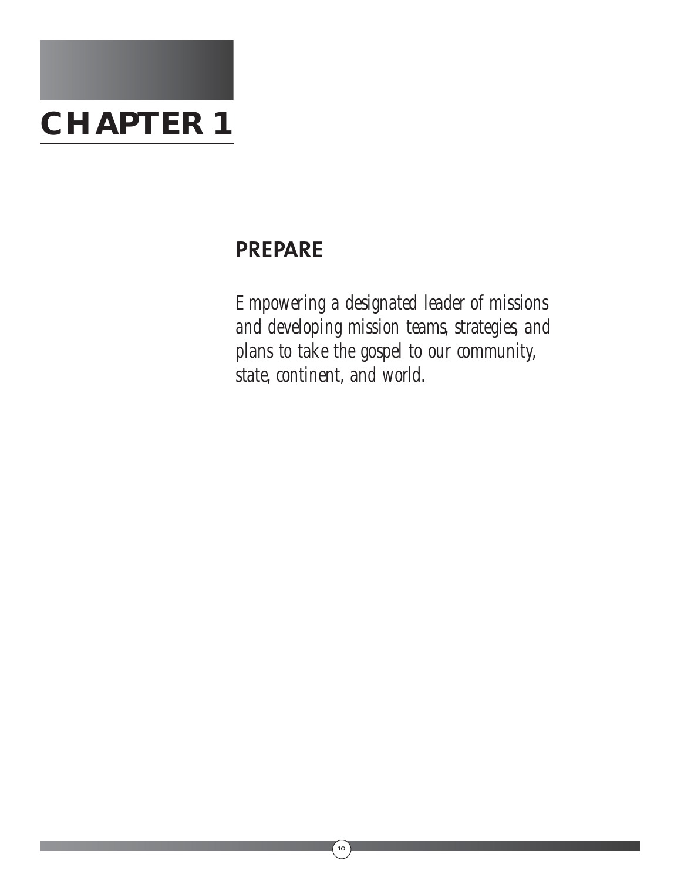# CHAPTER 1

## PREPARE

*Empowering a designated leader of missions and developing mission teams, strategies, and plans to take the gospel to our community, state, continent, and world.*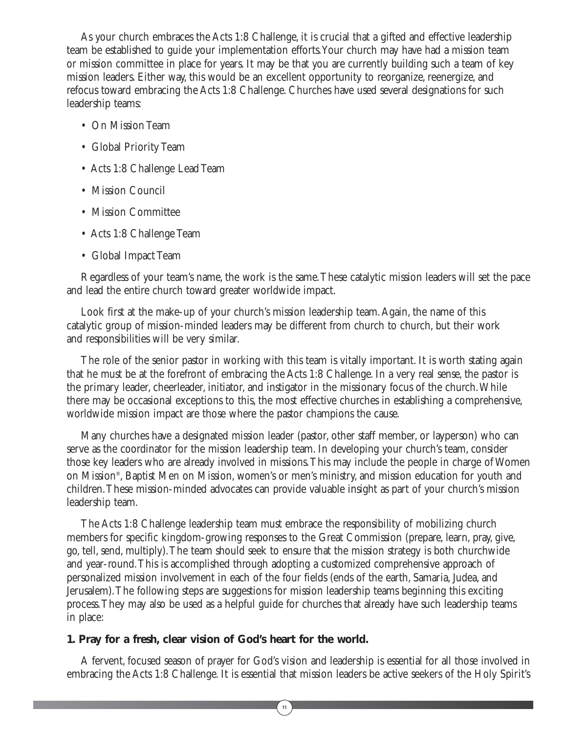As your church embraces the Acts 1:8 Challenge, it is crucial that a gifted and effective leadership team be established to guide your implementation efforts. Your church may have had a mission team or mission committee in place for years. It may be that you are currently building such a team of key mission leaders. Either way, this would be an excellent opportunity to reorganize, reenergize, and refocus toward embracing the Acts 1:8 Challenge. Churches have used several designations for such leadership teams:

- On Mission Team
- Global Priority Team
- Acts 1:8 Challenge Lead Team
- Mission Council
- Mission Committee
- Acts 1:8 Challenge Team
- Global Impact Team

Regardless of your team's name, the work is the same. These catalytic mission leaders will set the pace and lead the entire church toward greater worldwide impact.

Look first at the make-up of your church's mission leadership team. Again, the name of this catalytic group of mission-minded leaders may be different from church to church, but their work and responsibilities will be very similar.

The role of the senior pastor in working with this team is vitally important. It is worth stating again that he must be at the forefront of embracing the Acts 1:8 Challenge. In a very real sense, the pastor is the primary leader, cheerleader, initiator, and instigator in the missionary focus of the church. While there may be occasional exceptions to this, the most effective churches in establishing a comprehensive, worldwide mission impact are those where the pastor champions the cause.

Many churches have a designated mission leader (pastor, other staff member, or layperson) who can serve as the coordinator for the mission leadership team. In developing your church's team, consider those key leaders who are already involved in missions. This may include the people in charge of Women on Mission®, Baptist Men on Mission, women's or men's ministry, and mission education for youth and children. These mission-minded advocates can provide valuable insight as part of your church's mission leadership team.

The Acts 1:8 Challenge leadership team must embrace the responsibility of mobilizing church members for specific kingdom-growing responses to the Great Commission (prepare, learn, pray, give, go, tell, send, multiply). The team should seek to ensure that the mission strategy is both churchwide and year-round. This is accomplished through adopting a customized comprehensive approach of personalized mission involvement in each of the four fields (ends of the earth, Samaria, Judea, and Jerusalem). The following steps are suggestions for mission leadership teams beginning this exciting process. They may also be used as a helpful guide for churches that already have such leadership teams in place:

**1. Pray for a fresh, clear vision of God's heart for the world.**

A fervent, focused season of prayer for God's vision and leadership is essential for all those involved in embracing the Acts 1:8 Challenge. It is essential that mission leaders be active seekers of the Holy Spirit's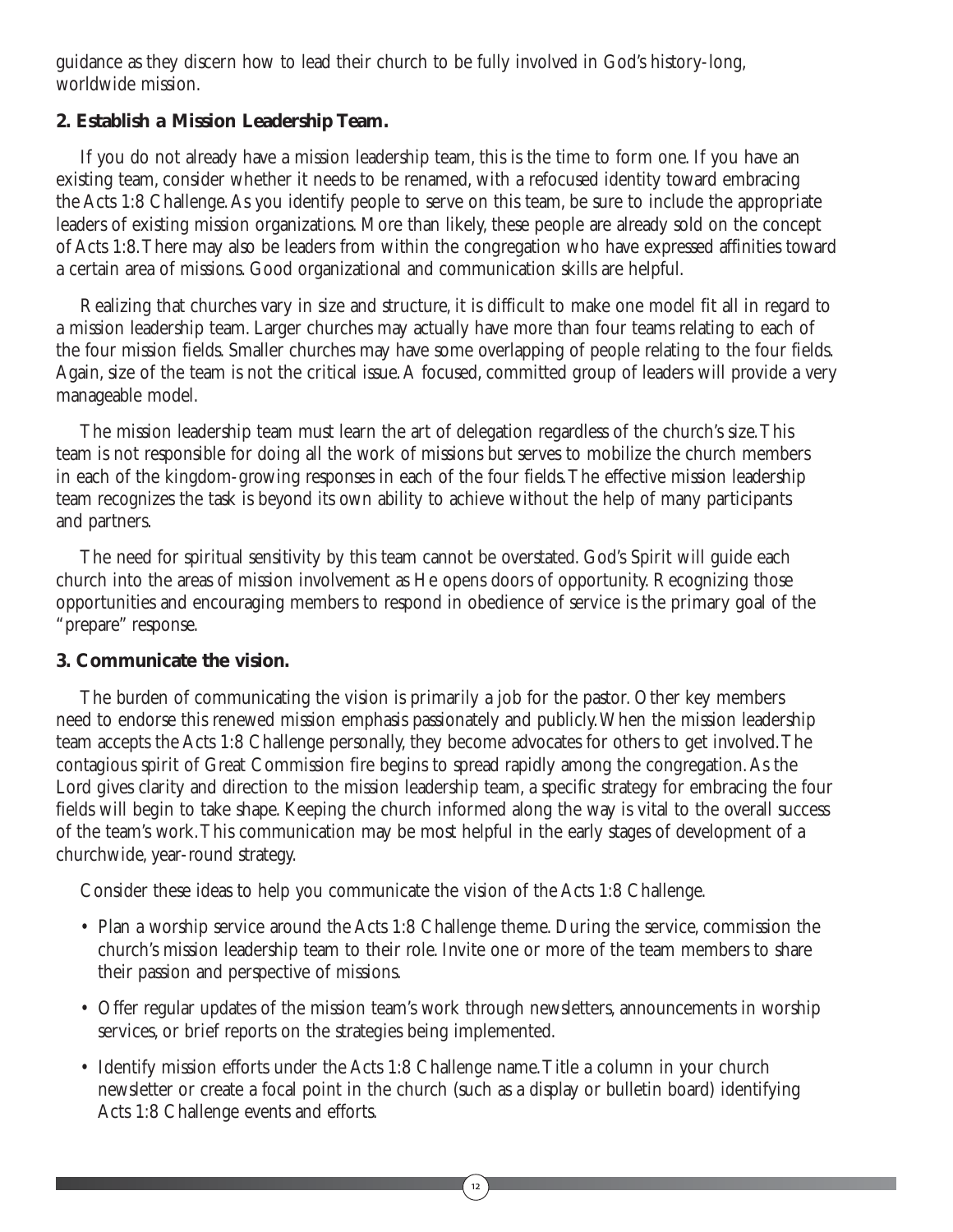guidance as they discern how to lead their church to be fully involved in God's history-long, worldwide mission.

**2. Establish a Mission Leadership Team.**

If you do not already have a mission leadership team, this is the time to form one. If you have an existing team, consider whether it needs to be renamed, with a refocused identity toward embracing the Acts 1:8 Challenge. As you identify people to serve on this team, be sure to include the appropriate leaders of existing mission organizations. More than likely, these people are already sold on the concept of Acts 1:8. There may also be leaders from within the congregation who have expressed affinities toward a certain area of missions. Good organizational and communication skills are helpful.

Realizing that churches vary in size and structure, it is difficult to make one model fit all in regard to a mission leadership team. Larger churches may actually have more than four teams relating to each of the four mission fields. Smaller churches may have some overlapping of people relating to the four fields. Again, size of the team is not the critical issue. A focused, committed group of leaders will provide a very manageable model.

The mission leadership team must learn the art of delegation regardless of the church's size. This team is not responsible for doing all the work of missions but serves to mobilize the church members in each of the kingdom-growing responses in each of the four fields. The effective mission leadership team recognizes the task is beyond its own ability to achieve without the help of many participants and partners.

The need for spiritual sensitivity by this team cannot be overstated. God's Spirit will guide each church into the areas of mission involvement as He opens doors of opportunity. Recognizing those opportunities and encouraging members to respond in obedience of service is the primary goal of the "prepare" response.

**3. Communicate the vision.**

The burden of communicating the vision is primarily a job for the pastor. Other key members need to endorse this renewed mission emphasis passionately and publicly. When the mission leadership team accepts the Acts 1:8 Challenge personally, they become advocates for others to get involved. The contagious spirit of Great Commission fire begins to spread rapidly among the congregation. As the Lord gives clarity and direction to the mission leadership team, a specific strategy for embracing the four fields will begin to take shape. Keeping the church informed along the way is vital to the overall success of the team's work. This communication may be most helpful in the early stages of development of a churchwide, year-round strategy.

Consider these ideas to help you communicate the vision of the Acts 1:8 Challenge.

- Plan a worship service around the Acts 1:8 Challenge theme. During the service, commission the church's mission leadership team to their role. Invite one or more of the team members to share their passion and perspective of missions.
- Offer regular updates of the mission team's work through newsletters, announcements in worship services, or brief reports on the strategies being implemented.
- Identify mission efforts under the Acts 1:8 Challenge name. Title a column in your church newsletter or create a focal point in the church (such as a display or bulletin board) identifying Acts 1:8 Challenge events and efforts.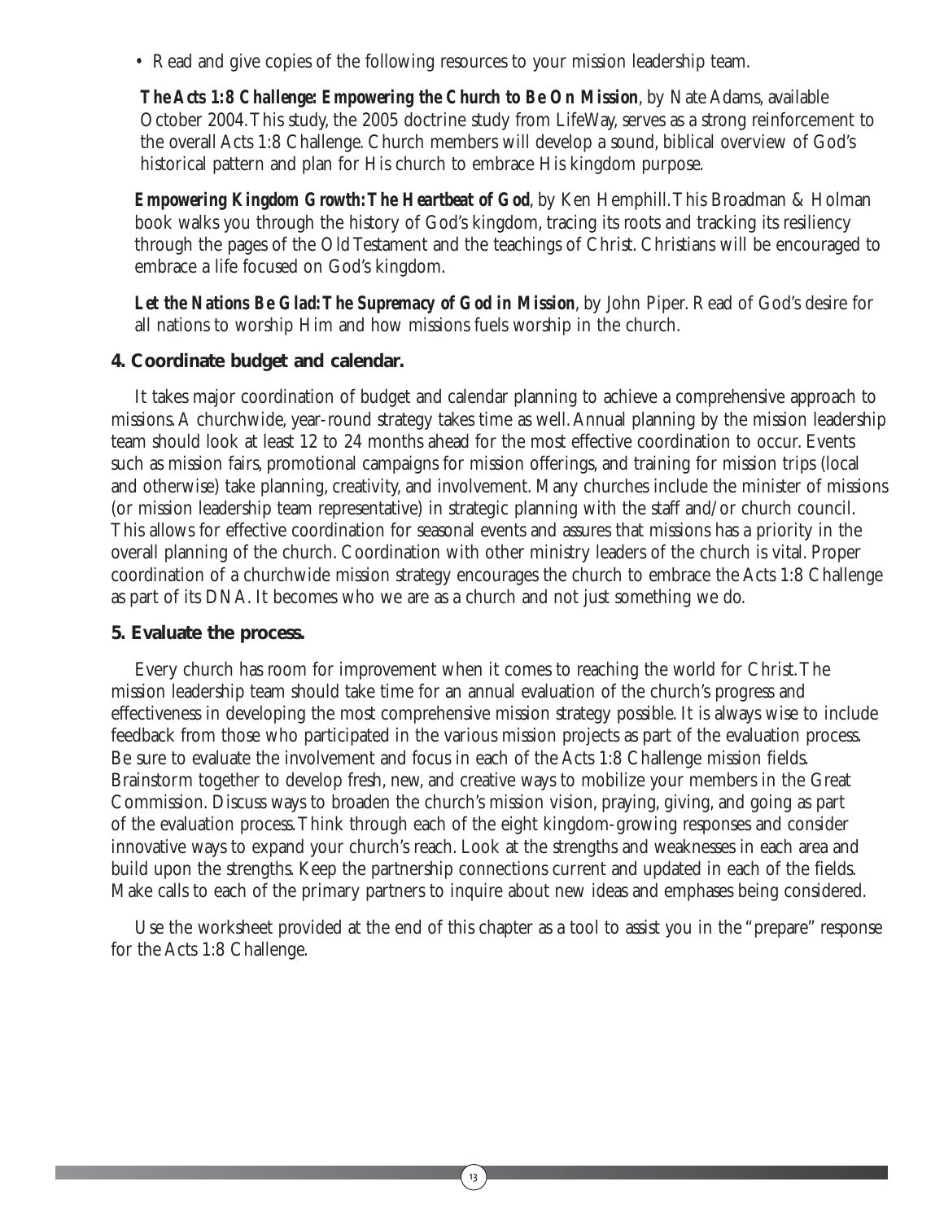- Read and give copies of the following resources to your mission leadership team.

  ***The Acts 1:8 Challenge: Empowering the Church to Be On Mission***, by Nate Adams, available October 2004. This study, the 2005 doctrine study from LifeWay, serves as a strong reinforcement to the overall Acts 1:8 Challenge. Church members will develop a sound, biblical overview of God's historical pattern and plan for His church to embrace His kingdom purpose.

  ***Empowering Kingdom Growth: The Heartbeat of God***, by Ken Hemphill. This Broadman & Holman book walks you through the history of God's kingdom, tracing its roots and tracking its resiliency through the pages of the Old Testament and the teachings of Christ. Christians will be encouraged to embrace a life focused on God's kingdom.

  ***Let the Nations Be Glad: The Supremacy of God in Mission***, by John Piper. Read of God's desire for all nations to worship Him and how missions fuels worship in the church.

### 4. Coordinate budget and calendar.

It takes major coordination of budget and calendar planning to achieve a comprehensive approach to missions. A churchwide, year-round strategy takes time as well. Annual planning by the mission leadership team should look at least 12 to 24 months ahead for the most effective coordination to occur. Events such as mission fairs, promotional campaigns for mission offerings, and training for mission trips (local and otherwise) take planning, creativity, and involvement. Many churches include the minister of missions (or mission leadership team representative) in strategic planning with the staff and/or church council. This allows for effective coordination for seasonal events and assures that missions has a priority in the overall planning of the church. Coordination with other ministry leaders of the church is vital. Proper coordination of a churchwide mission strategy encourages the church to embrace the Acts 1:8 Challenge as part of its DNA. It becomes who we are as a church and not just something we do.

### 5. Evaluate the process.

Every church has room for improvement when it comes to reaching the world for Christ. The mission leadership team should take time for an annual evaluation of the church's progress and effectiveness in developing the most comprehensive mission strategy possible. It is always wise to include feedback from those who participated in the various mission projects as part of the evaluation process. Be sure to evaluate the involvement and focus in each of the Acts 1:8 Challenge mission fields. Brainstorm together to develop fresh, new, and creative ways to mobilize your members in the Great Commission. Discuss ways to broaden the church's mission vision, praying, giving, and going as part of the evaluation process. Think through each of the eight kingdom-growing responses and consider innovative ways to expand your church's reach. Look at the strengths and weaknesses in each area and build upon the strengths. Keep the partnership connections current and updated in each of the fields. Make calls to each of the primary partners to inquire about new ideas and emphases being considered.

Use the worksheet provided at the end of this chapter as a tool to assist you in the "prepare" response for the Acts 1:8 Challenge.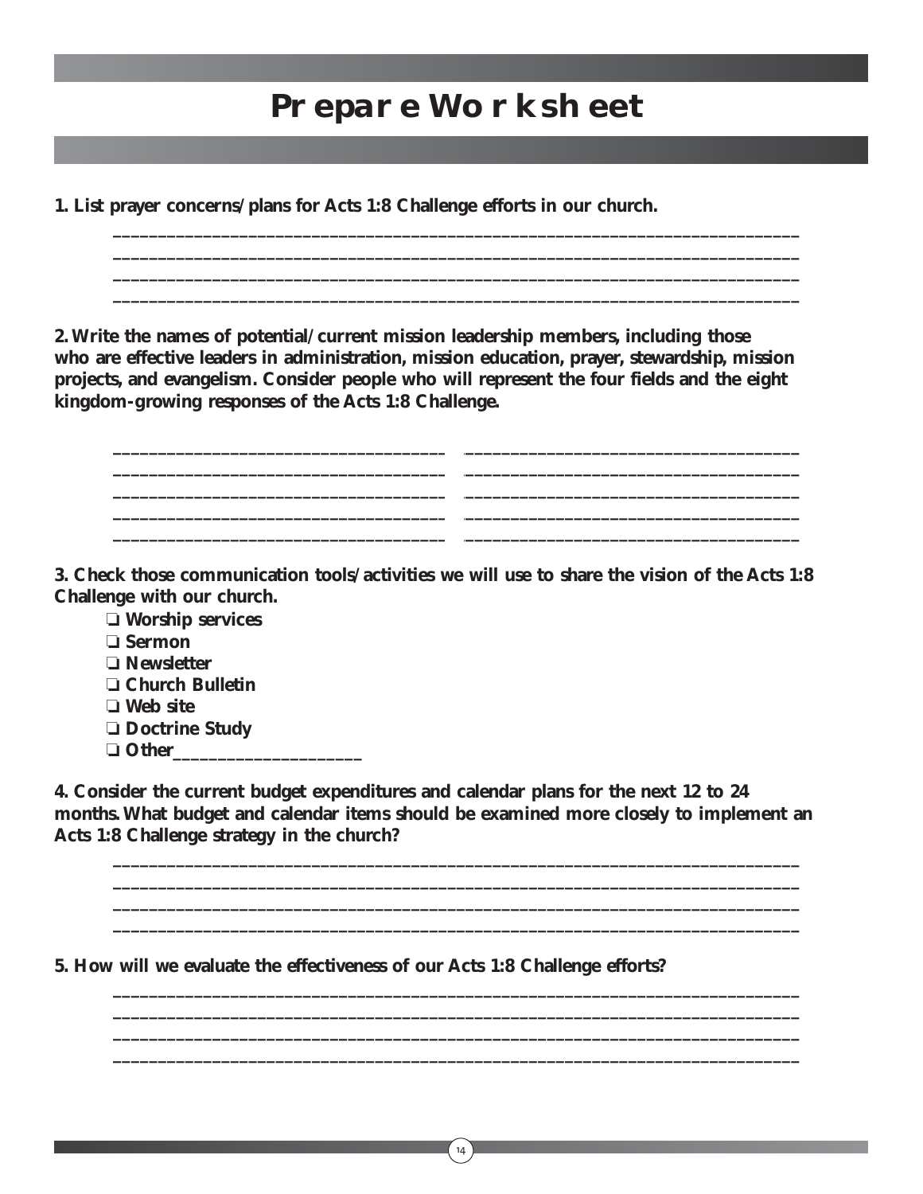# Prepare Worksheet

**1. List prayer concerns/plans for Acts 1:8 Challenge efforts in our church.**

_______________________________________________________________________________
_______________________________________________________________________________
_______________________________________________________________________________
_______________________________________________________________________________

**2. Write the names of potential/current mission leadership members, including those who are effective leaders in administration, mission education, prayer, stewardship, mission projects, and evangelism. Consider people who will represent the four fields and the eight kingdom-growing responses of the Acts 1:8 Challenge.**

____________________________________ ____________________________________
____________________________________ ____________________________________
____________________________________ ____________________________________
____________________________________ ____________________________________
____________________________________ ____________________________________

**3. Check those communication tools/activities we will use to share the vision of the Acts 1:8 Challenge with our church.**

- ❑ Worship services
- ❑ Sermon
- ❑ Newsletter
- ❑ Church Bulletin
- ❑ Web site
- ❑ Doctrine Study
- ❑ Other____________________

**4. Consider the current budget expenditures and calendar plans for the next 12 to 24 months. What budget and calendar items should be examined more closely to implement an Acts 1:8 Challenge strategy in the church?**

_______________________________________________________________________________
_______________________________________________________________________________
_______________________________________________________________________________
_______________________________________________________________________________

**5. How will we evaluate the effectiveness of our Acts 1:8 Challenge efforts?**

_______________________________________________________________________________
_______________________________________________________________________________
_______________________________________________________________________________
_______________________________________________________________________________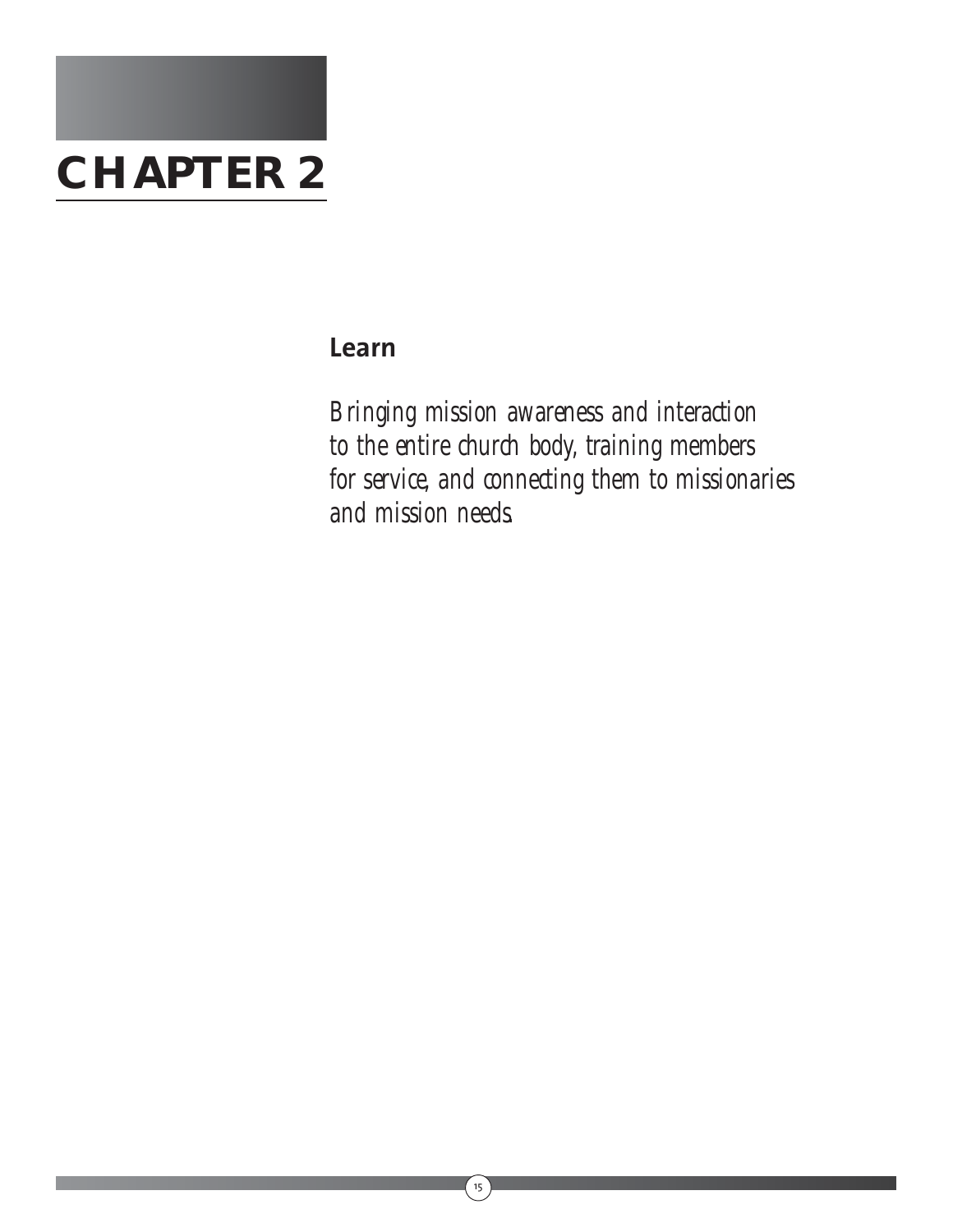# CHAPTER 2

## Learn

*Bringing mission awareness and interaction to the entire church body, training members for service, and connecting them to missionaries and mission needs.*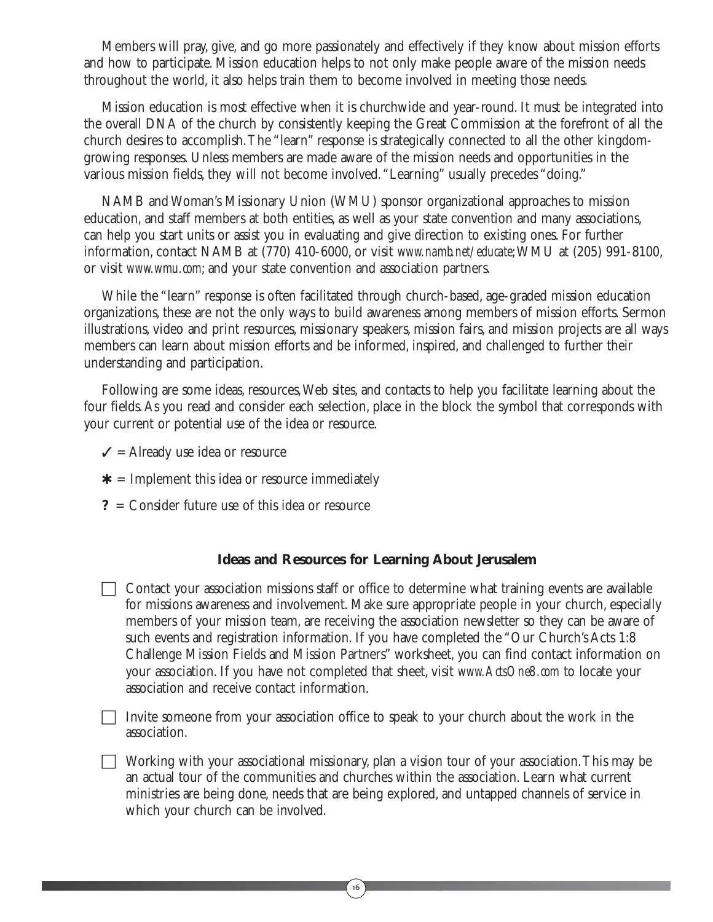Members will pray, give, and go more passionately and effectively if they know about mission efforts and how to participate. Mission education helps to not only make people aware of the mission needs throughout the world, it also helps train them to become involved in meeting those needs.

Mission education is most effective when it is churchwide and year-round. It must be integrated into the overall DNA of the church by consistently keeping the Great Commission at the forefront of all the church desires to accomplish. The "learn" response is strategically connected to all the other kingdom-growing responses. Unless members are made aware of the mission needs and opportunities in the various mission fields, they will not become involved. "Learning" usually precedes "doing."

NAMB and Woman's Missionary Union (WMU) sponsor organizational approaches to mission education, and staff members at both entities, as well as your state convention and many associations, can help you start units or assist you in evaluating and give direction to existing ones. For further information, contact NAMB at (770) 410-6000, or visit *www.namb.net/educate*; WMU at (205) 991-8100, or visit *www.wmu.com*; and your state convention and association partners.

While the "learn" response is often facilitated through church-based, age-graded mission education organizations, these are not the only ways to build awareness among members of mission efforts. Sermon illustrations, video and print resources, missionary speakers, mission fairs, and mission projects are all ways members can learn about mission efforts and be informed, inspired, and challenged to further their understanding and participation.

Following are some ideas, resources, Web sites, and contacts to help you facilitate learning about the four fields. As you read and consider each selection, place in the block the symbol that corresponds with your current or potential use of the idea or resource.

- ✓ = Already use idea or resource
- ✱ = Implement this idea or resource immediately
- **?** = Consider future use of this idea or resource

### Ideas and Resources for Learning About Jerusalem

- ☐ Contact your association missions staff or office to determine what training events are available for missions awareness and involvement. Make sure appropriate people in your church, especially members of your mission team, are receiving the association newsletter so they can be aware of such events and registration information. If you have completed the "Our Church's Acts 1:8 Challenge Mission Fields and Mission Partners" worksheet, you can find contact information on your association. If you have not completed that sheet, visit *www.ActsOne8.com* to locate your association and receive contact information.

- ☐ Invite someone from your association office to speak to your church about the work in the association.

- ☐ Working with your associational missionary, plan a vision tour of your association. This may be an actual tour of the communities and churches within the association. Learn what current ministries are being done, needs that are being explored, and untapped channels of service in which your church can be involved.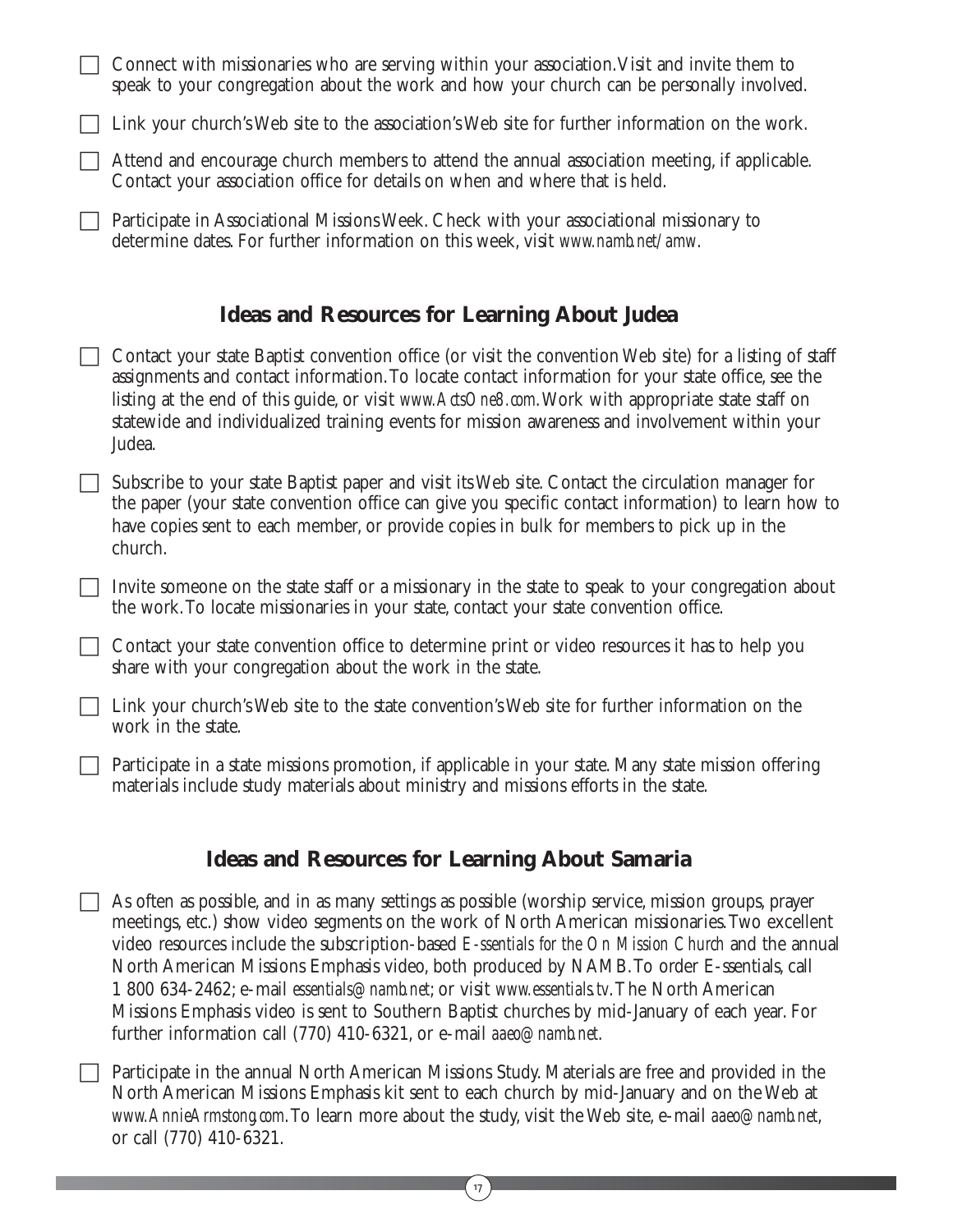- [ ] Connect with missionaries who are serving within your association. Visit and invite them to speak to your congregation about the work and how your church can be personally involved.
- [ ] Link your church's Web site to the association's Web site for further information on the work.
- [ ] Attend and encourage church members to attend the annual association meeting, if applicable. Contact your association office for details on when and where that is held.
- [ ] Participate in Associational Missions Week. Check with your associational missionary to determine dates. For further information on this week, visit *www.namb.net/amw*.

## Ideas and Resources for Learning About Judea

- [ ] Contact your state Baptist convention office (or visit the convention Web site) for a listing of staff assignments and contact information. To locate contact information for your state office, see the listing at the end of this guide, or visit *www.ActsOne8.com*. Work with appropriate state staff on statewide and individualized training events for mission awareness and involvement within your Judea.
- [ ] Subscribe to your state Baptist paper and visit its Web site. Contact the circulation manager for the paper (your state convention office can give you specific contact information) to learn how to have copies sent to each member, or provide copies in bulk for members to pick up in the church.
- [ ] Invite someone on the state staff or a missionary in the state to speak to your congregation about the work. To locate missionaries in your state, contact your state convention office.
- [ ] Contact your state convention office to determine print or video resources it has to help you share with your congregation about the work in the state.
- [ ] Link your church's Web site to the state convention's Web site for further information on the work in the state.
- [ ] Participate in a state missions promotion, if applicable in your state. Many state mission offering materials include study materials about ministry and missions efforts in the state.

## Ideas and Resources for Learning About Samaria

- [ ] As often as possible, and in as many settings as possible (worship service, mission groups, prayer meetings, etc.) show video segments on the work of North American missionaries. Two excellent video resources include the subscription-based *E-ssentials for the On Mission Church* and the annual North American Missions Emphasis video, both produced by NAMB. To order E-ssentials, call 1 800 634-2462; e-mail *essentials@namb.net*; or visit *www.essentials.tv*. The North American Missions Emphasis video is sent to Southern Baptist churches by mid-January of each year. For further information call (770) 410-6321, or e-mail *aaeo@namb.net*.
- [ ] Participate in the annual North American Missions Study. Materials are free and provided in the North American Missions Emphasis kit sent to each church by mid-January and on the Web at *www.AnnieArmstong.com*. To learn more about the study, visit the Web site, e-mail *aaeo@namb.net*, or call (770) 410-6321.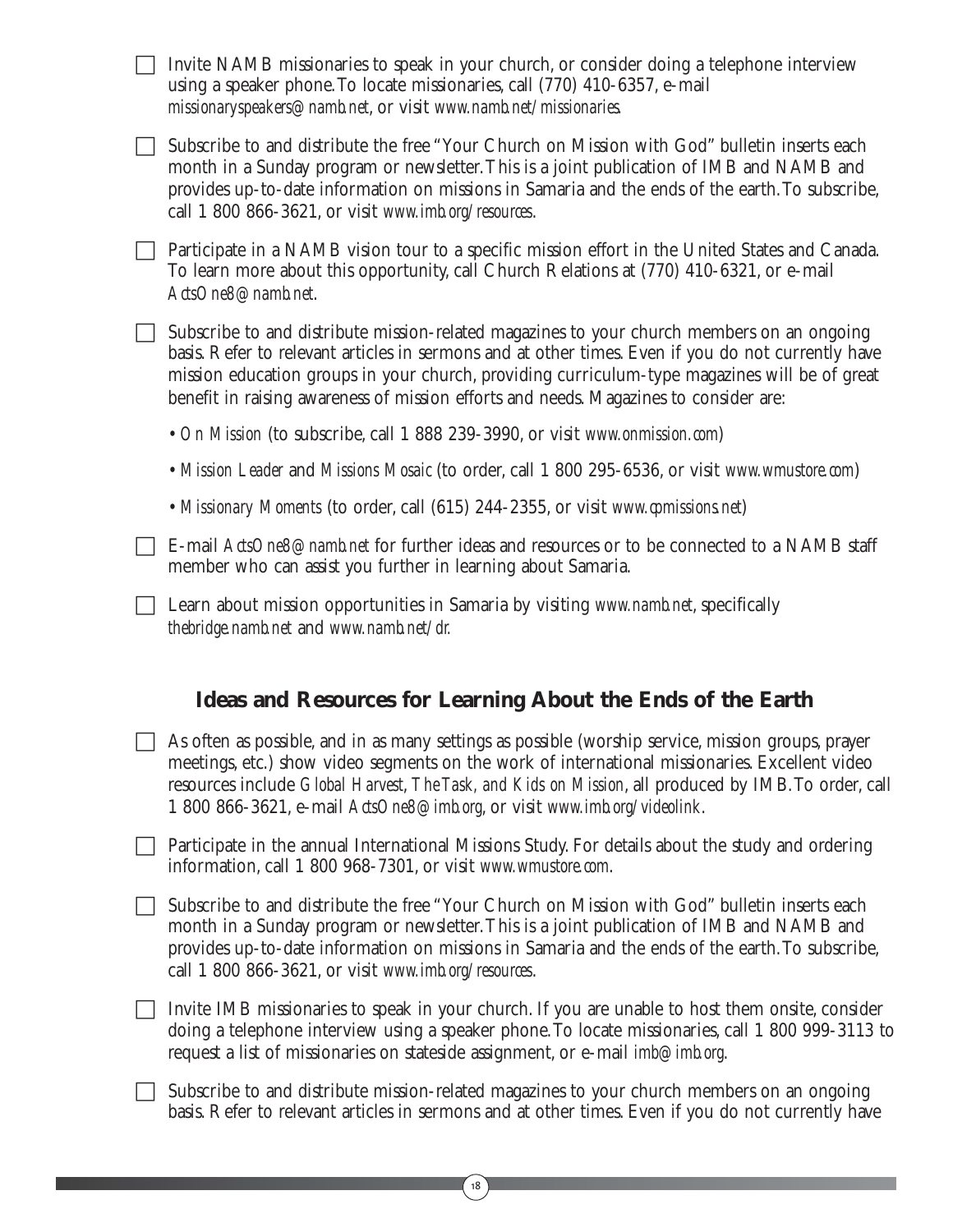- [ ] Invite NAMB missionaries to speak in your church, or consider doing a telephone interview using a speaker phone. To locate missionaries, call (770) 410-6357, e-mail *missionaryspeakers@namb.net*, or visit *www.namb.net/missionaries*.

- [ ] Subscribe to and distribute the free "Your Church on Mission with God" bulletin inserts each month in a Sunday program or newsletter. This is a joint publication of IMB and NAMB and provides up-to-date information on missions in Samaria and the ends of the earth. To subscribe, call 1 800 866-3621, or visit *www.imb.org/resources*.

- [ ] Participate in a NAMB vision tour to a specific mission effort in the United States and Canada. To learn more about this opportunity, call Church Relations at (770) 410-6321, or e-mail *ActsOne8@namb.net*.

- [ ] Subscribe to and distribute mission-related magazines to your church members on an ongoing basis. Refer to relevant articles in sermons and at other times. Even if you do not currently have mission education groups in your church, providing curriculum-type magazines will be of great benefit in raising awareness of mission efforts and needs. Magazines to consider are:

  - *On Mission* (to subscribe, call 1 888 239-3990, or visit *www.onmission.com*)
  - *Mission Leader* and *Missions Mosaic* (to order, call 1 800 295-6536, or visit *www.wmustore.com*)
  - *Missionary Moments* (to order, call (615) 244-2355, or visit *www.cpmissions.net*)

- [ ] E-mail *ActsOne8@namb.net* for further ideas and resources or to be connected to a NAMB staff member who can assist you further in learning about Samaria.

- [ ] Learn about mission opportunities in Samaria by visiting *www.namb.net*, specifically *thebridge.namb.net* and *www.namb.net/dr*.

## Ideas and Resources for Learning About the Ends of the Earth

- [ ] As often as possible, and in as many settings as possible (worship service, mission groups, prayer meetings, etc.) show video segments on the work of international missionaries. Excellent video resources include *Global Harvest*, *The Task, and Kids on Mission*, all produced by IMB. To order, call 1 800 866-3621, e-mail *ActsOne8@imb.org*, or visit *www.imb.org/videolink*.

- [ ] Participate in the annual International Missions Study. For details about the study and ordering information, call 1 800 968-7301, or visit *www.wmustore.com*.

- [ ] Subscribe to and distribute the free "Your Church on Mission with God" bulletin inserts each month in a Sunday program or newsletter. This is a joint publication of IMB and NAMB and provides up-to-date information on missions in Samaria and the ends of the earth. To subscribe, call 1 800 866-3621, or visit *www.imb.org/resources*.

- [ ] Invite IMB missionaries to speak in your church. If you are unable to host them onsite, consider doing a telephone interview using a speaker phone. To locate missionaries, call 1 800 999-3113 to request a list of missionaries on stateside assignment, or e-mail *imb@imb.org*.

- [ ] Subscribe to and distribute mission-related magazines to your church members on an ongoing basis. Refer to relevant articles in sermons and at other times. Even if you do not currently have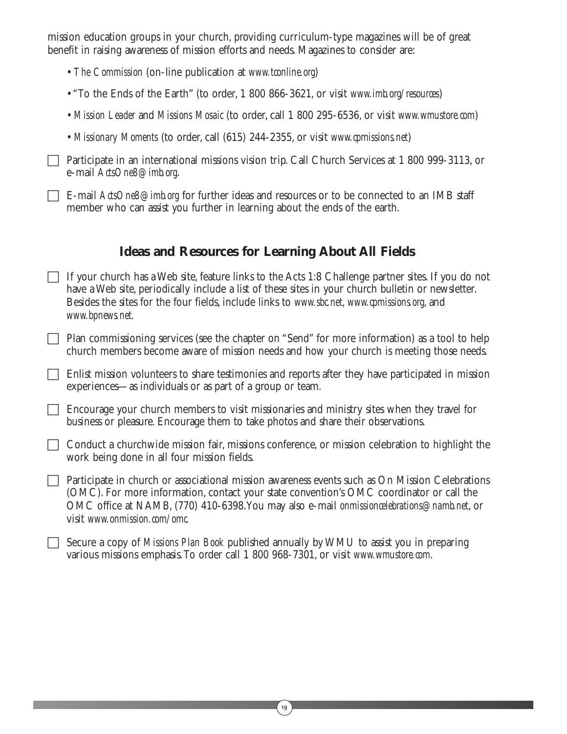mission education groups in your church, providing curriculum-type magazines will be of great benefit in raising awareness of mission efforts and needs. Magazines to consider are:

- *The Commission* (on-line publication at *www.tconline.org*)
- "To the Ends of the Earth" (to order, 1 800 866-3621, or visit *www.imb.org/resources*)
- *Mission Leader* and *Missions Mosaic* (to order, call 1 800 295-6536, or visit *www.wmustore.com*)
- *Missionary Moments* (to order, call (615) 244-2355, or visit *www.cpmissions.net*)

☐ Participate in an international missions vision trip. Call Church Services at 1 800 999-3113, or e-mail *ActsOne8@imb.org*.

☐ E-mail *ActsOne8@imb.org* for further ideas and resources or to be connected to an IMB staff member who can assist you further in learning about the ends of the earth.

## Ideas and Resources for Learning About All Fields

☐ If your church has a Web site, feature links to the Acts 1:8 Challenge partner sites. If you do not have a Web site, periodically include a list of these sites in your church bulletin or newsletter. Besides the sites for the four fields, include links to *www.sbc.net*, *www.cpmissions.org*, and *www.bpnews.net.*

☐ Plan commissioning services (see the chapter on "Send" for more information) as a tool to help church members become aware of mission needs and how your church is meeting those needs.

☐ Enlist mission volunteers to share testimonies and reports after they have participated in mission experiences—as individuals or as part of a group or team.

☐ Encourage your church members to visit missionaries and ministry sites when they travel for business or pleasure. Encourage them to take photos and share their observations.

☐ Conduct a churchwide mission fair, missions conference, or mission celebration to highlight the work being done in all four mission fields.

☐ Participate in church or associational mission awareness events such as On Mission Celebrations (OMC). For more information, contact your state convention's OMC coordinator or call the OMC office at NAMB, (770) 410-6398. You may also e-mail *onmissioncelebrations@namb.net*, or visit *www.onmission.com/omc*.

☐ Secure a copy of *Missions Plan Book* published annually by WMU to assist you in preparing various missions emphasis. To order call 1 800 968-7301, or visit *www.wmustore.com*.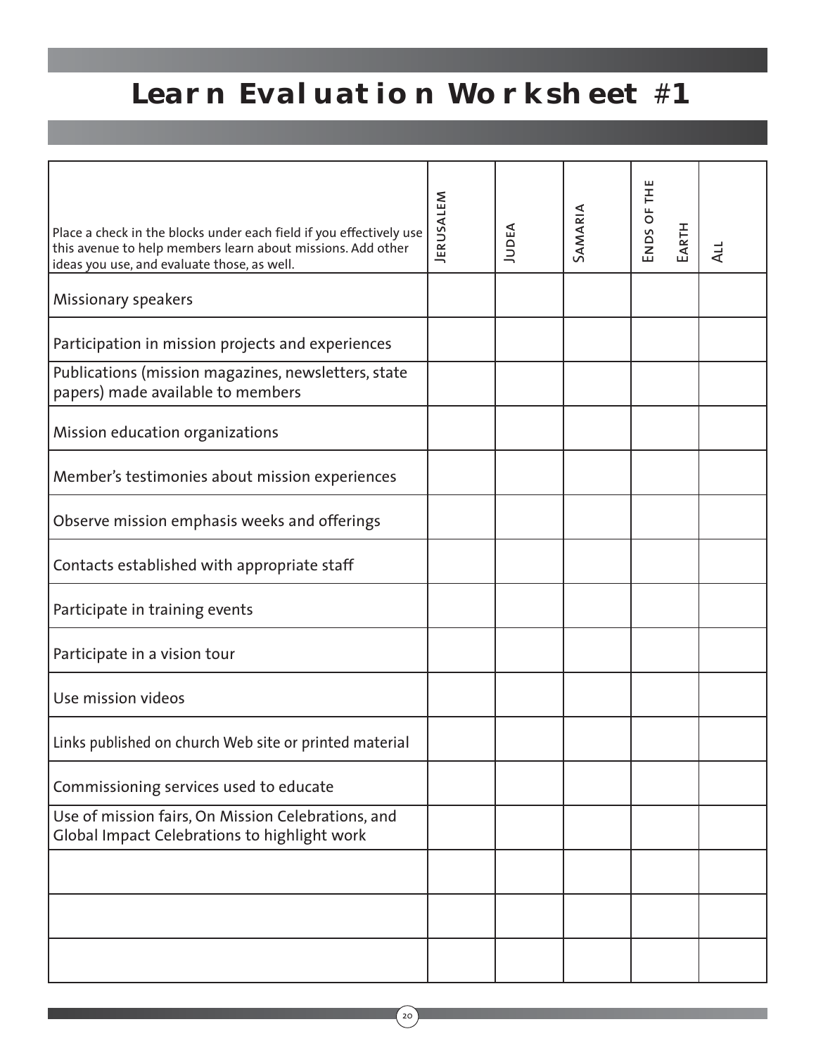# Learn Evaluation Worksheet #1

| Place a check in the blocks under each field if you effectively use this avenue to help members learn about missions. Add other ideas you use, and evaluate those, as well. | Jerusalem | Judea | Samaria | Ends of the Earth | All |
|---|---|---|---|---|---|
| Missionary speakers | | | | | |
| Participation in mission projects and experiences | | | | | |
| Publications (mission magazines, newsletters, state papers) made available to members | | | | | |
| Mission education organizations | | | | | |
| Member's testimonies about mission experiences | | | | | |
| Observe mission emphasis weeks and offerings | | | | | |
| Contacts established with appropriate staff | | | | | |
| Participate in training events | | | | | |
| Participate in a vision tour | | | | | |
| Use mission videos | | | | | |
| Links published on church Web site or printed material | | | | | |
| Commissioning services used to educate | | | | | |
| Use of mission fairs, On Mission Celebrations, and Global Impact Celebrations to highlight work | | | | | |
| | | | | | |
| | | | | | |
| | | | | | |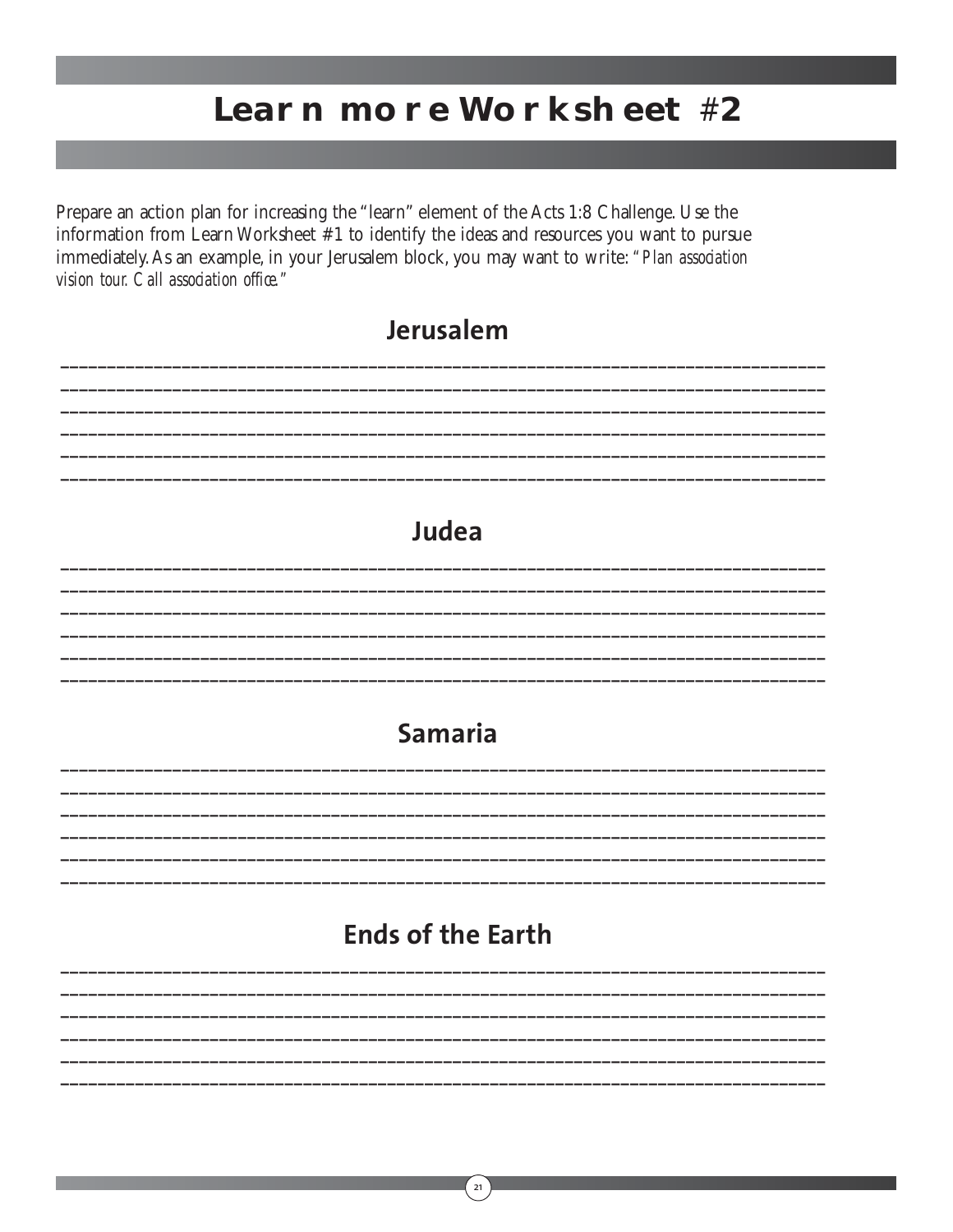# Learn more Worksheet #2

Prepare an action plan for increasing the "learn" element of the Acts 1:8 Challenge. Use the information from Learn Worksheet #1 to identify the ideas and resources you want to pursue immediately. As an example, in your Jerusalem block, you may want to write: *"Plan association vision tour. Call association office."*

## Jerusalem

______________________________________________________________________________

______________________________________________________________________________

______________________________________________________________________________

______________________________________________________________________________

______________________________________________________________________________

______________________________________________________________________________

## Judea

______________________________________________________________________________

______________________________________________________________________________

______________________________________________________________________________

______________________________________________________________________________

______________________________________________________________________________

______________________________________________________________________________

## Samaria

______________________________________________________________________________

______________________________________________________________________________

______________________________________________________________________________

______________________________________________________________________________

______________________________________________________________________________

______________________________________________________________________________

## Ends of the Earth

______________________________________________________________________________

______________________________________________________________________________

______________________________________________________________________________

______________________________________________________________________________

______________________________________________________________________________

______________________________________________________________________________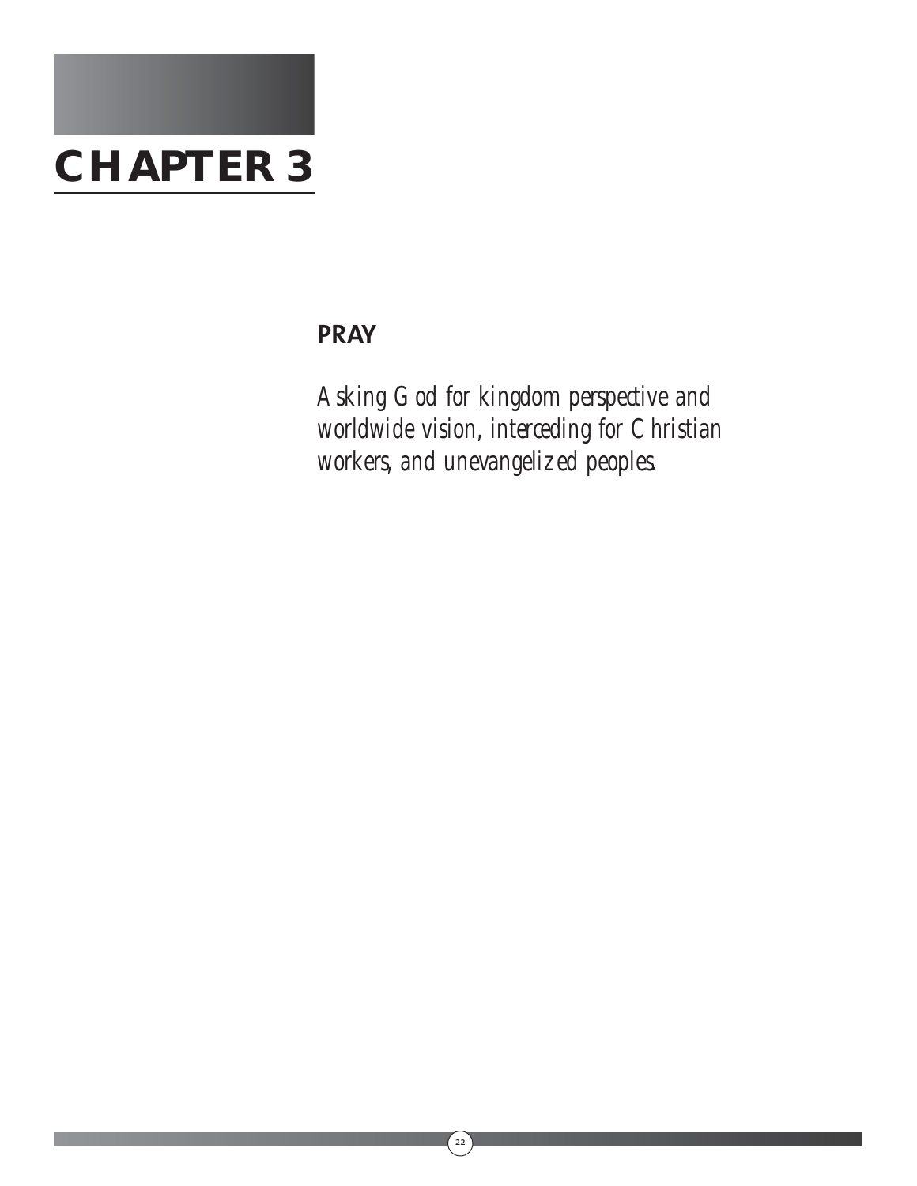# CHAPTER 3

## PRAY

*Asking God for kingdom perspective and worldwide vision, interceding for Christian workers, and unevangelized peoples.*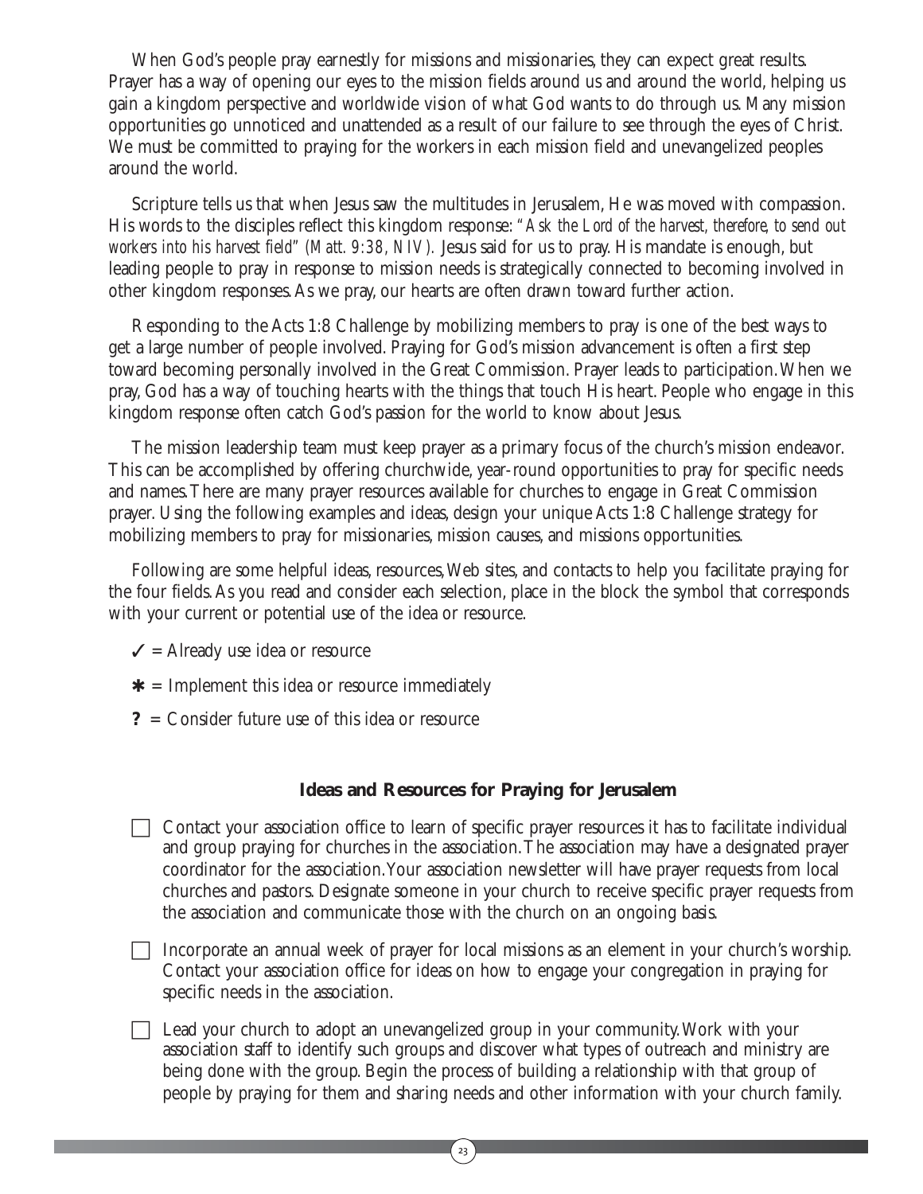When God's people pray earnestly for missions and missionaries, they can expect great results. Prayer has a way of opening our eyes to the mission fields around us and around the world, helping us gain a kingdom perspective and worldwide vision of what God wants to do through us. Many mission opportunities go unnoticed and unattended as a result of our failure to see through the eyes of Christ. We must be committed to praying for the workers in each mission field and unevangelized peoples around the world.

Scripture tells us that when Jesus saw the multitudes in Jerusalem, He was moved with compassion. His words to the disciples reflect this kingdom response: *"Ask the Lord of the harvest, therefore, to send out workers into his harvest field" (Matt. 9:38, NIV).* Jesus said for us to pray. His mandate is enough, but leading people to pray in response to mission needs is strategically connected to becoming involved in other kingdom responses. As we pray, our hearts are often drawn toward further action.

Responding to the Acts 1:8 Challenge by mobilizing members to pray is one of the best ways to get a large number of people involved. Praying for God's mission advancement is often a first step toward becoming personally involved in the Great Commission. Prayer leads to participation. When we pray, God has a way of touching hearts with the things that touch His heart. People who engage in this kingdom response often catch God's passion for the world to know about Jesus.

The mission leadership team must keep prayer as a primary focus of the church's mission endeavor. This can be accomplished by offering churchwide, year-round opportunities to pray for specific needs and names. There are many prayer resources available for churches to engage in Great Commission prayer. Using the following examples and ideas, design your unique Acts 1:8 Challenge strategy for mobilizing members to pray for missionaries, mission causes, and missions opportunities.

Following are some helpful ideas, resources, Web sites, and contacts to help you facilitate praying for the four fields. As you read and consider each selection, place in the block the symbol that corresponds with your current or potential use of the idea or resource.

- ✓ = Already use idea or resource
- ✱ = Implement this idea or resource immediately
- **?** = Consider future use of this idea or resource

### Ideas and Resources for Praying for Jerusalem

- ☐ Contact your association office to learn of specific prayer resources it has to facilitate individual and group praying for churches in the association. The association may have a designated prayer coordinator for the association. Your association newsletter will have prayer requests from local churches and pastors. Designate someone in your church to receive specific prayer requests from the association and communicate those with the church on an ongoing basis.

- ☐ Incorporate an annual week of prayer for local missions as an element in your church's worship. Contact your association office for ideas on how to engage your congregation in praying for specific needs in the association.

- ☐ Lead your church to adopt an unevangelized group in your community. Work with your association staff to identify such groups and discover what types of outreach and ministry are being done with the group. Begin the process of building a relationship with that group of people by praying for them and sharing needs and other information with your church family.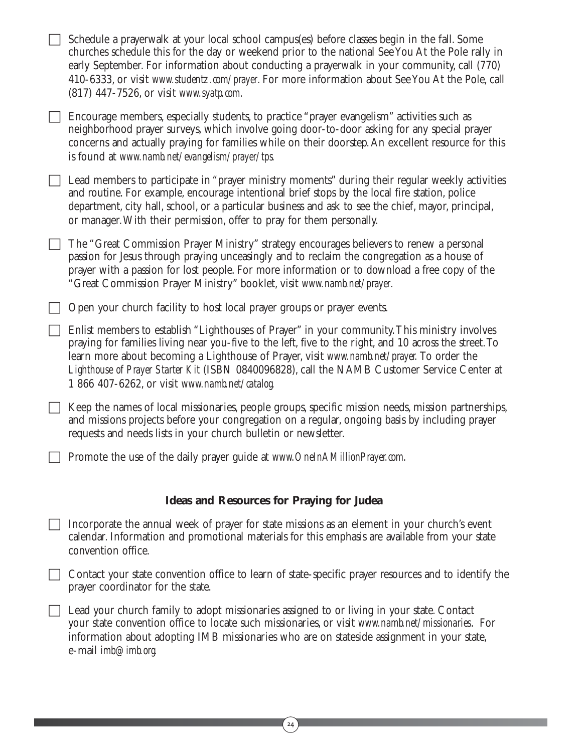- [ ] Schedule a prayerwalk at your local school campus(es) before classes begin in the fall. Some churches schedule this for the day or weekend prior to the national See You At the Pole rally in early September. For information about conducting a prayerwalk in your community, call (770) 410-6333, or visit *www.studentz.com/prayer*. For more information about See You At the Pole, call (817) 447-7526, or visit *www.syatp.com.*

- [ ] Encourage members, especially students, to practice "prayer evangelism" activities such as neighborhood prayer surveys, which involve going door-to-door asking for any special prayer concerns and actually praying for families while on their doorstep. An excellent resource for this is found at *www.namb.net/evangelism/prayer/tps.*

- [ ] Lead members to participate in "prayer ministry moments" during their regular weekly activities and routine. For example, encourage intentional brief stops by the local fire station, police department, city hall, school, or a particular business and ask to see the chief, mayor, principal, or manager. With their permission, offer to pray for them personally.

- [ ] The "Great Commission Prayer Ministry" strategy encourages believers to renew a personal passion for Jesus through praying unceasingly and to reclaim the congregation as a house of prayer with a passion for lost people. For more information or to download a free copy of the "Great Commission Prayer Ministry" booklet, visit *www.namb.net/prayer*.

- [ ] Open your church facility to host local prayer groups or prayer events.

- [ ] Enlist members to establish "Lighthouses of Prayer" in your community. This ministry involves praying for families living near you-five to the left, five to the right, and 10 across the street. To learn more about becoming a Lighthouse of Prayer, visit *www.namb.net/prayer.* To order the *Lighthouse of Prayer Starter Kit* (ISBN 0840096828), call the NAMB Customer Service Center at 1 866 407-6262, or visit *www.namb.net/catalog.*

- [ ] Keep the names of local missionaries, people groups, specific mission needs, mission partnerships, and missions projects before your congregation on a regular, ongoing basis by including prayer requests and needs lists in your church bulletin or newsletter.

- [ ] Promote the use of the daily prayer guide at *www.OneInAMillionPrayer.com.*

## Ideas and Resources for Praying for Judea

- [ ] Incorporate the annual week of prayer for state missions as an element in your church's event calendar. Information and promotional materials for this emphasis are available from your state convention office.

- [ ] Contact your state convention office to learn of state-specific prayer resources and to identify the prayer coordinator for the state.

- [ ] Lead your church family to adopt missionaries assigned to or living in your state. Contact your state convention office to locate such missionaries, or visit *www.namb.net/missionaries*. For information about adopting IMB missionaries who are on stateside assignment in your state, e-mail *imb@imb.org.*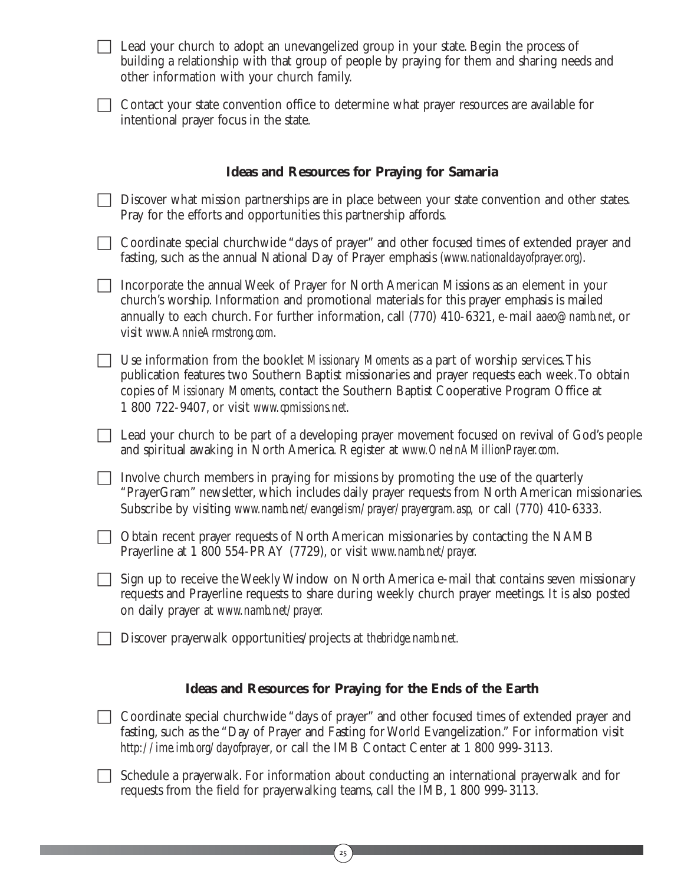- [ ] Lead your church to adopt an unevangelized group in your state. Begin the process of building a relationship with that group of people by praying for them and sharing needs and other information with your church family.

- [ ] Contact your state convention office to determine what prayer resources are available for intentional prayer focus in the state.

### Ideas and Resources for Praying for Samaria

- [ ] Discover what mission partnerships are in place between your state convention and other states. Pray for the efforts and opportunities this partnership affords.

- [ ] Coordinate special churchwide "days of prayer" and other focused times of extended prayer and fasting, such as the annual National Day of Prayer emphasis (*www.nationaldayofprayer.org*).

- [ ] Incorporate the annual Week of Prayer for North American Missions as an element in your church's worship. Information and promotional materials for this prayer emphasis is mailed annually to each church. For further information, call (770) 410-6321, e-mail *aaeo@namb.net*, or visit *www.AnnieArmstrong.com.*

- [ ] Use information from the booklet *Missionary Moments* as a part of worship services. This publication features two Southern Baptist missionaries and prayer requests each week. To obtain copies of *Missionary Moments*, contact the Southern Baptist Cooperative Program Office at 1 800 722-9407, or visit *www.cpmissions.net.*

- [ ] Lead your church to be part of a developing prayer movement focused on revival of God's people and spiritual awaking in North America. Register at *www.OneInAMillionPrayer.com.*

- [ ] Involve church members in praying for missions by promoting the use of the quarterly "PrayerGram" newsletter, which includes daily prayer requests from North American missionaries. Subscribe by visiting *www.namb.net/evangelism/prayer/prayergram.asp,* or call (770) 410-6333.

- [ ] Obtain recent prayer requests of North American missionaries by contacting the NAMB Prayerline at 1 800 554-PRAY (7729), or visit *www.namb.net/prayer.*

- [ ] Sign up to receive the Weekly Window on North America e-mail that contains seven missionary requests and Prayerline requests to share during weekly church prayer meetings. It is also posted on daily prayer at *www.namb.net/prayer.*

- [ ] Discover prayerwalk opportunities/projects at *thebridge.namb.net.*

### Ideas and Resources for Praying for the Ends of the Earth

- [ ] Coordinate special churchwide "days of prayer" and other focused times of extended prayer and fasting, such as the "Day of Prayer and Fasting for World Evangelization." For information visit *http://ime.imb.org/dayofprayer*, or call the IMB Contact Center at 1 800 999-3113.

- [ ] Schedule a prayerwalk. For information about conducting an international prayerwalk and for requests from the field for prayerwalking teams, call the IMB, 1 800 999-3113.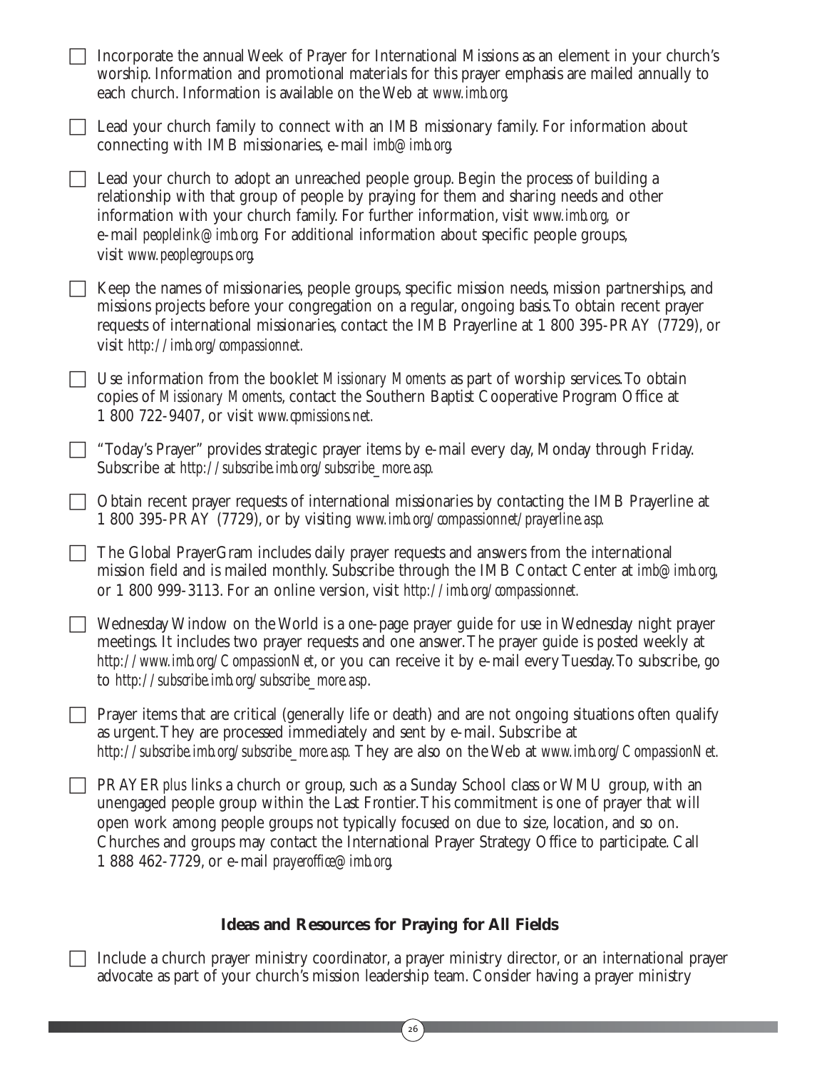- [ ] Incorporate the annual Week of Prayer for International Missions as an element in your church's worship. Information and promotional materials for this prayer emphasis are mailed annually to each church. Information is available on the Web at *www.imb.org*.

- [ ] Lead your church family to connect with an IMB missionary family. For information about connecting with IMB missionaries, e-mail *imb@imb.org*.

- [ ] Lead your church to adopt an unreached people group. Begin the process of building a relationship with that group of people by praying for them and sharing needs and other information with your church family. For further information, visit *www.imb.org*, or e-mail *peoplelink@imb.org*. For additional information about specific people groups, visit *www.peoplegroups.org*.

- [ ] Keep the names of missionaries, people groups, specific mission needs, mission partnerships, and missions projects before your congregation on a regular, ongoing basis. To obtain recent prayer requests of international missionaries, contact the IMB Prayerline at 1 800 395-PRAY (7729), or visit *http://imb.org/compassionnet*.

- [ ] Use information from the booklet *Missionary Moments* as part of worship services. To obtain copies of *Missionary Moments*, contact the Southern Baptist Cooperative Program Office at 1 800 722-9407, or visit *www.cpmissions.net.*

- [ ] "Today's Prayer" provides strategic prayer items by e-mail every day, Monday through Friday. Subscribe at *http://subscribe.imb.org/subscribe_more.asp*.

- [ ] Obtain recent prayer requests of international missionaries by contacting the IMB Prayerline at 1 800 395-PRAY (7729), or by visiting *www.imb.org/compassionnet/prayerline.asp*.

- [ ] The Global PrayerGram includes daily prayer requests and answers from the international mission field and is mailed monthly. Subscribe through the IMB Contact Center at *imb@imb.org*, or 1 800 999-3113. For an online version, visit *http://imb.org/compassionnet.*

- [ ] Wednesday Window on the World is a one-page prayer guide for use in Wednesday night prayer meetings. It includes two prayer requests and one answer. The prayer guide is posted weekly at *http://www.imb.org/CompassionNet*, or you can receive it by e-mail every Tuesday. To subscribe, go to *http://subscribe.imb.org/subscribe_more.asp*.

- [ ] Prayer items that are critical (generally life or death) and are not ongoing situations often qualify as urgent. They are processed immediately and sent by e-mail. Subscribe at *http://subscribe.imb.org/subscribe_more.asp*. They are also on the Web at *www.imb.org/CompassionNet.*

- [ ] PRAYER*plus* links a church or group, such as a Sunday School class or WMU group, with an unengaged people group within the Last Frontier. This commitment is one of prayer that will open work among people groups not typically focused on due to size, location, and so on. Churches and groups may contact the International Prayer Strategy Office to participate. Call 1 888 462-7729, or e-mail *prayeroffice@imb.org*.

### Ideas and Resources for Praying for All Fields

- [ ] Include a church prayer ministry coordinator, a prayer ministry director, or an international prayer advocate as part of your church's mission leadership team. Consider having a prayer ministry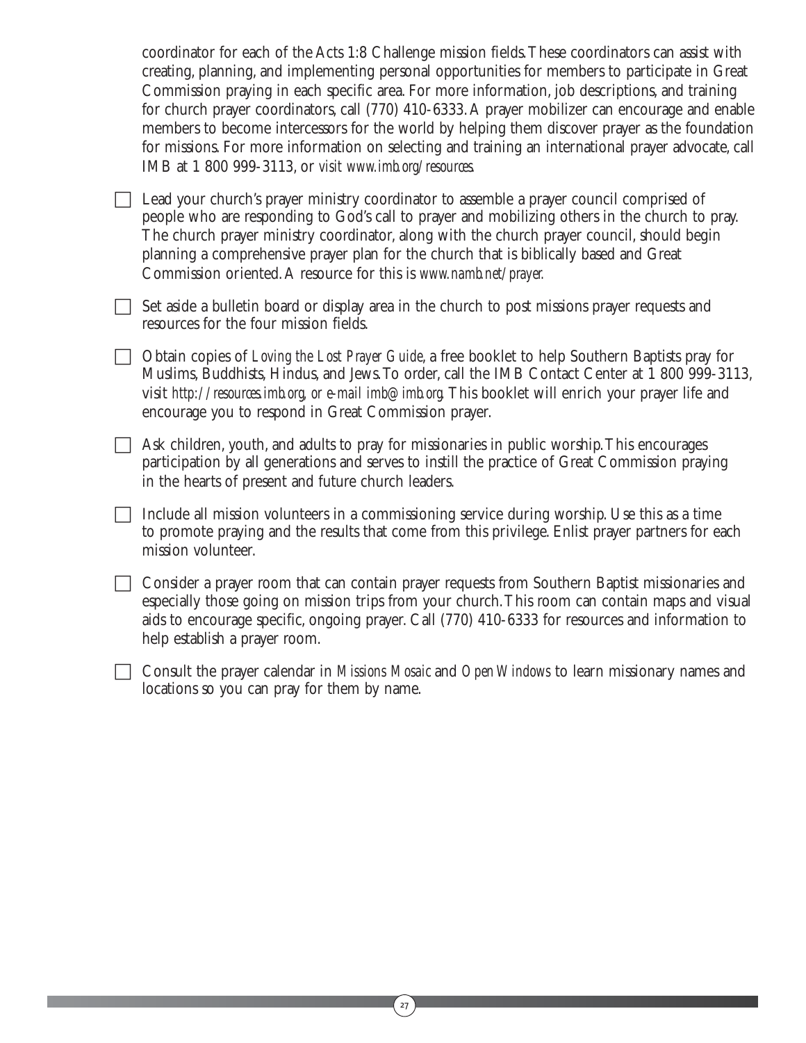coordinator for each of the Acts 1:8 Challenge mission fields. These coordinators can assist with creating, planning, and implementing personal opportunities for members to participate in Great Commission praying in each specific area. For more information, job descriptions, and training for church prayer coordinators, call (770) 410-6333. A prayer mobilizer can encourage and enable members to become intercessors for the world by helping them discover prayer as the foundation for missions. For more information on selecting and training an international prayer advocate, call IMB at 1 800 999-3113, or *visit www.imb.org/resources.*

- ☐ Lead your church's prayer ministry coordinator to assemble a prayer council comprised of people who are responding to God's call to prayer and mobilizing others in the church to pray. The church prayer ministry coordinator, along with the church prayer council, should begin planning a comprehensive prayer plan for the church that is biblically based and Great Commission oriented. A resource for this is *www.namb.net/prayer.*

- ☐ Set aside a bulletin board or display area in the church to post missions prayer requests and resources for the four mission fields.

- ☐ Obtain copies of *Loving the Lost Prayer Guide*, a free booklet to help Southern Baptists pray for Muslims, Buddhists, Hindus, and Jews. To order, call the IMB Contact Center at 1 800 999-3113, visit *http://resources.imb.org, or e-mail imb@imb.org.* This booklet will enrich your prayer life and encourage you to respond in Great Commission prayer.

- ☐ Ask children, youth, and adults to pray for missionaries in public worship. This encourages participation by all generations and serves to instill the practice of Great Commission praying in the hearts of present and future church leaders.

- ☐ Include all mission volunteers in a commissioning service during worship. Use this as a time to promote praying and the results that come from this privilege. Enlist prayer partners for each mission volunteer.

- ☐ Consider a prayer room that can contain prayer requests from Southern Baptist missionaries and especially those going on mission trips from your church. This room can contain maps and visual aids to encourage specific, ongoing prayer. Call (770) 410-6333 for resources and information to help establish a prayer room.

- ☐ Consult the prayer calendar in *Missions Mosaic* and *Open Windows* to learn missionary names and locations so you can pray for them by name.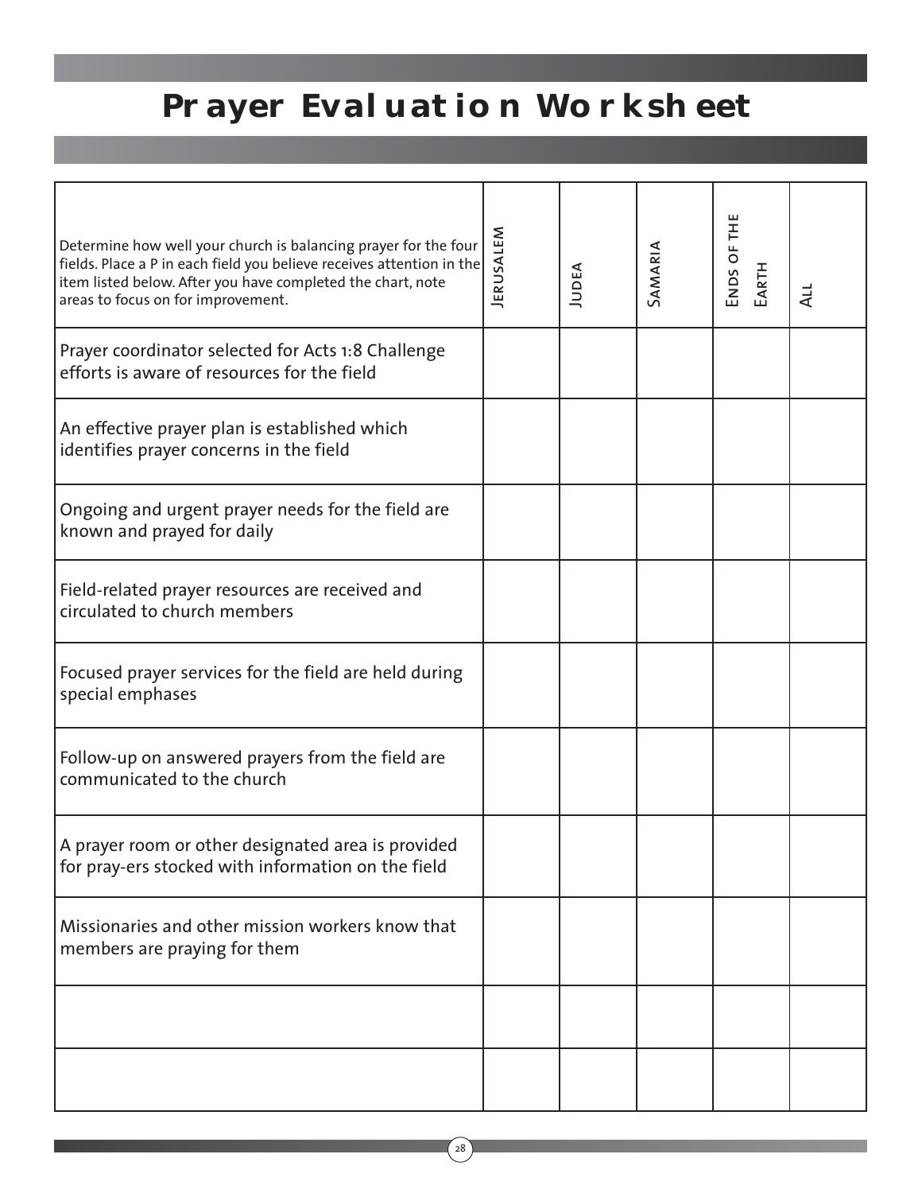# Prayer Evaluation Worksheet

| Determine how well your church is balancing prayer for the four fields. Place a P in each field you believe receives attention in the item listed below. After you have completed the chart, note areas to focus on for improvement. | Jerusalem | Judea | Samaria | Ends of the Earth | All |
|---|---|---|---|---|---|
| Prayer coordinator selected for Acts 1:8 Challenge efforts is aware of resources for the field | | | | | |
| An effective prayer plan is established which identifies prayer concerns in the field | | | | | |
| Ongoing and urgent prayer needs for the field are known and prayed for daily | | | | | |
| Field-related prayer resources are received and circulated to church members | | | | | |
| Focused prayer services for the field are held during special emphases | | | | | |
| Follow-up on answered prayers from the field are communicated to the church | | | | | |
| A prayer room or other designated area is provided for pray-ers stocked with information on the field | | | | | |
| Missionaries and other mission workers know that members are praying for them | | | | | |
| | | | | | |
| | | | | | |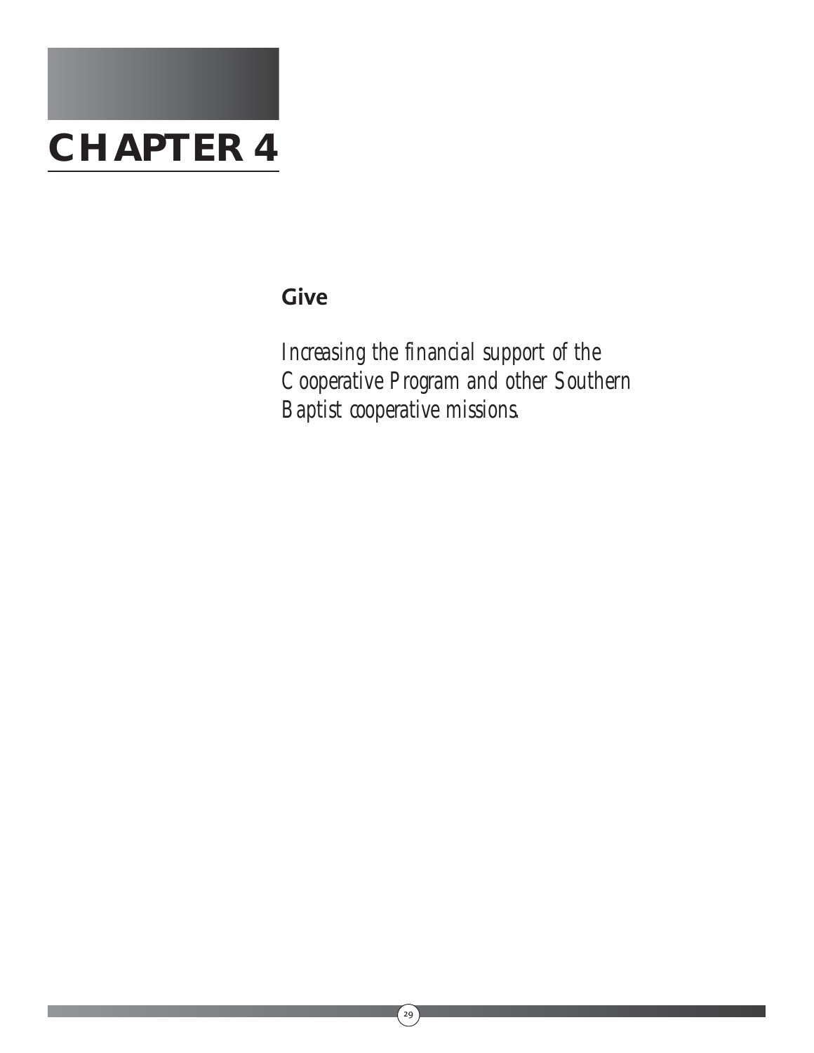# CHAPTER 4

## Give

*Increasing the financial support of the Cooperative Program and other Southern Baptist cooperative missions.*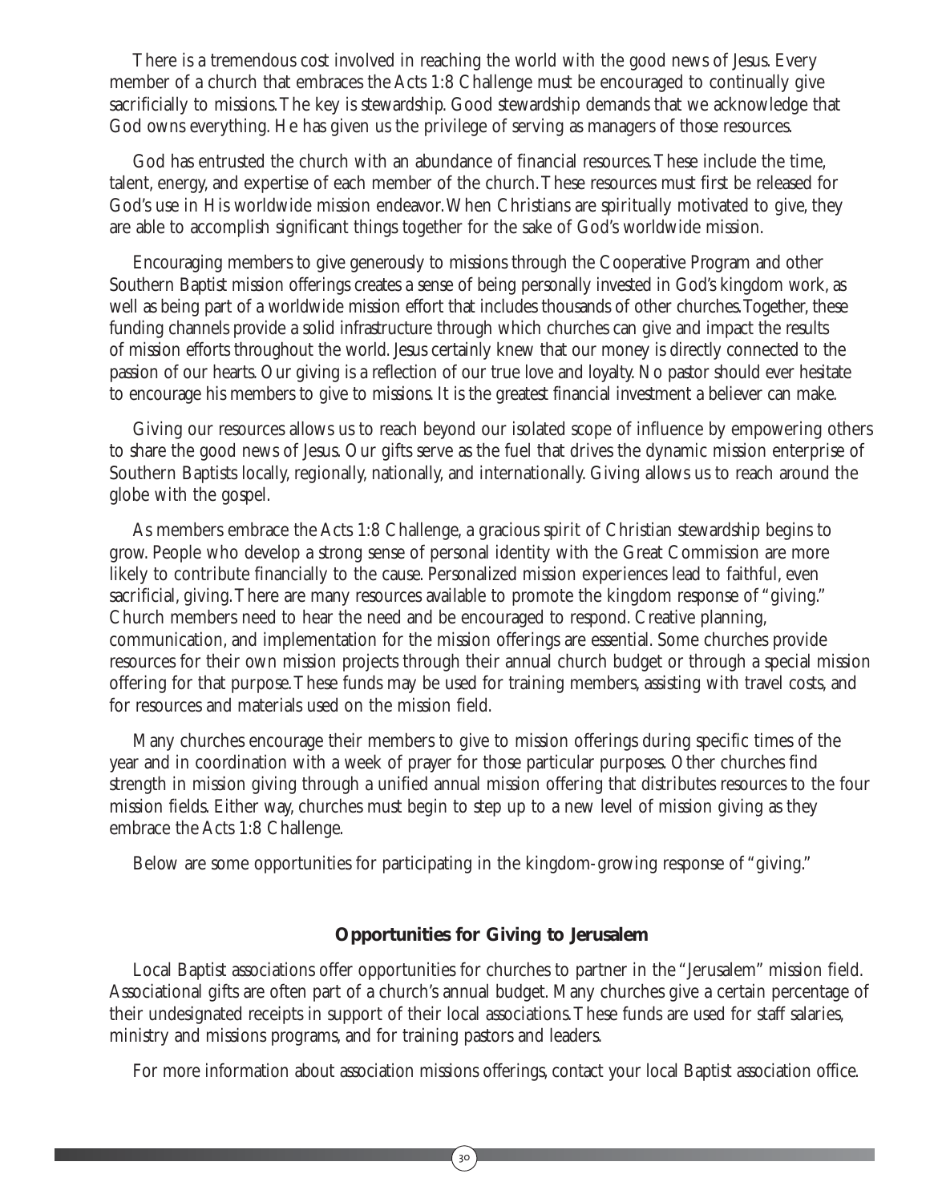There is a tremendous cost involved in reaching the world with the good news of Jesus. Every member of a church that embraces the Acts 1:8 Challenge must be encouraged to continually give sacrificially to missions. The key is stewardship. Good stewardship demands that we acknowledge that God owns everything. He has given us the privilege of serving as managers of those resources.

God has entrusted the church with an abundance of financial resources. These include the time, talent, energy, and expertise of each member of the church. These resources must first be released for God's use in His worldwide mission endeavor. When Christians are spiritually motivated to give, they are able to accomplish significant things together for the sake of God's worldwide mission.

Encouraging members to give generously to missions through the Cooperative Program and other Southern Baptist mission offerings creates a sense of being personally invested in God's kingdom work, as well as being part of a worldwide mission effort that includes thousands of other churches. Together, these funding channels provide a solid infrastructure through which churches can give and impact the results of mission efforts throughout the world. Jesus certainly knew that our money is directly connected to the passion of our hearts. Our giving is a reflection of our true love and loyalty. No pastor should ever hesitate to encourage his members to give to missions. It is the greatest financial investment a believer can make.

Giving our resources allows us to reach beyond our isolated scope of influence by empowering others to share the good news of Jesus. Our gifts serve as the fuel that drives the dynamic mission enterprise of Southern Baptists locally, regionally, nationally, and internationally. Giving allows us to reach around the globe with the gospel.

As members embrace the Acts 1:8 Challenge, a gracious spirit of Christian stewardship begins to grow. People who develop a strong sense of personal identity with the Great Commission are more likely to contribute financially to the cause. Personalized mission experiences lead to faithful, even sacrificial, giving. There are many resources available to promote the kingdom response of "giving." Church members need to hear the need and be encouraged to respond. Creative planning, communication, and implementation for the mission offerings are essential. Some churches provide resources for their own mission projects through their annual church budget or through a special mission offering for that purpose. These funds may be used for training members, assisting with travel costs, and for resources and materials used on the mission field.

Many churches encourage their members to give to mission offerings during specific times of the year and in coordination with a week of prayer for those particular purposes. Other churches find strength in mission giving through a unified annual mission offering that distributes resources to the four mission fields. Either way, churches must begin to step up to a new level of mission giving as they embrace the Acts 1:8 Challenge.

Below are some opportunities for participating in the kingdom-growing response of "giving."

### Opportunities for Giving to Jerusalem

Local Baptist associations offer opportunities for churches to partner in the "Jerusalem" mission field. Associational gifts are often part of a church's annual budget. Many churches give a certain percentage of their undesignated receipts in support of their local associations. These funds are used for staff salaries, ministry and missions programs, and for training pastors and leaders.

For more information about association missions offerings, contact your local Baptist association office.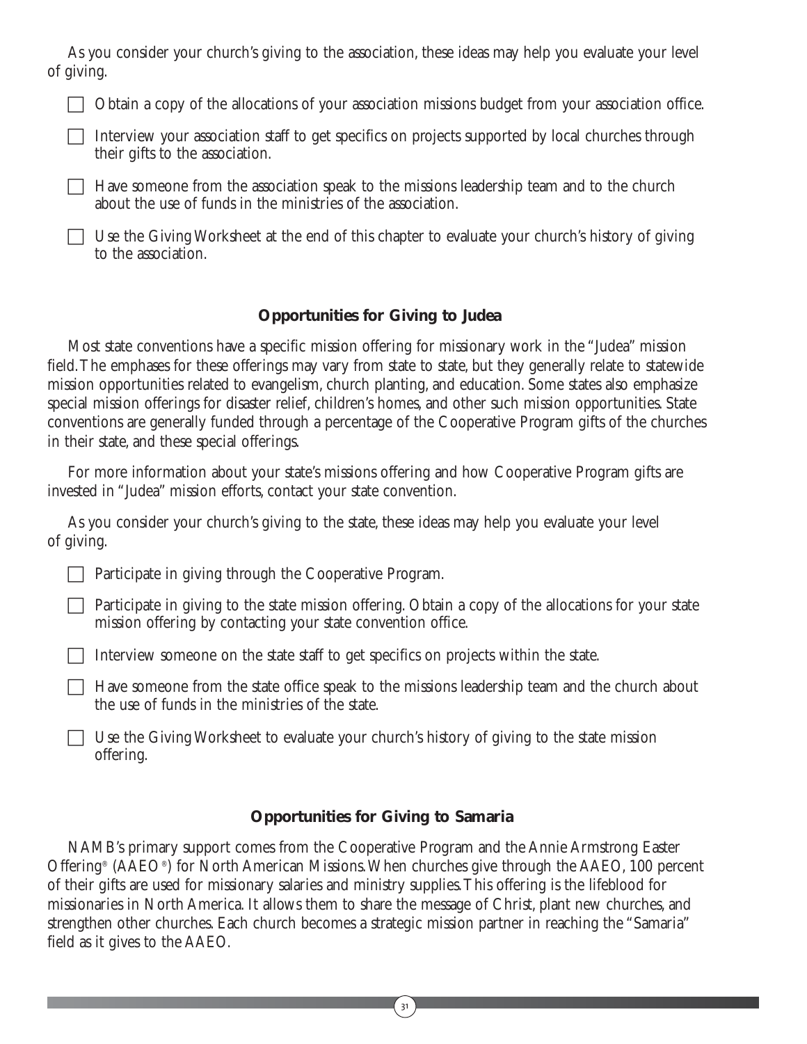As you consider your church's giving to the association, these ideas may help you evaluate your level of giving.

- [ ] Obtain a copy of the allocations of your association missions budget from your association office.
- [ ] Interview your association staff to get specifics on projects supported by local churches through their gifts to the association.
- [ ] Have someone from the association speak to the missions leadership team and to the church about the use of funds in the ministries of the association.
- [ ] Use the Giving Worksheet at the end of this chapter to evaluate your church's history of giving to the association.

### Opportunities for Giving to Judea

Most state conventions have a specific mission offering for missionary work in the "Judea" mission field. The emphases for these offerings may vary from state to state, but they generally relate to statewide mission opportunities related to evangelism, church planting, and education. Some states also emphasize special mission offerings for disaster relief, children's homes, and other such mission opportunities. State conventions are generally funded through a percentage of the Cooperative Program gifts of the churches in their state, and these special offerings.

For more information about your state's missions offering and how Cooperative Program gifts are invested in "Judea" mission efforts, contact your state convention.

As you consider your church's giving to the state, these ideas may help you evaluate your level of giving.

- [ ] Participate in giving through the Cooperative Program.
- [ ] Participate in giving to the state mission offering. Obtain a copy of the allocations for your state mission offering by contacting your state convention office.
- [ ] Interview someone on the state staff to get specifics on projects within the state.
- [ ] Have someone from the state office speak to the missions leadership team and the church about the use of funds in the ministries of the state.
- [ ] Use the Giving Worksheet to evaluate your church's history of giving to the state mission offering.

### Opportunities for Giving to Samaria

NAMB's primary support comes from the Cooperative Program and the Annie Armstrong Easter Offering® (AAEO®) for North American Missions. When churches give through the AAEO, 100 percent of their gifts are used for missionary salaries and ministry supplies. This offering is the lifeblood for missionaries in North America. It allows them to share the message of Christ, plant new churches, and strengthen other churches. Each church becomes a strategic mission partner in reaching the "Samaria" field as it gives to the AAEO.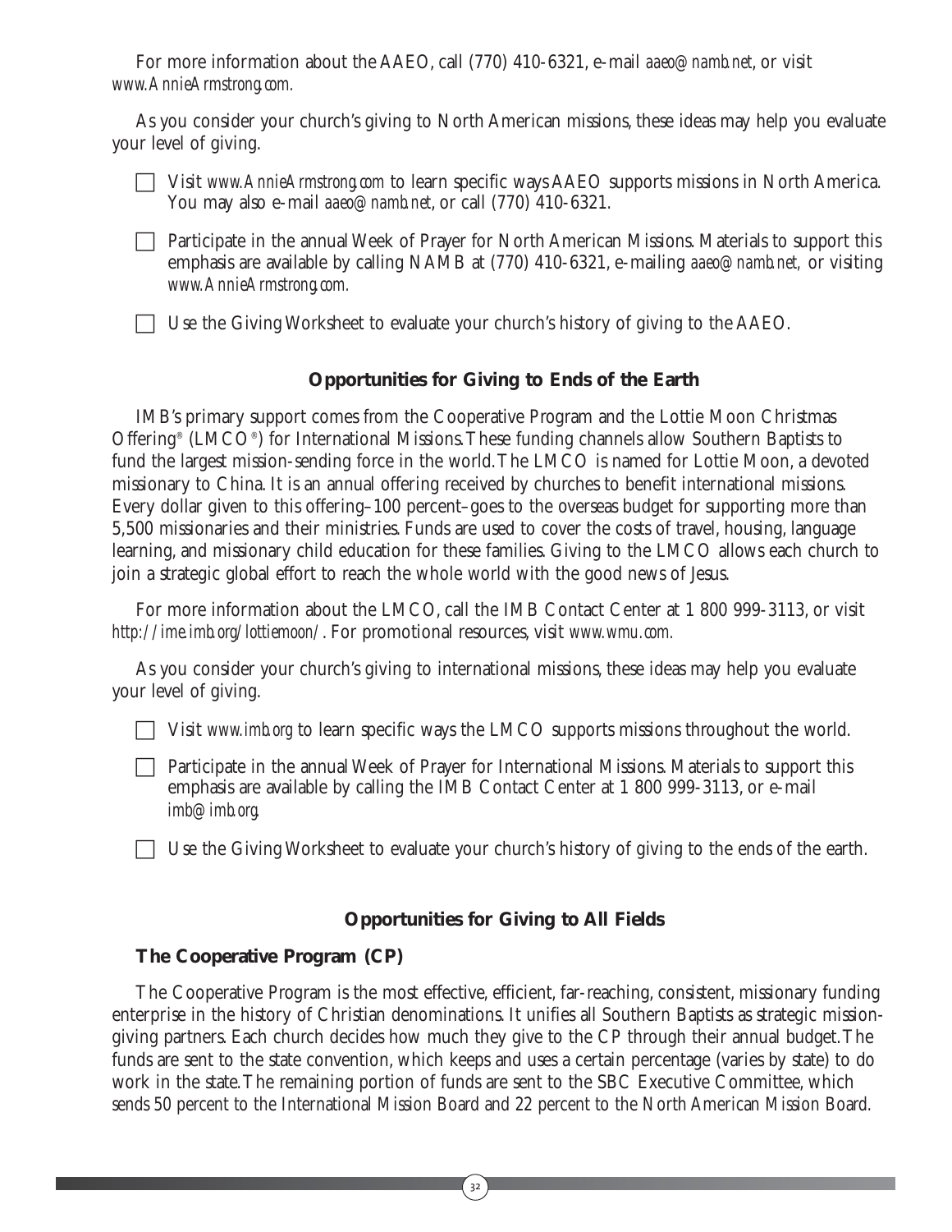For more information about the AAEO, call (770) 410-6321, e-mail *aaeo@namb.net*, or visit *www.AnnieArmstrong.com.*

As you consider your church's giving to North American missions, these ideas may help you evaluate your level of giving.

- ☐ Visit *www.AnnieArmstrong.com* to learn specific ways AAEO supports missions in North America. You may also e-mail *aaeo@namb.net*, or call (770) 410-6321.
- ☐ Participate in the annual Week of Prayer for North American Missions. Materials to support this emphasis are available by calling NAMB at (770) 410-6321, e-mailing *aaeo@namb.net,* or visiting *www.AnnieArmstrong.com.*
- ☐ Use the Giving Worksheet to evaluate your church's history of giving to the AAEO.

### Opportunities for Giving to Ends of the Earth

IMB's primary support comes from the Cooperative Program and the Lottie Moon Christmas Offering® (LMCO®) for International Missions. These funding channels allow Southern Baptists to fund the largest mission-sending force in the world. The LMCO is named for Lottie Moon, a devoted missionary to China. It is an annual offering received by churches to benefit international missions. Every dollar given to this offering–100 percent–goes to the overseas budget for supporting more than 5,500 missionaries and their ministries. Funds are used to cover the costs of travel, housing, language learning, and missionary child education for these families. Giving to the LMCO allows each church to join a strategic global effort to reach the whole world with the good news of Jesus.

For more information about the LMCO, call the IMB Contact Center at 1 800 999-3113, or visit *http://ime.imb.org/lottiemoon/*. For promotional resources, visit *www.wmu.com.*

As you consider your church's giving to international missions, these ideas may help you evaluate your level of giving.

- ☐ Visit *www.imb.org* to learn specific ways the LMCO supports missions throughout the world.
- ☐ Participate in the annual Week of Prayer for International Missions. Materials to support this emphasis are available by calling the IMB Contact Center at 1 800 999-3113, or e-mail *imb@imb.org.*
- ☐ Use the Giving Worksheet to evaluate your church's history of giving to the ends of the earth.

### Opportunities for Giving to All Fields

**The Cooperative Program (CP)**

The Cooperative Program is the most effective, efficient, far-reaching, consistent, missionary funding enterprise in the history of Christian denominations. It unifies all Southern Baptists as strategic mission-giving partners. Each church decides how much they give to the CP through their annual budget. The funds are sent to the state convention, which keeps and uses a certain percentage (varies by state) to do work in the state. The remaining portion of funds are sent to the SBC Executive Committee, which sends 50 percent to the International Mission Board and 22 percent to the North American Mission Board.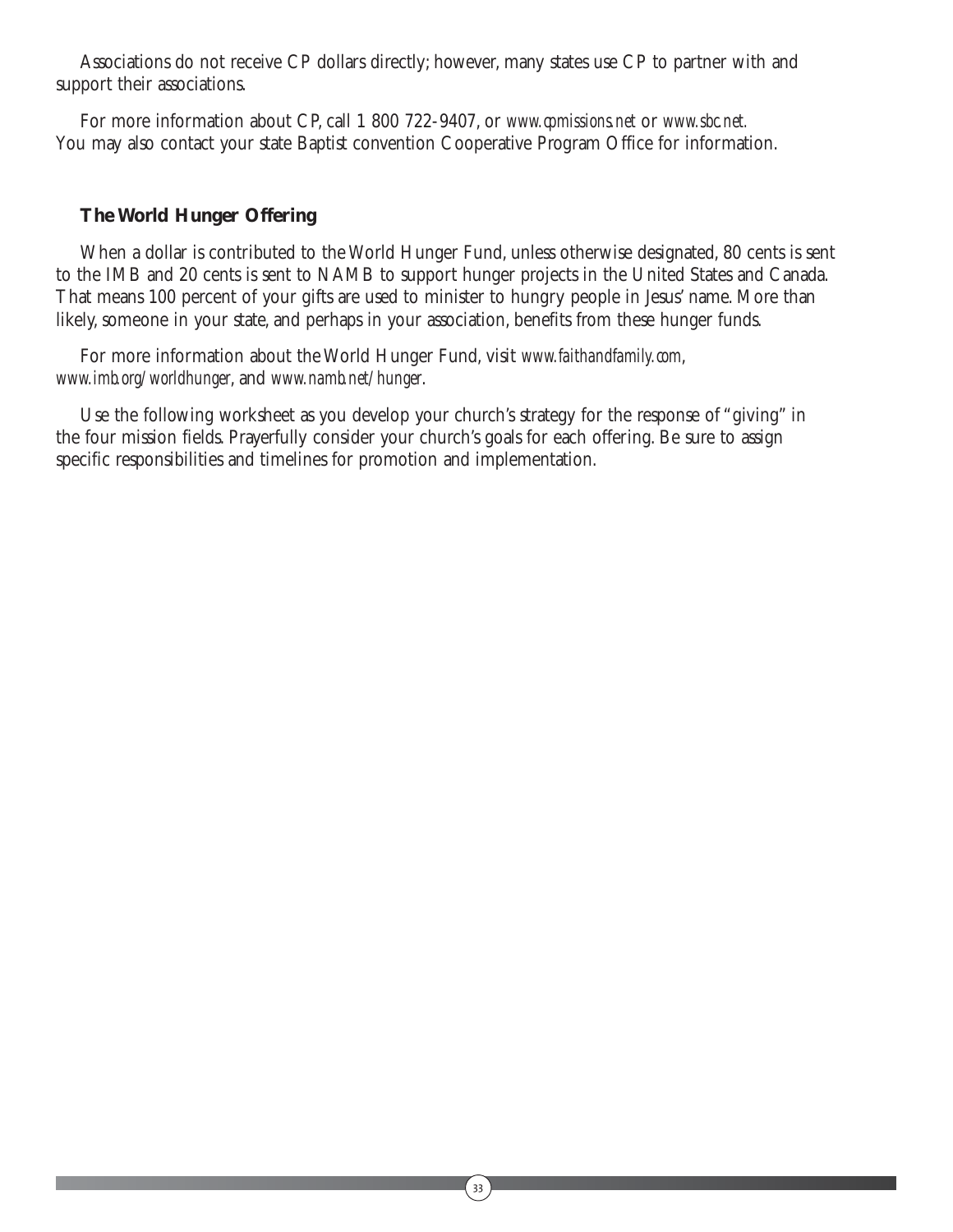Associations do not receive CP dollars directly; however, many states use CP to partner with and support their associations.

For more information about CP, call 1 800 722-9407, or *www.cpmissions.net* or *www.sbc.net.* You may also contact your state Baptist convention Cooperative Program Office for information.

### The World Hunger Offering

When a dollar is contributed to the World Hunger Fund, unless otherwise designated, 80 cents is sent to the IMB and 20 cents is sent to NAMB to support hunger projects in the United States and Canada. That means 100 percent of your gifts are used to minister to hungry people in Jesus' name. More than likely, someone in your state, and perhaps in your association, benefits from these hunger funds.

For more information about the World Hunger Fund, visit *www.faithandfamily.com*, *www.imb.org/worldhunger*, and *www.namb.net/hunger*.

Use the following worksheet as you develop your church's strategy for the response of "giving" in the four mission fields. Prayerfully consider your church's goals for each offering. Be sure to assign specific responsibilities and timelines for promotion and implementation.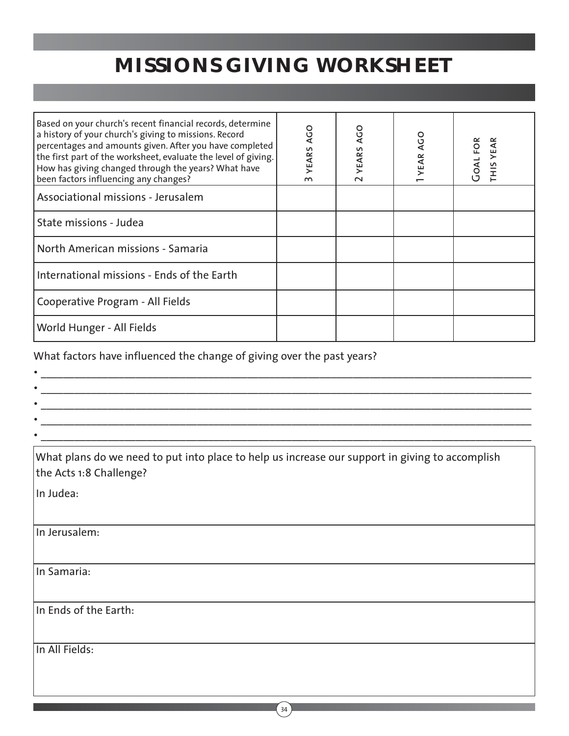# MISSIONS GIVING WORKSHEET

| Based on your church's recent financial records, determine a history of your church's giving to missions. Record percentages and amounts given. After you have completed the first part of the worksheet, evaluate the level of giving. How has giving changed through the years? What have been factors influencing any changes? | 3 YEARS AGO | 2 YEARS AGO | 1 YEAR AGO | GOAL FOR THIS YEAR |
|---|---|---|---|---|
| Associational missions - Jerusalem | | | | |
| State missions - Judea | | | | |
| North American missions - Samaria | | | | |
| International missions - Ends of the Earth | | | | |
| Cooperative Program - All Fields | | | | |
| World Hunger - All Fields | | | | |

What factors have influenced the change of giving over the past years?

- ____________________________________________________________________________
- ____________________________________________________________________________
- ____________________________________________________________________________
- ____________________________________________________________________________
- ____________________________________________________________________________

What plans do we need to put into place to help us increase our support in giving to accomplish the Acts 1:8 Challenge?

In Judea:

In Jerusalem:

In Samaria:

In Ends of the Earth:

In All Fields: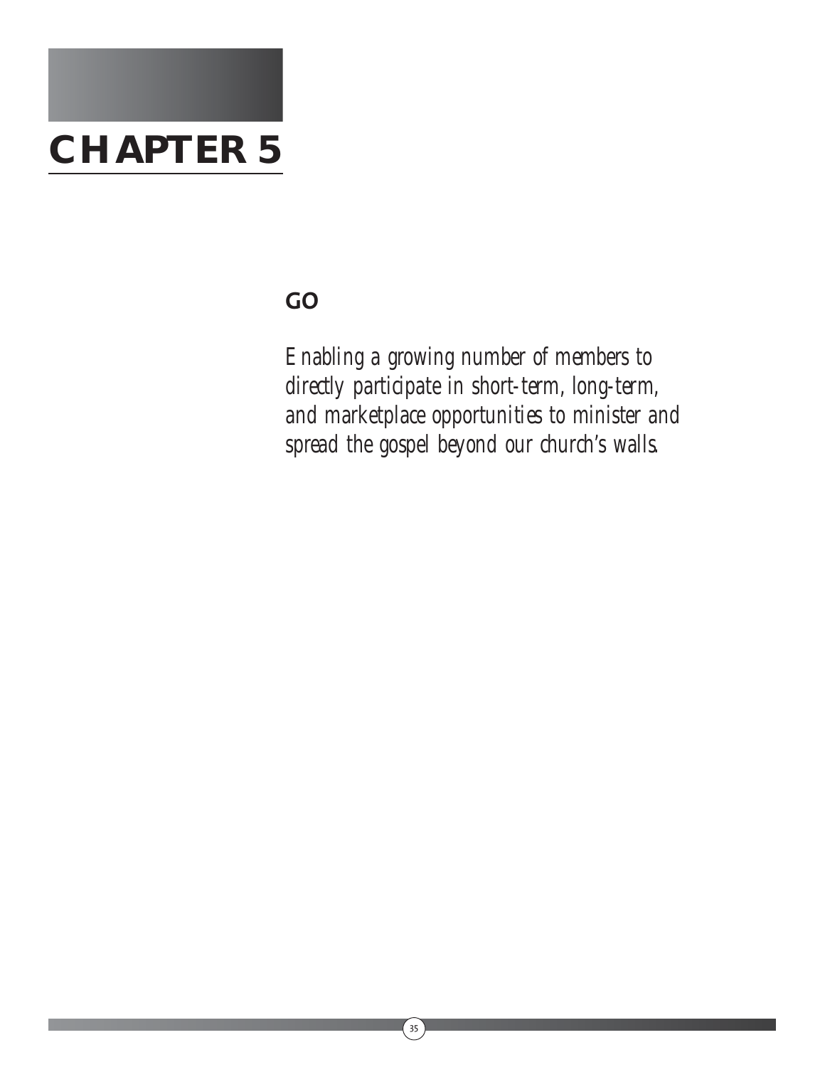# CHAPTER 5

## GO

*Enabling a growing number of members to directly participate in short-term, long-term, and marketplace opportunities to minister and spread the gospel beyond our church's walls.*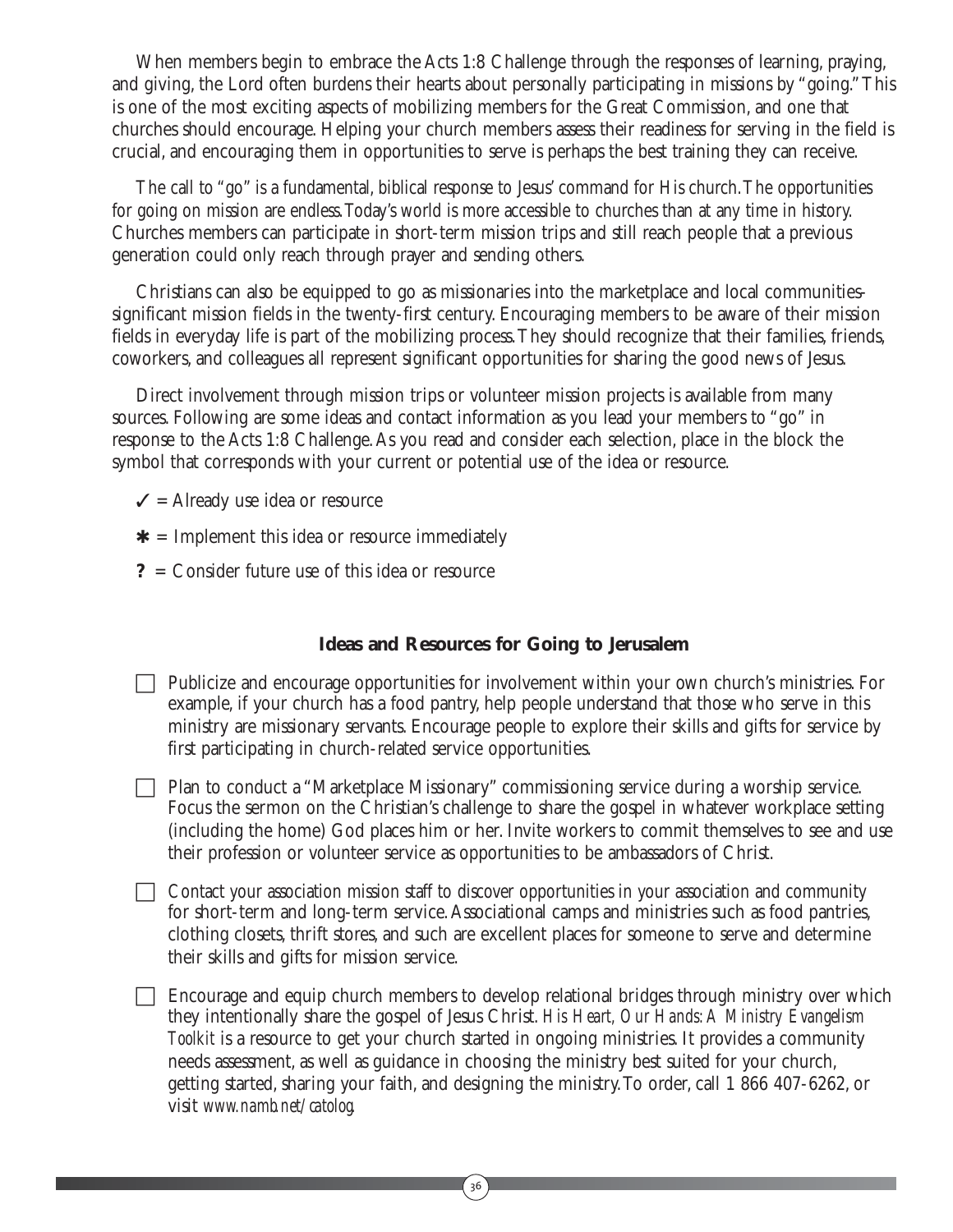When members begin to embrace the Acts 1:8 Challenge through the responses of learning, praying, and giving, the Lord often burdens their hearts about personally participating in missions by "going." This is one of the most exciting aspects of mobilizing members for the Great Commission, and one that churches should encourage. Helping your church members assess their readiness for serving in the field is crucial, and encouraging them in opportunities to serve is perhaps the best training they can receive.

The call to "go" is a fundamental, biblical response to Jesus' command for His church. The opportunities for going on mission are endless. Today's world is more accessible to churches than at any time in history. Churches members can participate in short-term mission trips and still reach people that a previous generation could only reach through prayer and sending others.

Christians can also be equipped to go as missionaries into the marketplace and local communities-significant mission fields in the twenty-first century. Encouraging members to be aware of their mission fields in everyday life is part of the mobilizing process. They should recognize that their families, friends, coworkers, and colleagues all represent significant opportunities for sharing the good news of Jesus.

Direct involvement through mission trips or volunteer mission projects is available from many sources. Following are some ideas and contact information as you lead your members to "go" in response to the Acts 1:8 Challenge. As you read and consider each selection, place in the block the symbol that corresponds with your current or potential use of the idea or resource.

✓ = Already use idea or resource

✱ = Implement this idea or resource immediately

**?** = Consider future use of this idea or resource

### Ideas and Resources for Going to Jerusalem

☐ Publicize and encourage opportunities for involvement within your own church's ministries. For example, if your church has a food pantry, help people understand that those who serve in this ministry are missionary servants. Encourage people to explore their skills and gifts for service by first participating in church-related service opportunities.

☐ Plan to conduct a "Marketplace Missionary" commissioning service during a worship service. Focus the sermon on the Christian's challenge to share the gospel in whatever workplace setting (including the home) God places him or her. Invite workers to commit themselves to see and use their profession or volunteer service as opportunities to be ambassadors of Christ.

☐ Contact your association mission staff to discover opportunities in your association and community for short-term and long-term service. Associational camps and ministries such as food pantries, clothing closets, thrift stores, and such are excellent places for someone to serve and determine their skills and gifts for mission service.

☐ Encourage and equip church members to develop relational bridges through ministry over which they intentionally share the gospel of Jesus Christ. *His Heart, Our Hands: A Ministry Evangelism Toolkit* is a resource to get your church started in ongoing ministries. It provides a community needs assessment, as well as guidance in choosing the ministry best suited for your church, getting started, sharing your faith, and designing the ministry. To order, call 1 866 407-6262, or visit *www.namb.net/catolog*.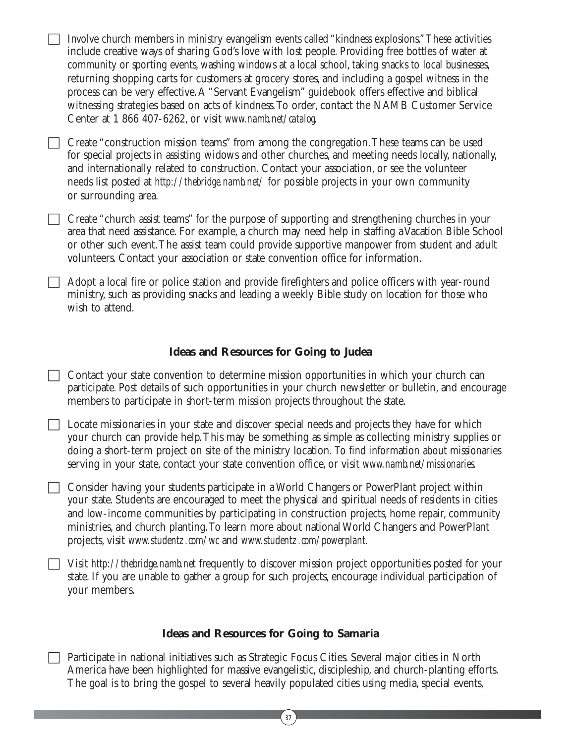- [ ] Involve church members in ministry evangelism events called "kindness explosions." These activities include creative ways of sharing God's love with lost people. Providing free bottles of water at community or sporting events, washing windows at a local school, taking snacks to local businesses, returning shopping carts for customers at grocery stores, and including a gospel witness in the process can be very effective. A "Servant Evangelism" guidebook offers effective and biblical witnessing strategies based on acts of kindness. To order, contact the NAMB Customer Service Center at 1 866 407-6262, or visit *www.namb.net/catalog*.

- [ ] Create "construction mission teams" from among the congregation. These teams can be used for special projects in assisting widows and other churches, and meeting needs locally, nationally, and internationally related to construction. Contact your association, or see the volunteer needs list posted at *http://thebridge.namb.net/* for possible projects in your own community or surrounding area.

- [ ] Create "church assist teams" for the purpose of supporting and strengthening churches in your area that need assistance. For example, a church may need help in staffing a Vacation Bible School or other such event. The assist team could provide supportive manpower from student and adult volunteers. Contact your association or state convention office for information.

- [ ] Adopt a local fire or police station and provide firefighters and police officers with year-round ministry, such as providing snacks and leading a weekly Bible study on location for those who wish to attend.

### Ideas and Resources for Going to Judea

- [ ] Contact your state convention to determine mission opportunities in which your church can participate. Post details of such opportunities in your church newsletter or bulletin, and encourage members to participate in short-term mission projects throughout the state.

- [ ] Locate missionaries in your state and discover special needs and projects they have for which your church can provide help. This may be something as simple as collecting ministry supplies or doing a short-term project on site of the ministry location. To find information about missionaries serving in your state, contact your state convention office, or visit *www.namb.net/missionaries*.

- [ ] Consider having your students participate in a World Changers or PowerPlant project within your state. Students are encouraged to meet the physical and spiritual needs of residents in cities and low-income communities by participating in construction projects, home repair, community ministries, and church planting. To learn more about national World Changers and PowerPlant projects, visit *www.studentz.com/wc* and *www.studentz.com/powerplant.*

- [ ] Visit *http://thebridge.namb.net* frequently to discover mission project opportunities posted for your state. If you are unable to gather a group for such projects, encourage individual participation of your members.

### Ideas and Resources for Going to Samaria

- [ ] Participate in national initiatives such as Strategic Focus Cities. Several major cities in North America have been highlighted for massive evangelistic, discipleship, and church-planting efforts. The goal is to bring the gospel to several heavily populated cities using media, special events,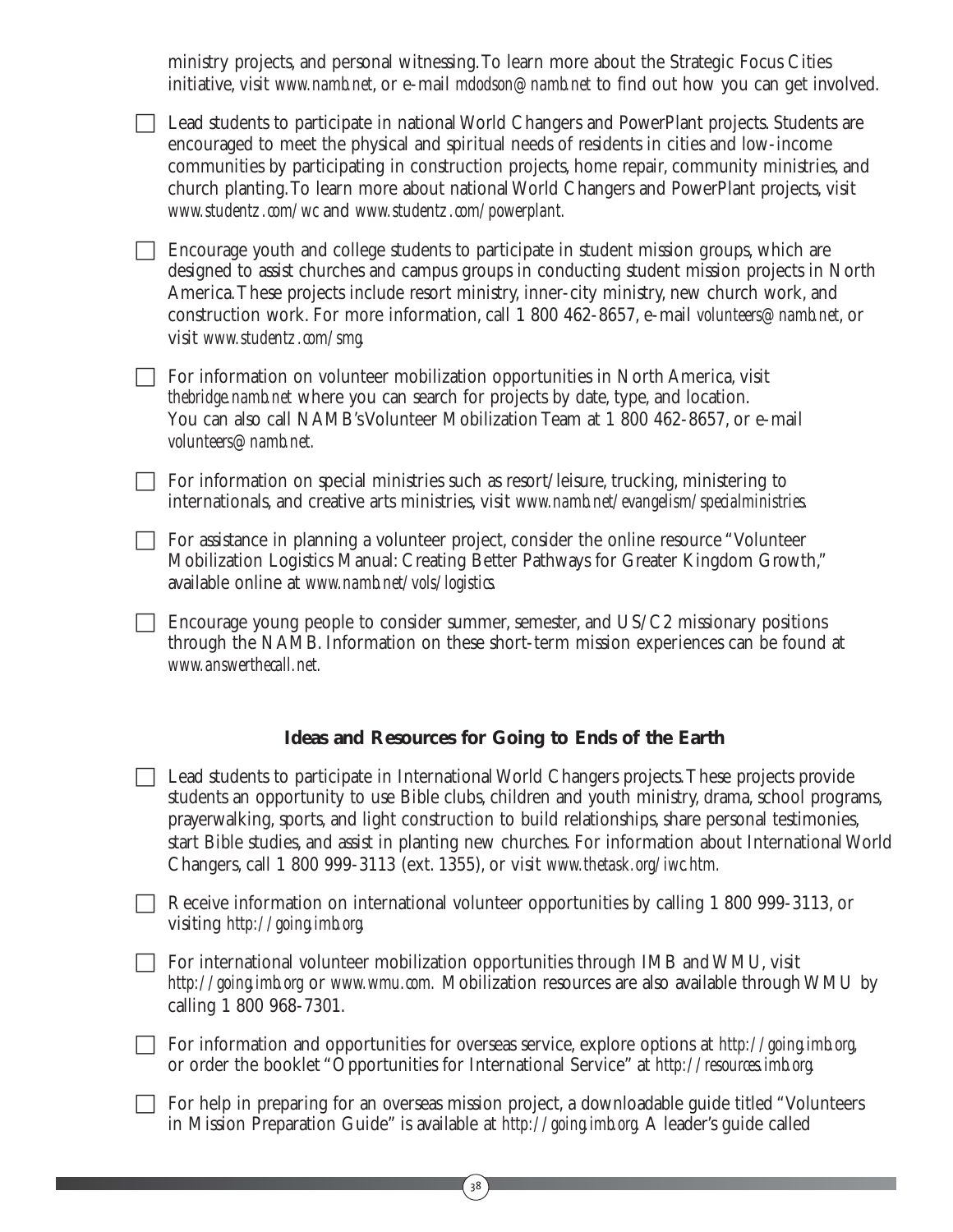ministry projects, and personal witnessing. To learn more about the Strategic Focus Cities initiative, visit *www.namb.net*, or e-mail *mdodson@namb.net* to find out how you can get involved.

- ☐ Lead students to participate in national World Changers and PowerPlant projects. Students are encouraged to meet the physical and spiritual needs of residents in cities and low-income communities by participating in construction projects, home repair, community ministries, and church planting. To learn more about national World Changers and PowerPlant projects, visit *www.studentz.com/wc* and *www.studentz.com/powerplant*.

- ☐ Encourage youth and college students to participate in student mission groups, which are designed to assist churches and campus groups in conducting student mission projects in North America. These projects include resort ministry, inner-city ministry, new church work, and construction work. For more information, call 1 800 462-8657, e-mail *volunteers@namb.net*, or visit *www.studentz.com/smg*.

- ☐ For information on volunteer mobilization opportunities in North America, visit *thebridge.namb.net* where you can search for projects by date, type, and location. You can also call NAMB's Volunteer Mobilization Team at 1 800 462-8657, or e-mail *volunteers@namb.net*.

- ☐ For information on special ministries such as resort/leisure, trucking, ministering to internationals, and creative arts ministries, visit *www.namb.net/evangelism/specialministries*.

- ☐ For assistance in planning a volunteer project, consider the online resource "Volunteer Mobilization Logistics Manual: Creating Better Pathways for Greater Kingdom Growth," available online at *www.namb.net/vols/logistics*.

- ☐ Encourage young people to consider summer, semester, and US/C2 missionary positions through the NAMB. Information on these short-term mission experiences can be found at *www.answerthecall.net*.

### Ideas and Resources for Going to Ends of the Earth

- ☐ Lead students to participate in International World Changers projects. These projects provide students an opportunity to use Bible clubs, children and youth ministry, drama, school programs, prayerwalking, sports, and light construction to build relationships, share personal testimonies, start Bible studies, and assist in planting new churches. For information about International World Changers, call 1 800 999-3113 (ext. 1355), or visit *www.thetask.org/iwc.htm*.

- ☐ Receive information on international volunteer opportunities by calling 1 800 999-3113, or visiting *http://going.imb.org*.

- ☐ For international volunteer mobilization opportunities through IMB and WMU, visit *http://going.imb.org* or *www.wmu.com*. Mobilization resources are also available through WMU by calling 1 800 968-7301.

- ☐ For information and opportunities for overseas service, explore options at *http://going.imb.org*, or order the booklet "Opportunities for International Service" at *http://resources.imb.org*.

- ☐ For help in preparing for an overseas mission project, a downloadable guide titled "Volunteers in Mission Preparation Guide" is available at *http://going.imb.org*. A leader's guide called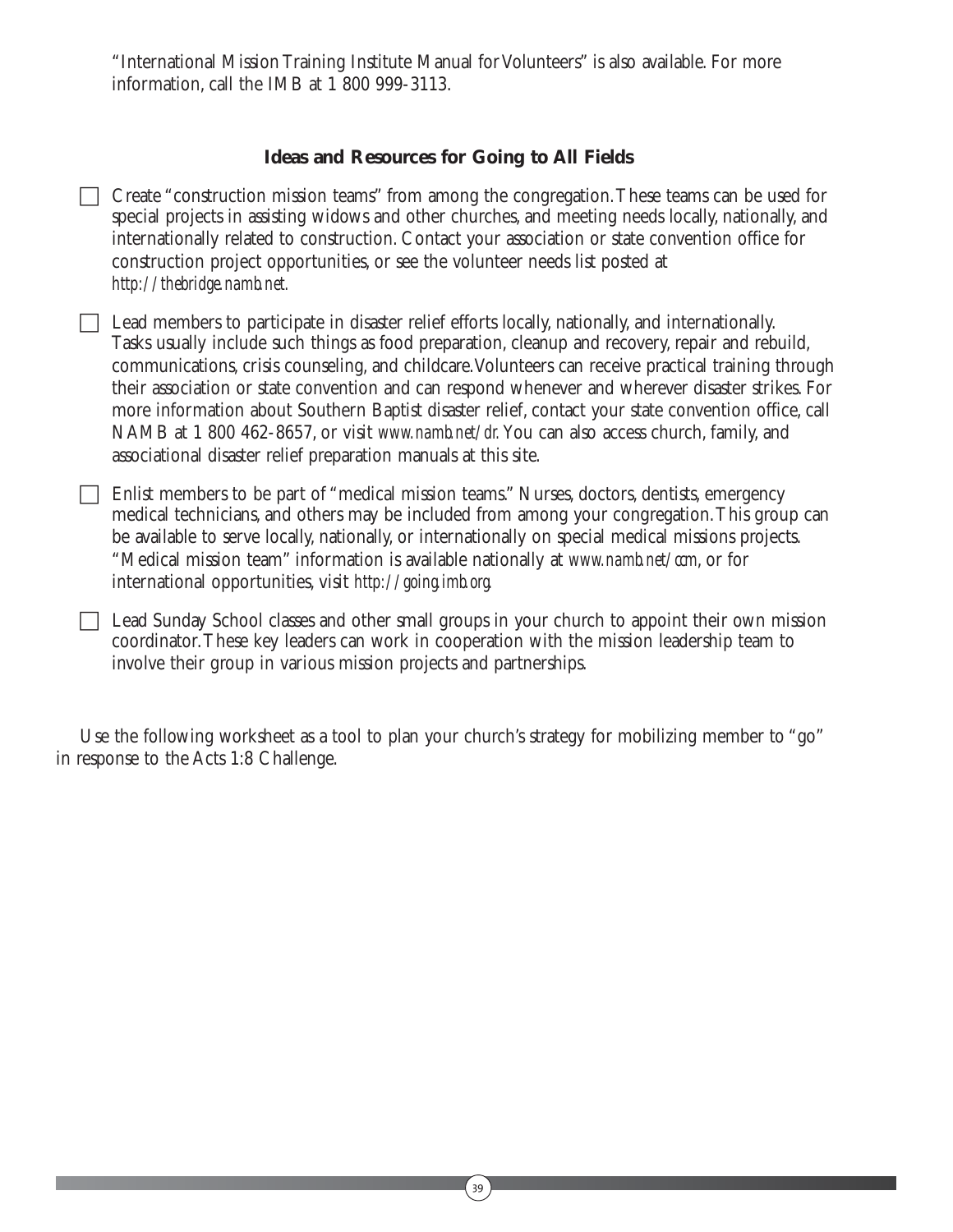"International Mission Training Institute Manual for Volunteers" is also available. For more information, call the IMB at 1 800 999-3113.

### Ideas and Resources for Going to All Fields

- [ ] Create "construction mission teams" from among the congregation. These teams can be used for special projects in assisting widows and other churches, and meeting needs locally, nationally, and internationally related to construction. Contact your association or state convention office for construction project opportunities, or see the volunteer needs list posted at *http://thebridge.namb.net.*

- [ ] Lead members to participate in disaster relief efforts locally, nationally, and internationally. Tasks usually include such things as food preparation, cleanup and recovery, repair and rebuild, communications, crisis counseling, and childcare. Volunteers can receive practical training through their association or state convention and can respond whenever and wherever disaster strikes. For more information about Southern Baptist disaster relief, contact your state convention office, call NAMB at 1 800 462-8657, or visit *www.namb.net/dr.* You can also access church, family, and associational disaster relief preparation manuals at this site.

- [ ] Enlist members to be part of "medical mission teams." Nurses, doctors, dentists, emergency medical technicians, and others may be included from among your congregation. This group can be available to serve locally, nationally, or internationally on special medical missions projects. "Medical mission team" information is available nationally at *www.namb.net/ccm*, or for international opportunities, visit *http://going.imb.org.*

- [ ] Lead Sunday School classes and other small groups in your church to appoint their own mission coordinator. These key leaders can work in cooperation with the mission leadership team to involve their group in various mission projects and partnerships.

Use the following worksheet as a tool to plan your church's strategy for mobilizing member to "go" in response to the Acts 1:8 Challenge.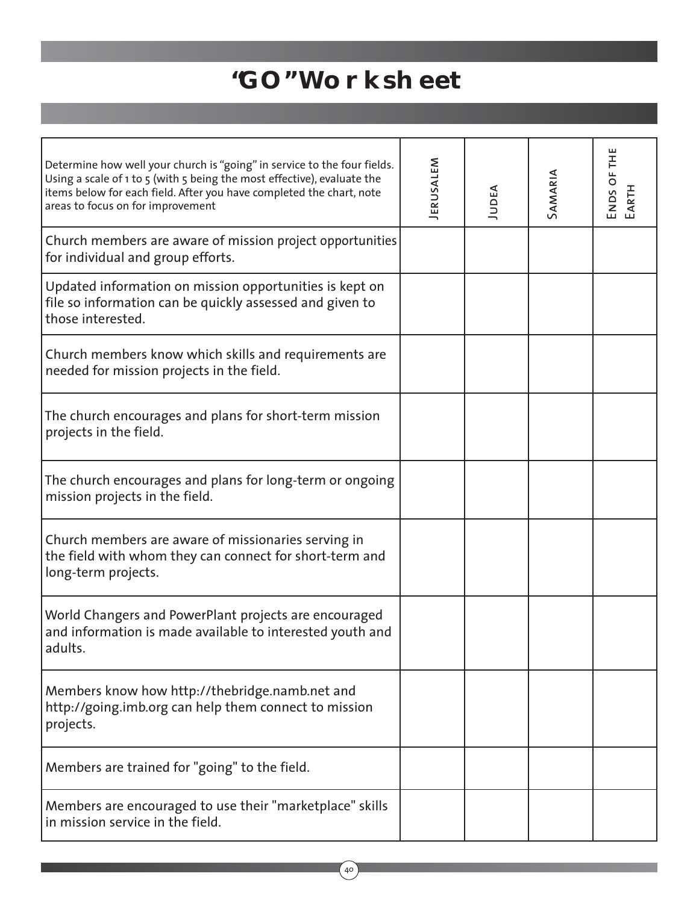# "GO" Worksheet

| Determine how well your church is "going" in service to the four fields. Using a scale of 1 to 5 (with 5 being the most effective), evaluate the items below for each field. After you have completed the chart, note areas to focus on for improvement | Jerusalem | Judea | Samaria | Ends of the Earth |
|---|---|---|---|---|
| Church members are aware of mission project opportunities for individual and group efforts. | | | | |
| Updated information on mission opportunities is kept on file so information can be quickly assessed and given to those interested. | | | | |
| Church members know which skills and requirements are needed for mission projects in the field. | | | | |
| The church encourages and plans for short-term mission projects in the field. | | | | |
| The church encourages and plans for long-term or ongoing mission projects in the field. | | | | |
| Church members are aware of missionaries serving in the field with whom they can connect for short-term and long-term projects. | | | | |
| World Changers and PowerPlant projects are encouraged and information is made available to interested youth and adults. | | | | |
| Members know how http://thebridge.namb.net and http://going.imb.org can help them connect to mission projects. | | | | |
| Members are trained for "going" to the field. | | | | |
| Members are encouraged to use their "marketplace" skills in mission service in the field. | | | | |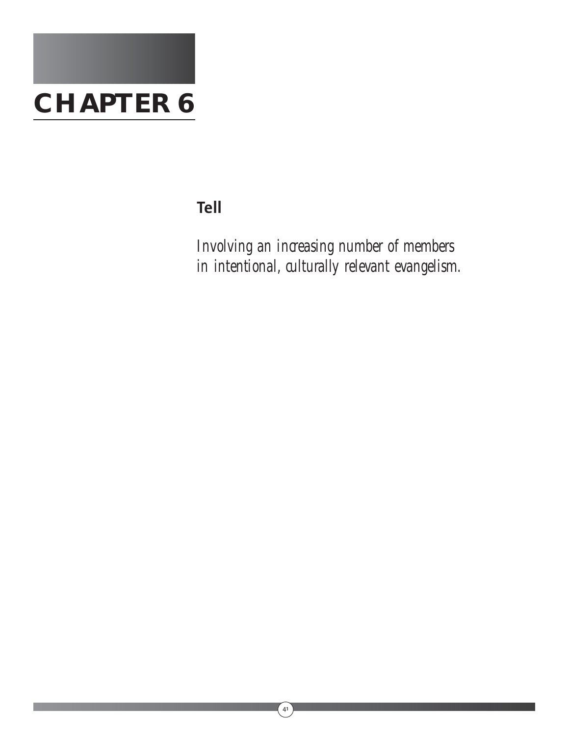# CHAPTER 6

## Tell

*Involving an increasing number of members in intentional, culturally relevant evangelism.*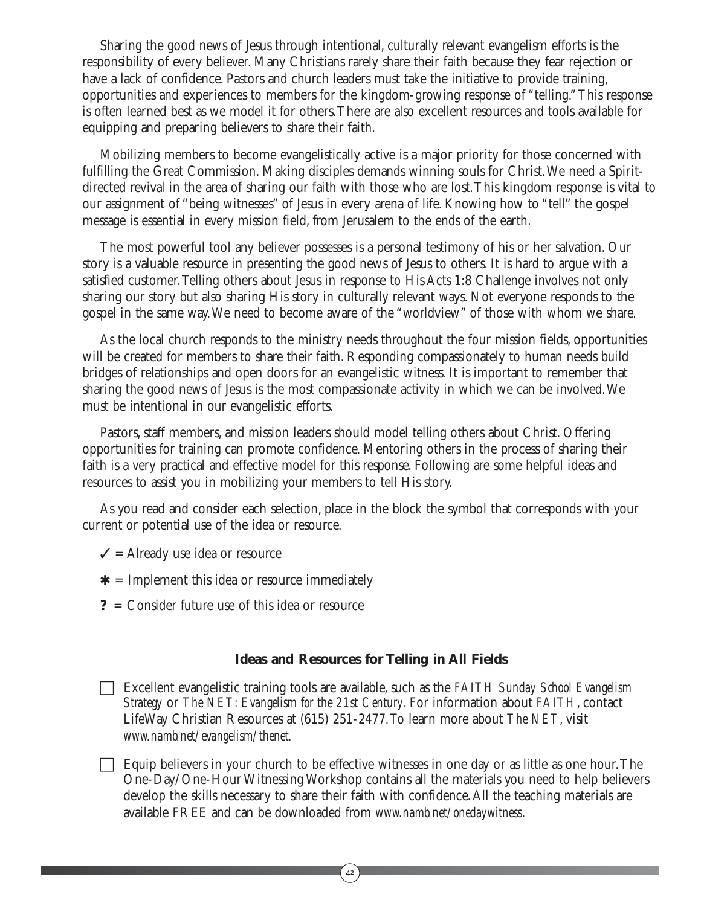Sharing the good news of Jesus through intentional, culturally relevant evangelism efforts is the responsibility of every believer. Many Christians rarely share their faith because they fear rejection or have a lack of confidence. Pastors and church leaders must take the initiative to provide training, opportunities and experiences to members for the kingdom-growing response of "telling." This response is often learned best as we model it for others. There are also excellent resources and tools available for equipping and preparing believers to share their faith.

Mobilizing members to become evangelistically active is a major priority for those concerned with fulfilling the Great Commission. Making disciples demands winning souls for Christ. We need a Spirit-directed revival in the area of sharing our faith with those who are lost. This kingdom response is vital to our assignment of "being witnesses" of Jesus in every arena of life. Knowing how to "tell" the gospel message is essential in every mission field, from Jerusalem to the ends of the earth.

The most powerful tool any believer possesses is a personal testimony of his or her salvation. Our story is a valuable resource in presenting the good news of Jesus to others. It is hard to argue with a satisfied customer. Telling others about Jesus in response to His Acts 1:8 Challenge involves not only sharing our story but also sharing His story in culturally relevant ways. Not everyone responds to the gospel in the same way. We need to become aware of the "worldview" of those with whom we share.

As the local church responds to the ministry needs throughout the four mission fields, opportunities will be created for members to share their faith. Responding compassionately to human needs build bridges of relationships and open doors for an evangelistic witness. It is important to remember that sharing the good news of Jesus is the most compassionate activity in which we can be involved. We must be intentional in our evangelistic efforts.

Pastors, staff members, and mission leaders should model telling others about Christ. Offering opportunities for training can promote confidence. Mentoring others in the process of sharing their faith is a very practical and effective model for this response. Following are some helpful ideas and resources to assist you in mobilizing your members to tell His story.

As you read and consider each selection, place in the block the symbol that corresponds with your current or potential use of the idea or resource.

✓ = Already use idea or resource

✱ = Implement this idea or resource immediately

**?** = Consider future use of this idea or resource

### Ideas and Resources for Telling in All Fields

☐ Excellent evangelistic training tools are available, such as the *FAITH Sunday School Evangelism Strategy* or *The NET: Evangelism for the 21st Century*. For information about *FAITH*, contact LifeWay Christian Resources at (615) 251-2477. To learn more about *The NET*, visit *www.namb.net/evangelism/thenet.*

☐ Equip believers in your church to be effective witnesses in one day or as little as one hour. The One-Day/One-Hour Witnessing Workshop contains all the materials you need to help believers develop the skills necessary to share their faith with confidence. All the teaching materials are available FREE and can be downloaded from *www.namb.net/onedaywitness.*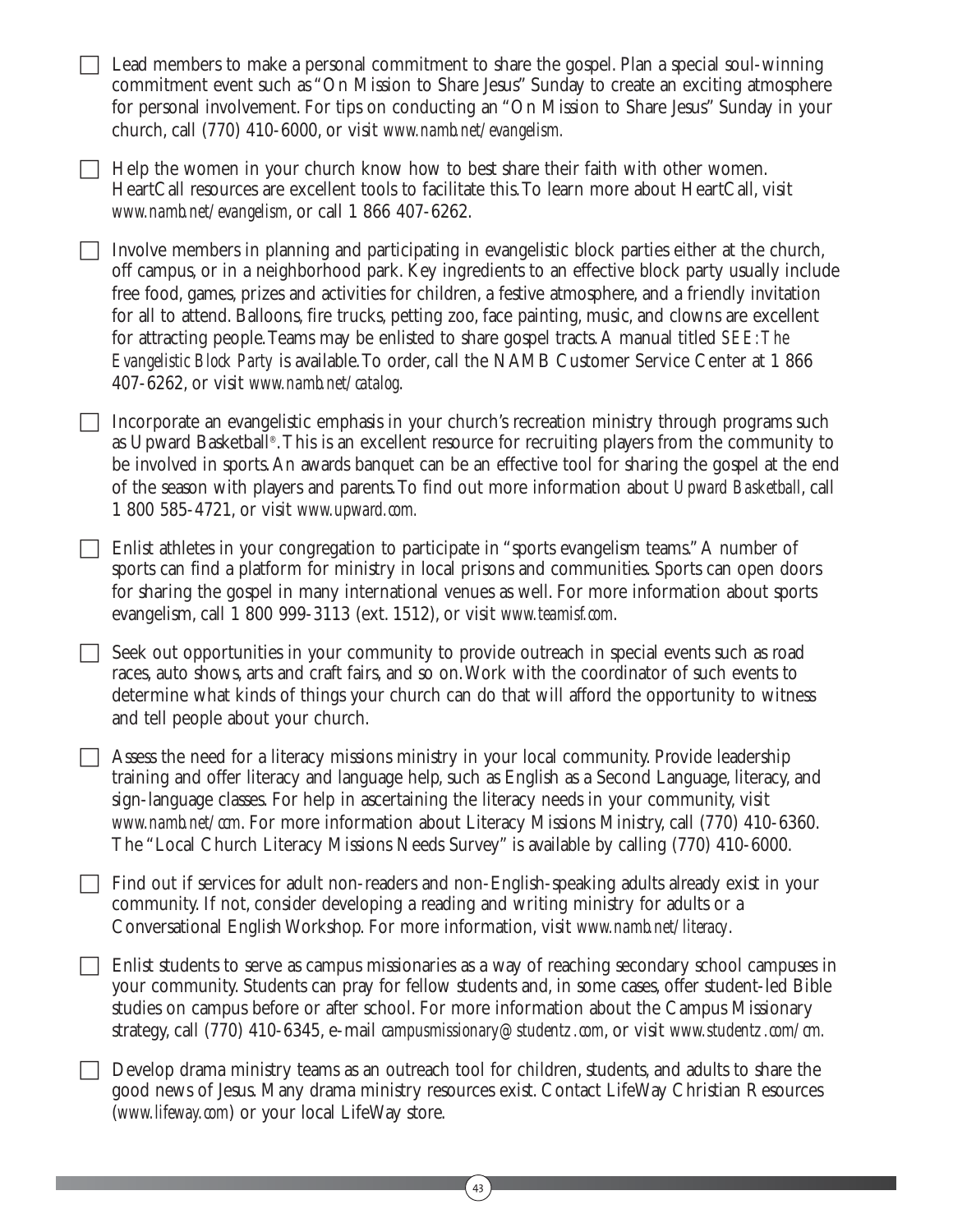- [ ] Lead members to make a personal commitment to share the gospel. Plan a special soul-winning commitment event such as "On Mission to Share Jesus" Sunday to create an exciting atmosphere for personal involvement. For tips on conducting an "On Mission to Share Jesus" Sunday in your church, call (770) 410-6000, or visit *www.namb.net/evangelism.*

- [ ] Help the women in your church know how to best share their faith with other women. HeartCall resources are excellent tools to facilitate this. To learn more about HeartCall, visit *www.namb.net/evangelism*, or call 1 866 407-6262.

- [ ] Involve members in planning and participating in evangelistic block parties either at the church, off campus, or in a neighborhood park. Key ingredients to an effective block party usually include free food, games, prizes and activities for children, a festive atmosphere, and a friendly invitation for all to attend. Balloons, fire trucks, petting zoo, face painting, music, and clowns are excellent for attracting people. Teams may be enlisted to share gospel tracts. A manual titled *SEE: The Evangelistic Block Party* is available. To order, call the NAMB Customer Service Center at 1 866 407-6262, or visit *www.namb.net/catalog*.

- [ ] Incorporate an evangelistic emphasis in your church's recreation ministry through programs such as Upward Basketball®. This is an excellent resource for recruiting players from the community to be involved in sports. An awards banquet can be an effective tool for sharing the gospel at the end of the season with players and parents. To find out more information about *Upward Basketball*, call 1 800 585-4721, or visit *www.upward.com.*

- [ ] Enlist athletes in your congregation to participate in "sports evangelism teams." A number of sports can find a platform for ministry in local prisons and communities. Sports can open doors for sharing the gospel in many international venues as well. For more information about sports evangelism, call 1 800 999-3113 (ext. 1512), or visit *www.teamisf.com*.

- [ ] Seek out opportunities in your community to provide outreach in special events such as road races, auto shows, arts and craft fairs, and so on. Work with the coordinator of such events to determine what kinds of things your church can do that will afford the opportunity to witness and tell people about your church.

- [ ] Assess the need for a literacy missions ministry in your local community. Provide leadership training and offer literacy and language help, such as English as a Second Language, literacy, and sign-language classes. For help in ascertaining the literacy needs in your community, visit *www.namb.net/ccm*. For more information about Literacy Missions Ministry, call (770) 410-6360. The "Local Church Literacy Missions Needs Survey" is available by calling (770) 410-6000.

- [ ] Find out if services for adult non-readers and non-English-speaking adults already exist in your community. If not, consider developing a reading and writing ministry for adults or a Conversational English Workshop. For more information, visit *www.namb.net/literacy*.

- [ ] Enlist students to serve as campus missionaries as a way of reaching secondary school campuses in your community. Students can pray for fellow students and, in some cases, offer student-led Bible studies on campus before or after school. For more information about the Campus Missionary strategy, call (770) 410-6345, e-mail *campusmissionary@studentz.com*, or visit *www.studentz.com/cm.*

- [ ] Develop drama ministry teams as an outreach tool for children, students, and adults to share the good news of Jesus. Many drama ministry resources exist. Contact LifeWay Christian Resources (*www.lifeway.com*) or your local LifeWay store.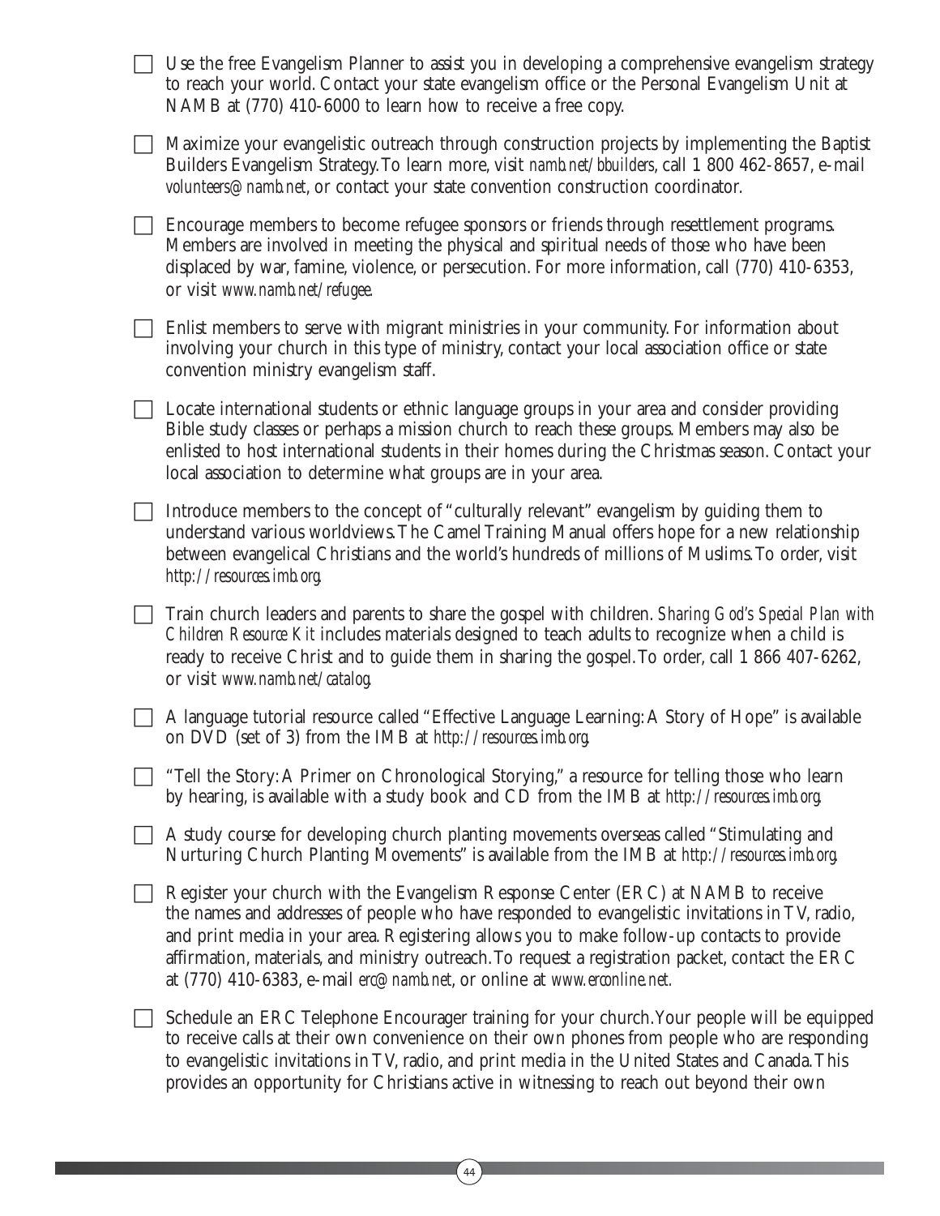- [ ] Use the free Evangelism Planner to assist you in developing a comprehensive evangelism strategy to reach your world. Contact your state evangelism office or the Personal Evangelism Unit at NAMB at (770) 410-6000 to learn how to receive a free copy.

- [ ] Maximize your evangelistic outreach through construction projects by implementing the Baptist Builders Evangelism Strategy. To learn more, visit *namb.net/bbuilders*, call 1 800 462-8657, e-mail *volunteers@namb.net*, or contact your state convention construction coordinator.

- [ ] Encourage members to become refugee sponsors or friends through resettlement programs. Members are involved in meeting the physical and spiritual needs of those who have been displaced by war, famine, violence, or persecution. For more information, call (770) 410-6353, or visit *www.namb.net/refugee*.

- [ ] Enlist members to serve with migrant ministries in your community. For information about involving your church in this type of ministry, contact your local association office or state convention ministry evangelism staff.

- [ ] Locate international students or ethnic language groups in your area and consider providing Bible study classes or perhaps a mission church to reach these groups. Members may also be enlisted to host international students in their homes during the Christmas season. Contact your local association to determine what groups are in your area.

- [ ] Introduce members to the concept of "culturally relevant" evangelism by guiding them to understand various worldviews. The Camel Training Manual offers hope for a new relationship between evangelical Christians and the world's hundreds of millions of Muslims. To order, visit *http://resources.imb.org*.

- [ ] Train church leaders and parents to share the gospel with children. *Sharing God's Special Plan with Children Resource Kit* includes materials designed to teach adults to recognize when a child is ready to receive Christ and to guide them in sharing the gospel. To order, call 1 866 407-6262, or visit *www.namb.net/catalog*.

- [ ] A language tutorial resource called "Effective Language Learning: A Story of Hope" is available on DVD (set of 3) from the IMB at *http://resources.imb.org*.

- [ ] "Tell the Story: A Primer on Chronological Storying," a resource for telling those who learn by hearing, is available with a study book and CD from the IMB at *http://resources.imb.org*.

- [ ] A study course for developing church planting movements overseas called "Stimulating and Nurturing Church Planting Movements" is available from the IMB at *http://resources.imb.org*.

- [ ] Register your church with the Evangelism Response Center (ERC) at NAMB to receive the names and addresses of people who have responded to evangelistic invitations in TV, radio, and print media in your area. Registering allows you to make follow-up contacts to provide affirmation, materials, and ministry outreach. To request a registration packet, contact the ERC at (770) 410-6383, e-mail *erc@namb.net*, or online at *www.erconline.net*.

- [ ] Schedule an ERC Telephone Encourager training for your church. Your people will be equipped to receive calls at their own convenience on their own phones from people who are responding to evangelistic invitations in TV, radio, and print media in the United States and Canada. This provides an opportunity for Christians active in witnessing to reach out beyond their own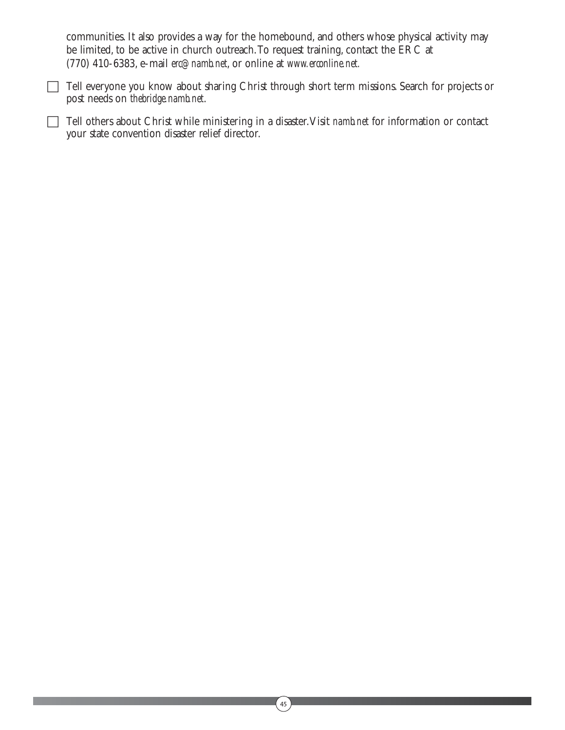communities. It also provides a way for the homebound, and others whose physical activity may be limited, to be active in church outreach. To request training, contact the ERC at (770) 410-6383, e-mail *erc@namb.net*, or online at *www.erconline.net.*

- [ ] Tell everyone you know about sharing Christ through short term missions. Search for projects or post needs on *thebridge.namb.net*.
- [ ] Tell others about Christ while ministering in a disaster. Visit *namb.net* for information or contact your state convention disaster relief director.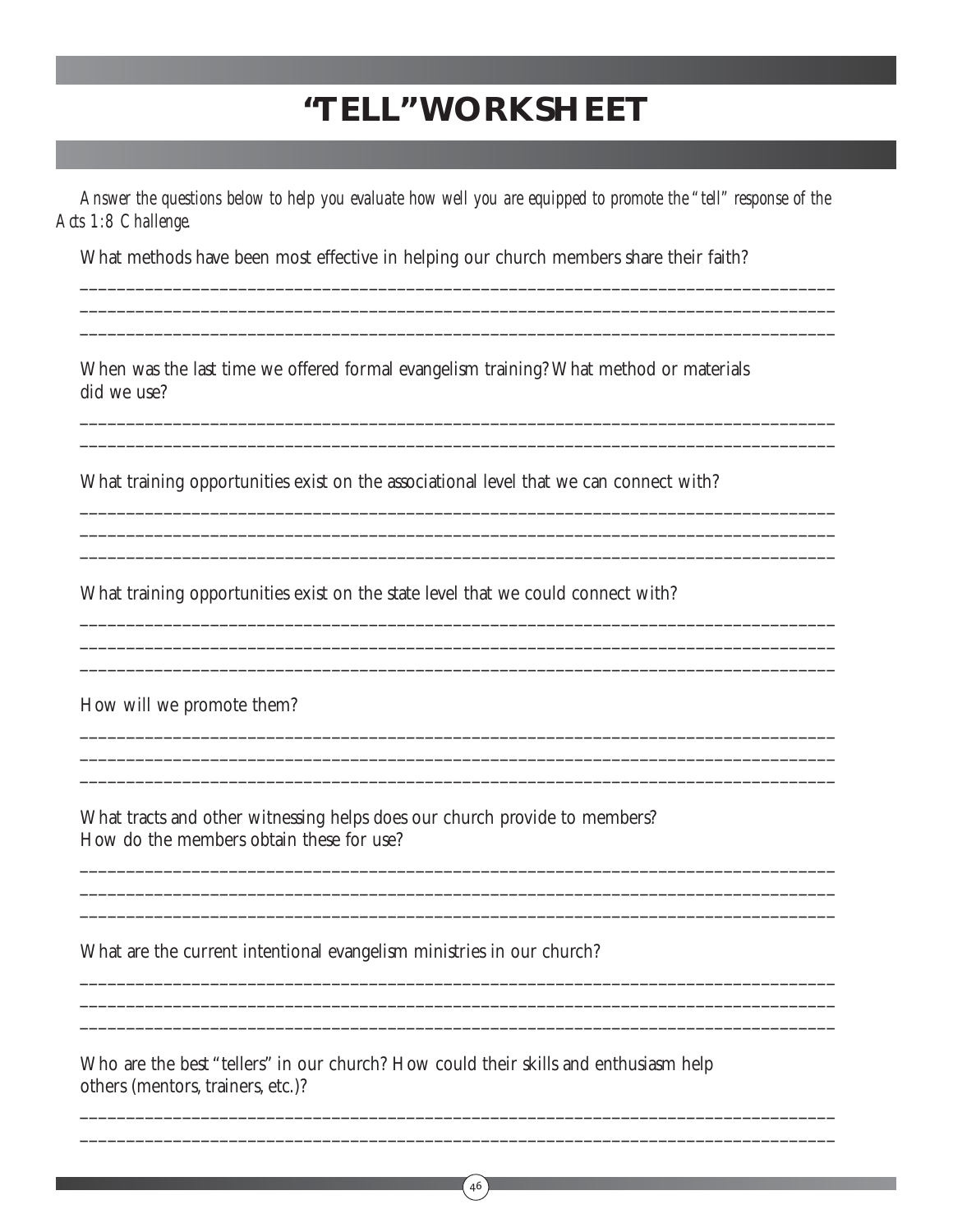# "TELL" WORKSHEET

*Answer the questions below to help you evaluate how well you are equipped to promote the "tell" response of the Acts 1:8 Challenge.*

What methods have been most effective in helping our church members share their faith?

_______________________________________________________________________________________
_______________________________________________________________________________________
_______________________________________________________________________________________

When was the last time we offered formal evangelism training? What method or materials did we use?

_______________________________________________________________________________________
_______________________________________________________________________________________

What training opportunities exist on the associational level that we can connect with?

_______________________________________________________________________________________
_______________________________________________________________________________________
_______________________________________________________________________________________

What training opportunities exist on the state level that we could connect with?

_______________________________________________________________________________________
_______________________________________________________________________________________
_______________________________________________________________________________________

How will we promote them?

_______________________________________________________________________________________
_______________________________________________________________________________________
_______________________________________________________________________________________

What tracts and other witnessing helps does our church provide to members?
How do the members obtain these for use?

_______________________________________________________________________________________
_______________________________________________________________________________________
_______________________________________________________________________________________

What are the current intentional evangelism ministries in our church?

_______________________________________________________________________________________
_______________________________________________________________________________________
_______________________________________________________________________________________

Who are the best "tellers" in our church? How could their skills and enthusiasm help others (mentors, trainers, etc.)?

_______________________________________________________________________________________
_______________________________________________________________________________________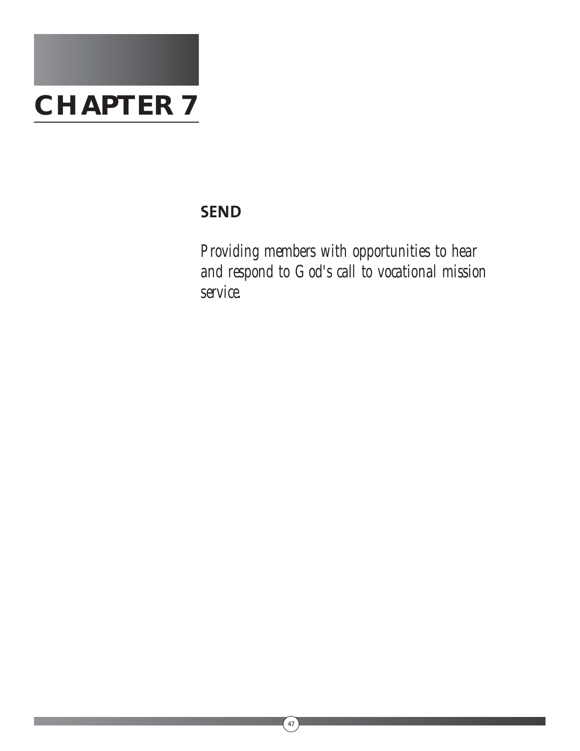# CHAPTER 7

## SEND

*Providing members with opportunities to hear and respond to God's call to vocational mission service.*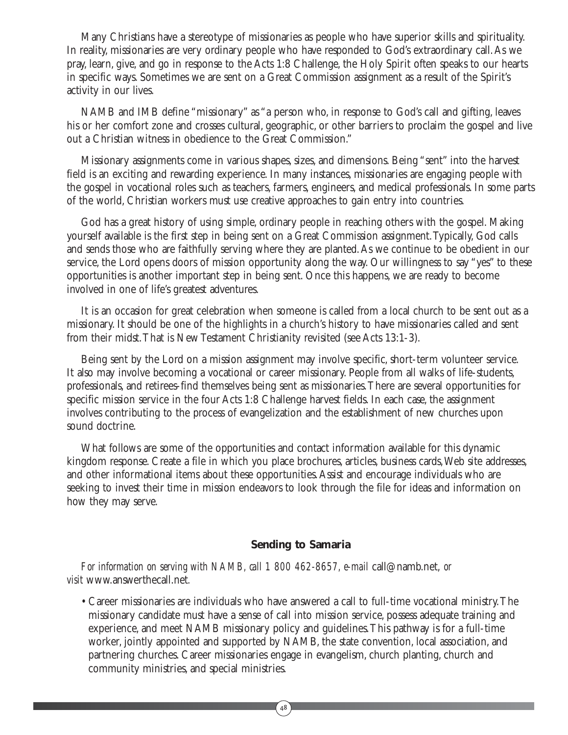Many Christians have a stereotype of missionaries as people who have superior skills and spirituality. In reality, missionaries are very ordinary people who have responded to God's extraordinary call. As we pray, learn, give, and go in response to the Acts 1:8 Challenge, the Holy Spirit often speaks to our hearts in specific ways. Sometimes we are sent on a Great Commission assignment as a result of the Spirit's activity in our lives.

NAMB and IMB define "missionary" as "a person who, in response to God's call and gifting, leaves his or her comfort zone and crosses cultural, geographic, or other barriers to proclaim the gospel and live out a Christian witness in obedience to the Great Commission."

Missionary assignments come in various shapes, sizes, and dimensions. Being "sent" into the harvest field is an exciting and rewarding experience. In many instances, missionaries are engaging people with the gospel in vocational roles such as teachers, farmers, engineers, and medical professionals. In some parts of the world, Christian workers must use creative approaches to gain entry into countries.

God has a great history of using simple, ordinary people in reaching others with the gospel. Making yourself available is the first step in being sent on a Great Commission assignment. Typically, God calls and sends those who are faithfully serving where they are planted. As we continue to be obedient in our service, the Lord opens doors of mission opportunity along the way. Our willingness to say "yes" to these opportunities is another important step in being sent. Once this happens, we are ready to become involved in one of life's greatest adventures.

It is an occasion for great celebration when someone is called from a local church to be sent out as a missionary. It should be one of the highlights in a church's history to have missionaries called and sent from their midst. That is New Testament Christianity revisited (see Acts 13:1-3).

Being sent by the Lord on a mission assignment may involve specific, short-term volunteer service. It also may involve becoming a vocational or career missionary. People from all walks of life-students, professionals, and retirees-find themselves being sent as missionaries. There are several opportunities for specific mission service in the four Acts 1:8 Challenge harvest fields. In each case, the assignment involves contributing to the process of evangelization and the establishment of new churches upon sound doctrine.

What follows are some of the opportunities and contact information available for this dynamic kingdom response. Create a file in which you place brochures, articles, business cards, Web site addresses, and other informational items about these opportunities. Assist and encourage individuals who are seeking to invest their time in mission endeavors to look through the file for ideas and information on how they may serve.

### Sending to Samaria

*For information on serving with NAMB, call 1 800 462-8657, e-mail* call@namb.net, *or visit* www.answerthecall.net.

- Career missionaries are individuals who have answered a call to full-time vocational ministry. The missionary candidate must have a sense of call into mission service, possess adequate training and experience, and meet NAMB missionary policy and guidelines. This pathway is for a full-time worker, jointly appointed and supported by NAMB, the state convention, local association, and partnering churches. Career missionaries engage in evangelism, church planting, church and community ministries, and special ministries.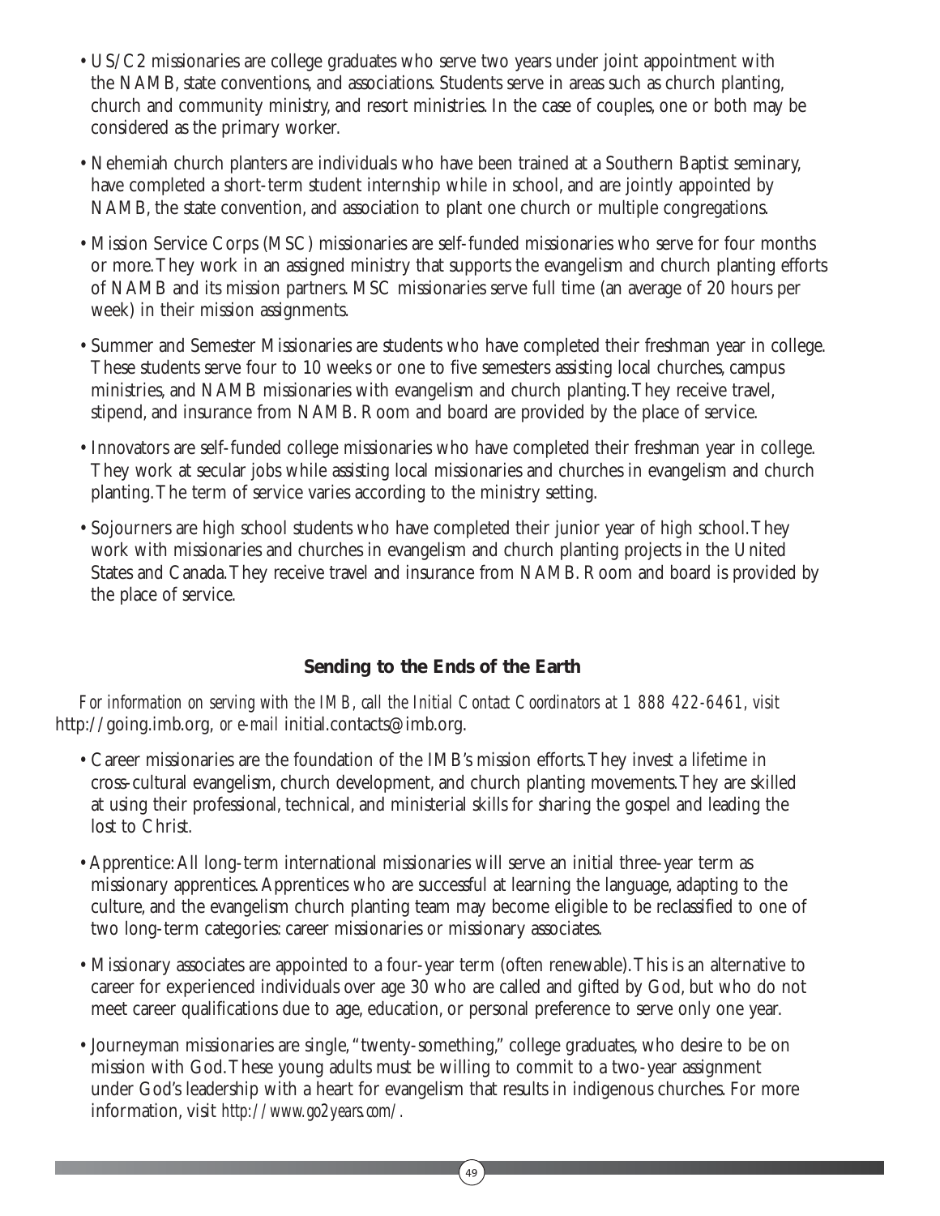- US/C2 missionaries are college graduates who serve two years under joint appointment with the NAMB, state conventions, and associations. Students serve in areas such as church planting, church and community ministry, and resort ministries. In the case of couples, one or both may be considered as the primary worker.
- Nehemiah church planters are individuals who have been trained at a Southern Baptist seminary, have completed a short-term student internship while in school, and are jointly appointed by NAMB, the state convention, and association to plant one church or multiple congregations.
- Mission Service Corps (MSC) missionaries are self-funded missionaries who serve for four months or more. They work in an assigned ministry that supports the evangelism and church planting efforts of NAMB and its mission partners. MSC missionaries serve full time (an average of 20 hours per week) in their mission assignments.
- Summer and Semester Missionaries are students who have completed their freshman year in college. These students serve four to 10 weeks or one to five semesters assisting local churches, campus ministries, and NAMB missionaries with evangelism and church planting. They receive travel, stipend, and insurance from NAMB. Room and board are provided by the place of service.
- Innovators are self-funded college missionaries who have completed their freshman year in college. They work at secular jobs while assisting local missionaries and churches in evangelism and church planting. The term of service varies according to the ministry setting.
- Sojourners are high school students who have completed their junior year of high school. They work with missionaries and churches in evangelism and church planting projects in the United States and Canada. They receive travel and insurance from NAMB. Room and board is provided by the place of service.

## Sending to the Ends of the Earth

*For information on serving with the IMB, call the Initial Contact Coordinators at 1 888 422-6461, visit* http://going.imb.org, *or e-mail* initial.contacts@imb.org.

- Career missionaries are the foundation of the IMB's mission efforts. They invest a lifetime in cross-cultural evangelism, church development, and church planting movements. They are skilled at using their professional, technical, and ministerial skills for sharing the gospel and leading the lost to Christ.
- Apprentice: All long-term international missionaries will serve an initial three-year term as missionary apprentices. Apprentices who are successful at learning the language, adapting to the culture, and the evangelism church planting team may become eligible to be reclassified to one of two long-term categories: career missionaries or missionary associates.
- Missionary associates are appointed to a four-year term (often renewable). This is an alternative to career for experienced individuals over age 30 who are called and gifted by God, but who do not meet career qualifications due to age, education, or personal preference to serve only one year.
- Journeyman missionaries are single, "twenty-something," college graduates, who desire to be on mission with God. These young adults must be willing to commit to a two-year assignment under God's leadership with a heart for evangelism that results in indigenous churches. For more information, visit *http://www.go2years.com/.*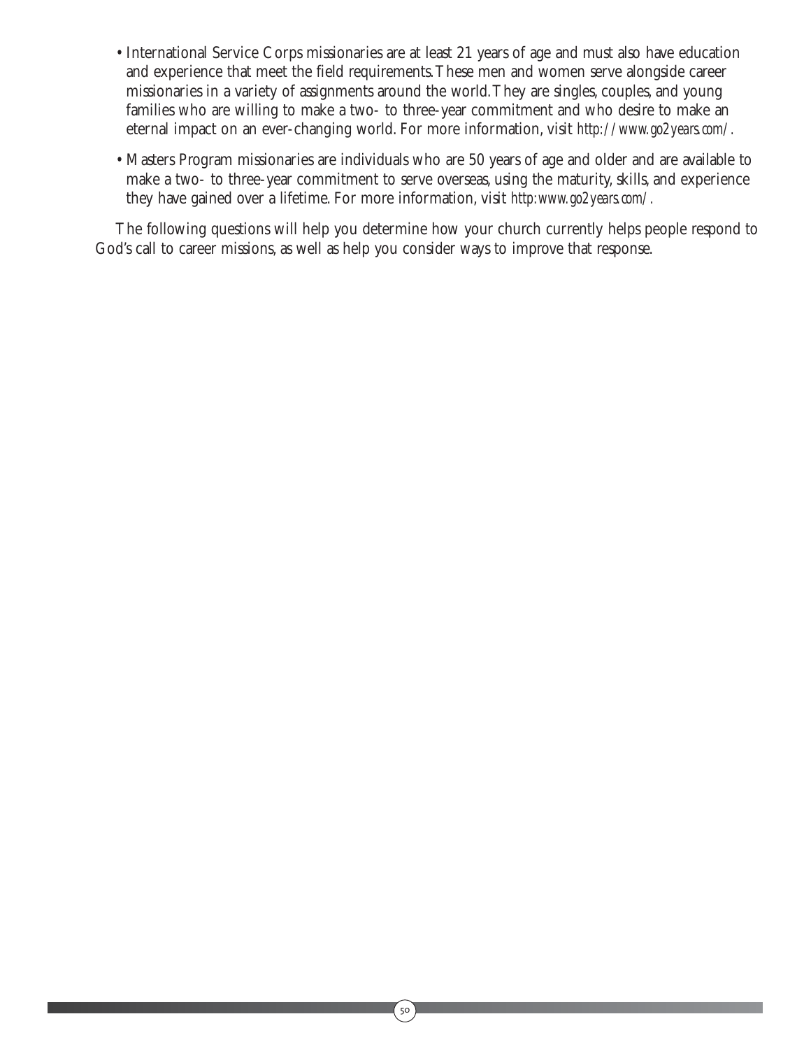- International Service Corps missionaries are at least 21 years of age and must also have education and experience that meet the field requirements. These men and women serve alongside career missionaries in a variety of assignments around the world. They are singles, couples, and young families who are willing to make a two- to three-year commitment and who desire to make an eternal impact on an ever-changing world. For more information, visit *http://www.go2years.com/*.

- Masters Program missionaries are individuals who are 50 years of age and older and are available to make a two- to three-year commitment to serve overseas, using the maturity, skills, and experience they have gained over a lifetime. For more information, visit *http:www.go2years.com/*.

The following questions will help you determine how your church currently helps people respond to God's call to career missions, as well as help you consider ways to improve that response.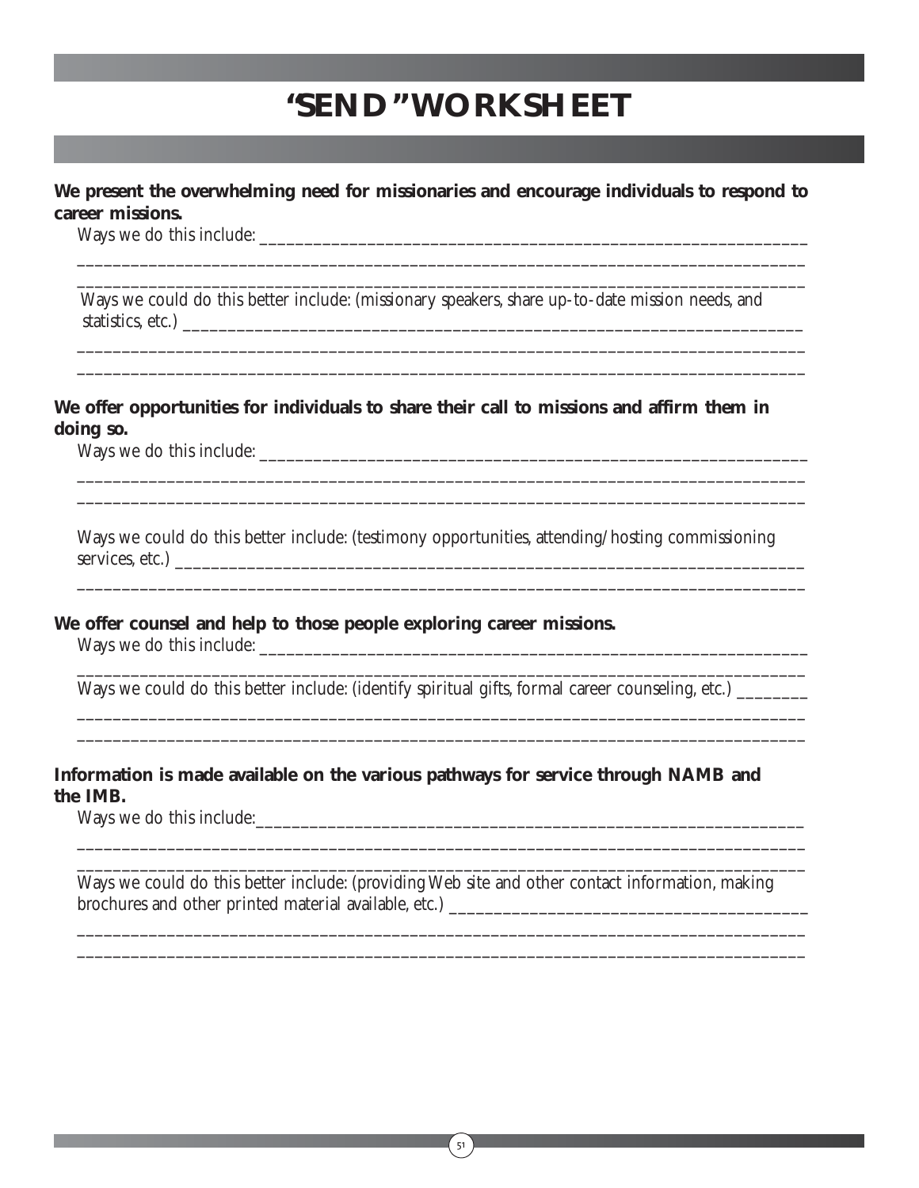# "SEND" WORKSHEET

**We present the overwhelming need for missionaries and encourage individuals to respond to career missions.**

Ways we do this include: ____________________________________________________________

____________________________________________________________________________

____________________________________________________________________________

Ways we could do this better include: (missionary speakers, share up-to-date mission needs, and statistics, etc.) ____________________________________________________________

____________________________________________________________________________

____________________________________________________________________________

**We offer opportunities for individuals to share their call to missions and affirm them in doing so.**

Ways we do this include: ____________________________________________________________

____________________________________________________________________________

____________________________________________________________________________

Ways we could do this better include: (testimony opportunities, attending/hosting commissioning services, etc.) ____________________________________________________________

____________________________________________________________________________

**We offer counsel and help to those people exploring career missions.**

Ways we do this include: ____________________________________________________________

____________________________________________________________________________

Ways we could do this better include: (identify spiritual gifts, formal career counseling, etc.) ________

____________________________________________________________________________

____________________________________________________________________________

**Information is made available on the various pathways for service through NAMB and the IMB.**

Ways we do this include:____________________________________________________________

____________________________________________________________________________

____________________________________________________________________________

Ways we could do this better include: (providing Web site and other contact information, making brochures and other printed material available, etc.) ______________________________________

____________________________________________________________________________

____________________________________________________________________________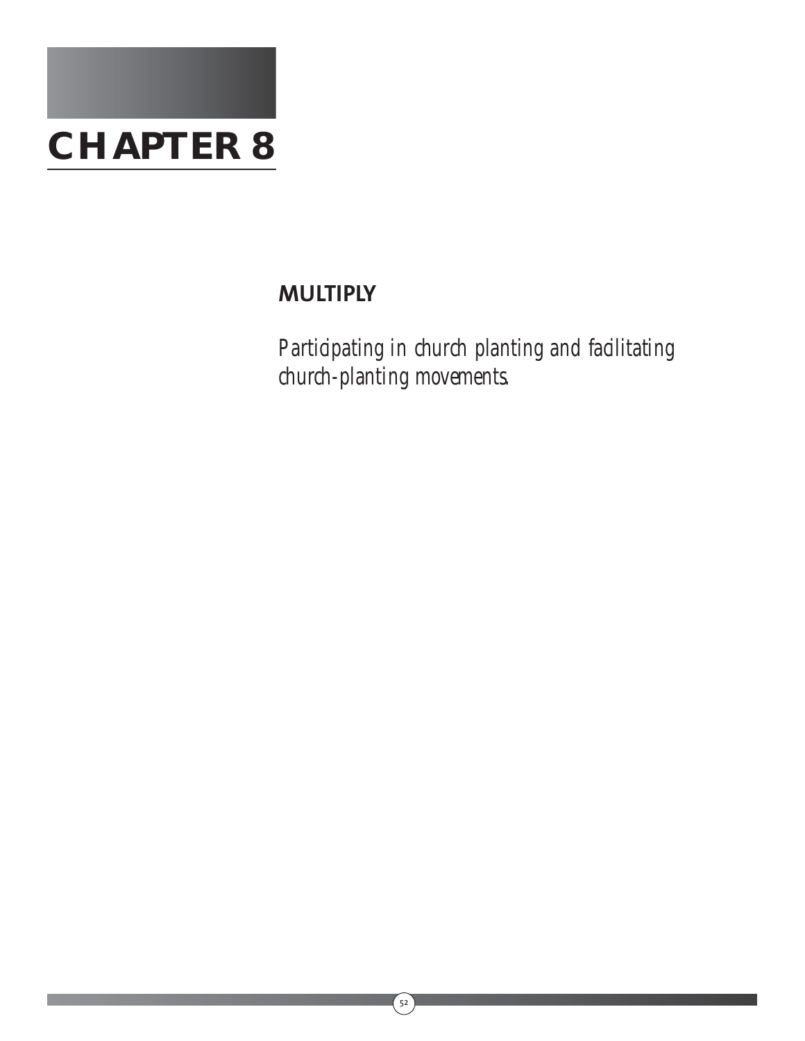# CHAPTER 8

## MULTIPLY

*Participating in church planting and facilitating church-planting movements.*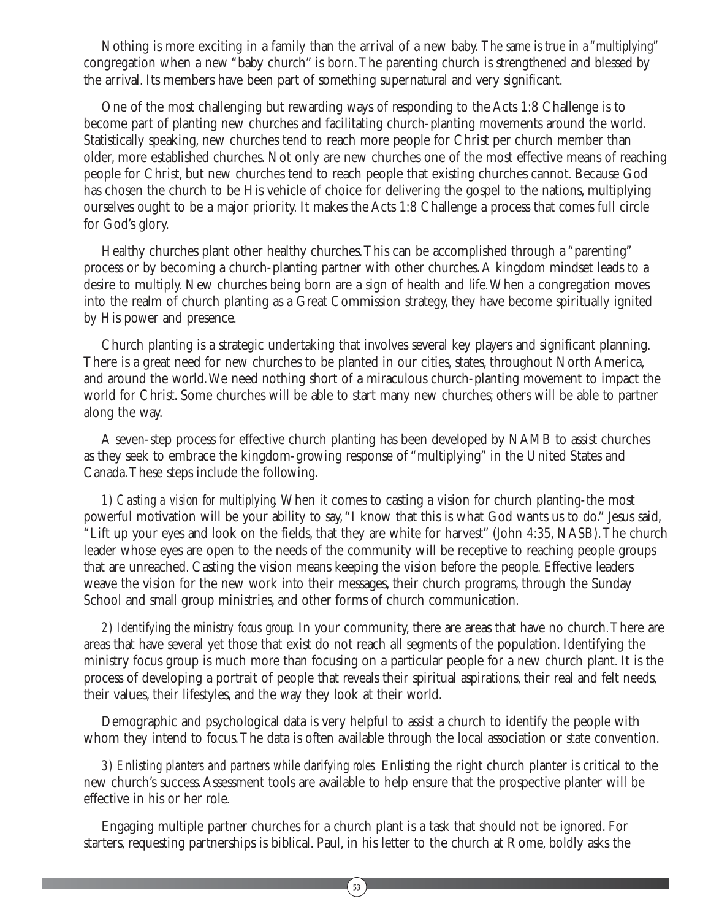Nothing is more exciting in a family than the arrival of a new baby. *The same is true in a "multiplying"* congregation when a new "baby church" is born. The parenting church is strengthened and blessed by the arrival. Its members have been part of something supernatural and very significant.

One of the most challenging but rewarding ways of responding to the Acts 1:8 Challenge is to become part of planting new churches and facilitating church-planting movements around the world. Statistically speaking, new churches tend to reach more people for Christ per church member than older, more established churches. Not only are new churches one of the most effective means of reaching people for Christ, but new churches tend to reach people that existing churches cannot. Because God has chosen the church to be His vehicle of choice for delivering the gospel to the nations, multiplying ourselves ought to be a major priority. It makes the Acts 1:8 Challenge a process that comes full circle for God's glory.

Healthy churches plant other healthy churches. This can be accomplished through a "parenting" process or by becoming a church-planting partner with other churches. A kingdom mindset leads to a desire to multiply. New churches being born are a sign of health and life. When a congregation moves into the realm of church planting as a Great Commission strategy, they have become spiritually ignited by His power and presence.

Church planting is a strategic undertaking that involves several key players and significant planning. There is a great need for new churches to be planted in our cities, states, throughout North America, and around the world. We need nothing short of a miraculous church-planting movement to impact the world for Christ. Some churches will be able to start many new churches; others will be able to partner along the way.

A seven-step process for effective church planting has been developed by NAMB to assist churches as they seek to embrace the kingdom-growing response of "multiplying" in the United States and Canada. These steps include the following.

*1) Casting a vision for multiplying.* When it comes to casting a vision for church planting-the most powerful motivation will be your ability to say, "I know that this is what God wants us to do." Jesus said, "Lift up your eyes and look on the fields, that they are white for harvest" (John 4:35, NASB). The church leader whose eyes are open to the needs of the community will be receptive to reaching people groups that are unreached. Casting the vision means keeping the vision before the people. Effective leaders weave the vision for the new work into their messages, their church programs, through the Sunday School and small group ministries, and other forms of church communication.

*2) Identifying the ministry focus group.* In your community, there are areas that have no church. There are areas that have several yet those that exist do not reach all segments of the population. Identifying the ministry focus group is much more than focusing on a particular people for a new church plant. It is the process of developing a portrait of people that reveals their spiritual aspirations, their real and felt needs, their values, their lifestyles, and the way they look at their world.

Demographic and psychological data is very helpful to assist a church to identify the people with whom they intend to focus. The data is often available through the local association or state convention.

*3) Enlisting planters and partners while clarifying roles.* Enlisting the right church planter is critical to the new church's success. Assessment tools are available to help ensure that the prospective planter will be effective in his or her role.

Engaging multiple partner churches for a church plant is a task that should not be ignored. For starters, requesting partnerships is biblical. Paul, in his letter to the church at Rome, boldly asks the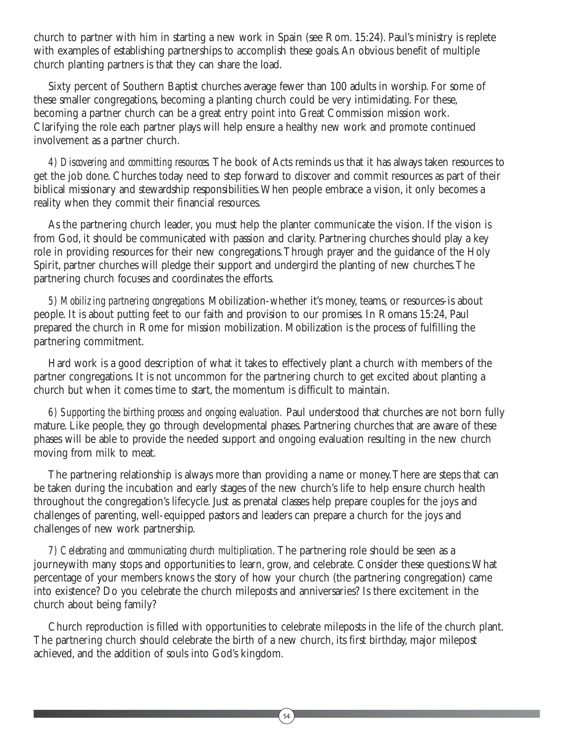church to partner with him in starting a new work in Spain (see Rom. 15:24). Paul's ministry is replete with examples of establishing partnerships to accomplish these goals. An obvious benefit of multiple church planting partners is that they can share the load.

Sixty percent of Southern Baptist churches average fewer than 100 adults in worship. For some of these smaller congregations, becoming a planting church could be very intimidating. For these, becoming a partner church can be a great entry point into Great Commission mission work. Clarifying the role each partner plays will help ensure a healthy new work and promote continued involvement as a partner church.

*4) Discovering and committing resources.* The book of Acts reminds us that it has always taken resources to get the job done. Churches today need to step forward to discover and commit resources as part of their biblical missionary and stewardship responsibilities. When people embrace a vision, it only becomes a reality when they commit their financial resources.

As the partnering church leader, you must help the planter communicate the vision. If the vision is from God, it should be communicated with passion and clarity. Partnering churches should play a key role in providing resources for their new congregations. Through prayer and the guidance of the Holy Spirit, partner churches will pledge their support and undergird the planting of new churches. The partnering church focuses and coordinates the efforts.

*5) Mobilizing partnering congregations.* Mobilization-whether it's money, teams, or resources-is about people. It is about putting feet to our faith and provision to our promises. In Romans 15:24, Paul prepared the church in Rome for mission mobilization. Mobilization is the process of fulfilling the partnering commitment.

Hard work is a good description of what it takes to effectively plant a church with members of the partner congregations. It is not uncommon for the partnering church to get excited about planting a church but when it comes time to start, the momentum is difficult to maintain.

*6) Supporting the birthing process and ongoing evaluation.* Paul understood that churches are not born fully mature. Like people, they go through developmental phases. Partnering churches that are aware of these phases will be able to provide the needed support and ongoing evaluation resulting in the new church moving from milk to meat.

The partnering relationship is always more than providing a name or money. There are steps that can be taken during the incubation and early stages of the new church's life to help ensure church health throughout the congregation's lifecycle. Just as prenatal classes help prepare couples for the joys and challenges of parenting, well-equipped pastors and leaders can prepare a church for the joys and challenges of new work partnership.

*7) Celebrating and communicating church multiplication.* The partnering role should be seen as a journeywith many stops and opportunities to learn, grow, and celebrate. Consider these questions: What percentage of your members knows the story of how your church (the partnering congregation) came into existence? Do you celebrate the church mileposts and anniversaries? Is there excitement in the church about being family?

Church reproduction is filled with opportunities to celebrate mileposts in the life of the church plant. The partnering church should celebrate the birth of a new church, its first birthday, major milepost achieved, and the addition of souls into God's kingdom.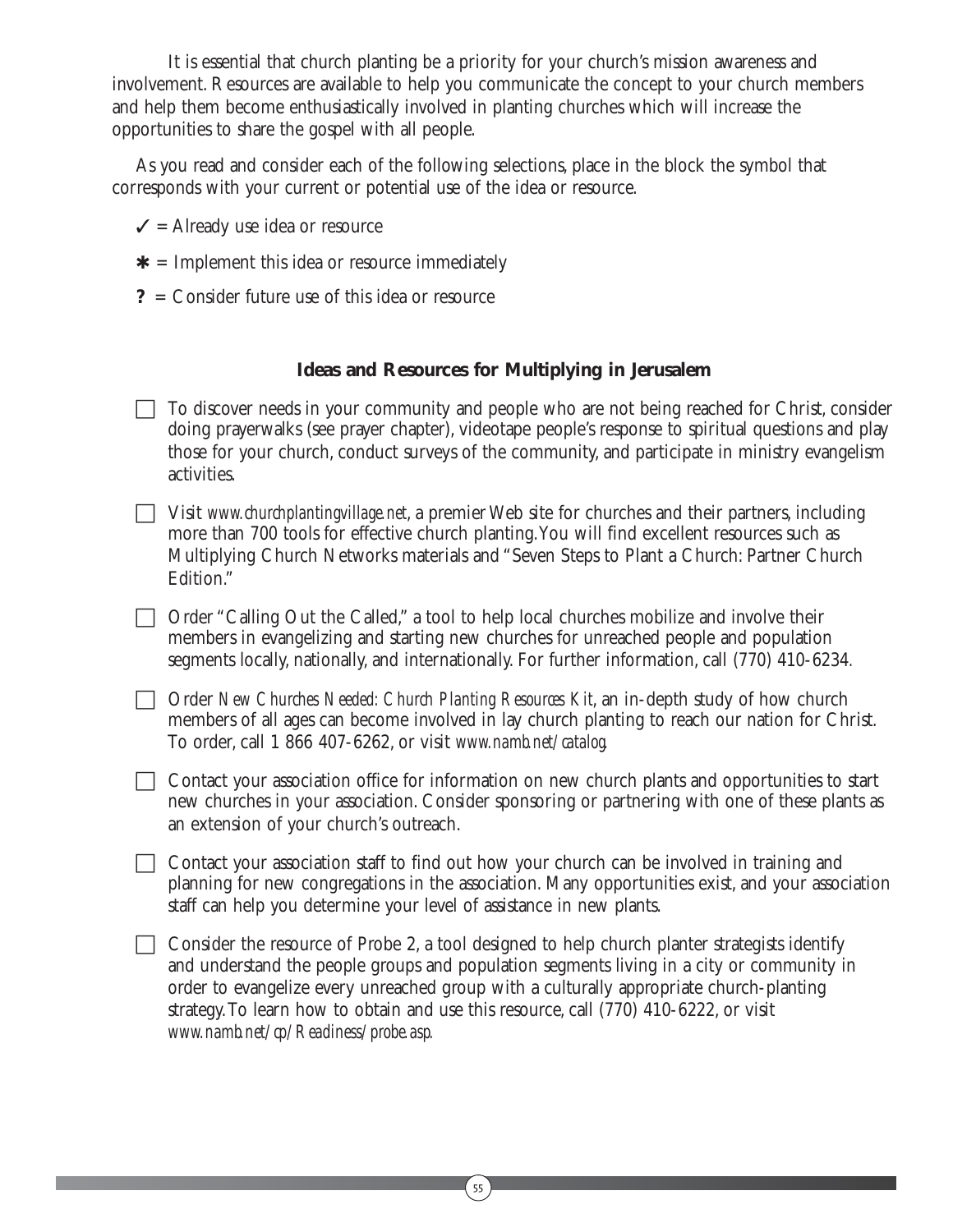It is essential that church planting be a priority for your church's mission awareness and involvement. Resources are available to help you communicate the concept to your church members and help them become enthusiastically involved in planting churches which will increase the opportunities to share the gospel with all people.

As you read and consider each of the following selections, place in the block the symbol that corresponds with your current or potential use of the idea or resource.

- ✓ = Already use idea or resource
- ✱ = Implement this idea or resource immediately
- **?** = Consider future use of this idea or resource

### Ideas and Resources for Multiplying in Jerusalem

- ☐ To discover needs in your community and people who are not being reached for Christ, consider doing prayerwalks (see prayer chapter), videotape people's response to spiritual questions and play those for your church, conduct surveys of the community, and participate in ministry evangelism activities.

- ☐ Visit *www.churchplantingvillage.net*, a premier Web site for churches and their partners, including more than 700 tools for effective church planting. You will find excellent resources such as Multiplying Church Networks materials and "Seven Steps to Plant a Church: Partner Church Edition."

- ☐ Order "Calling Out the Called," a tool to help local churches mobilize and involve their members in evangelizing and starting new churches for unreached people and population segments locally, nationally, and internationally. For further information, call (770) 410-6234.

- ☐ Order *New Churches Needed: Church Planting Resources Kit*, an in-depth study of how church members of all ages can become involved in lay church planting to reach our nation for Christ. To order, call 1 866 407-6262, or visit *www.namb.net/catalog*.

- ☐ Contact your association office for information on new church plants and opportunities to start new churches in your association. Consider sponsoring or partnering with one of these plants as an extension of your church's outreach.

- ☐ Contact your association staff to find out how your church can be involved in training and planning for new congregations in the association. Many opportunities exist, and your association staff can help you determine your level of assistance in new plants.

- ☐ Consider the resource of Probe 2, a tool designed to help church planter strategists identify and understand the people groups and population segments living in a city or community in order to evangelize every unreached group with a culturally appropriate church-planting strategy. To learn how to obtain and use this resource, call (770) 410-6222, or visit *www.namb.net/cp/Readiness/probe.asp*.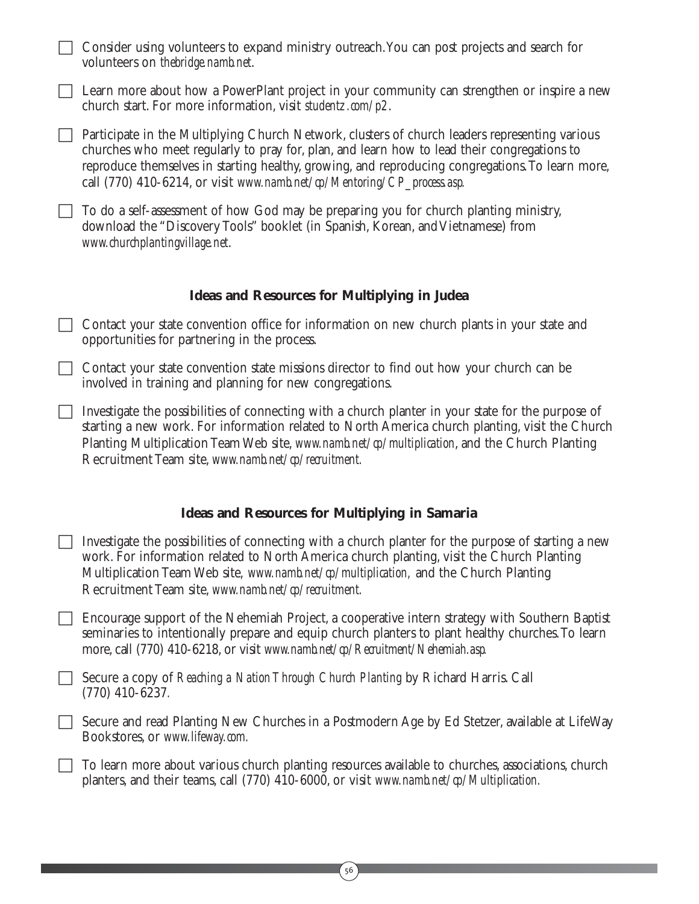- [ ] Consider using volunteers to expand ministry outreach. You can post projects and search for volunteers on *thebridge.namb.net*.

- [ ] Learn more about how a PowerPlant project in your community can strengthen or inspire a new church start. For more information, visit *studentz.com/p2*.

- [ ] Participate in the Multiplying Church Network, clusters of church leaders representing various churches who meet regularly to pray for, plan, and learn how to lead their congregations to reproduce themselves in starting healthy, growing, and reproducing congregations. To learn more, call (770) 410-6214, or visit *www.namb.net/cp/Mentoring/CP_process.asp*.

- [ ] To do a self-assessment of how God may be preparing you for church planting ministry, download the "Discovery Tools" booklet (in Spanish, Korean, and Vietnamese) from *www.churchplantingvillage.net*.

## Ideas and Resources for Multiplying in Judea

- [ ] Contact your state convention office for information on new church plants in your state and opportunities for partnering in the process.

- [ ] Contact your state convention state missions director to find out how your church can be involved in training and planning for new congregations.

- [ ] Investigate the possibilities of connecting with a church planter in your state for the purpose of starting a new work. For information related to North America church planting, visit the Church Planting Multiplication Team Web site, *www.namb.net/cp/multiplication*, and the Church Planting Recruitment Team site, *www.namb.net/cp/recruitment*.

## Ideas and Resources for Multiplying in Samaria

- [ ] Investigate the possibilities of connecting with a church planter for the purpose of starting a new work. For information related to North America church planting, visit the Church Planting Multiplication Team Web site, *www.namb.net/cp/multiplication,* and the Church Planting Recruitment Team site, *www.namb.net/cp/recruitment*.

- [ ] Encourage support of the Nehemiah Project, a cooperative intern strategy with Southern Baptist seminaries to intentionally prepare and equip church planters to plant healthy churches. To learn more, call (770) 410-6218, or visit *www.namb.net/cp/Recruitment/Nehemiah.asp*.

- [ ] Secure a copy of *Reaching a Nation Through Church Planting* by Richard Harris. Call (770) 410-6237.

- [ ] Secure and read Planting New Churches in a Postmodern Age by Ed Stetzer, available at LifeWay Bookstores, or *www.lifeway.com*.

- [ ] To learn more about various church planting resources available to churches, associations, church planters, and their teams, call (770) 410-6000, or visit *www.namb.net/cp/Multiplication*.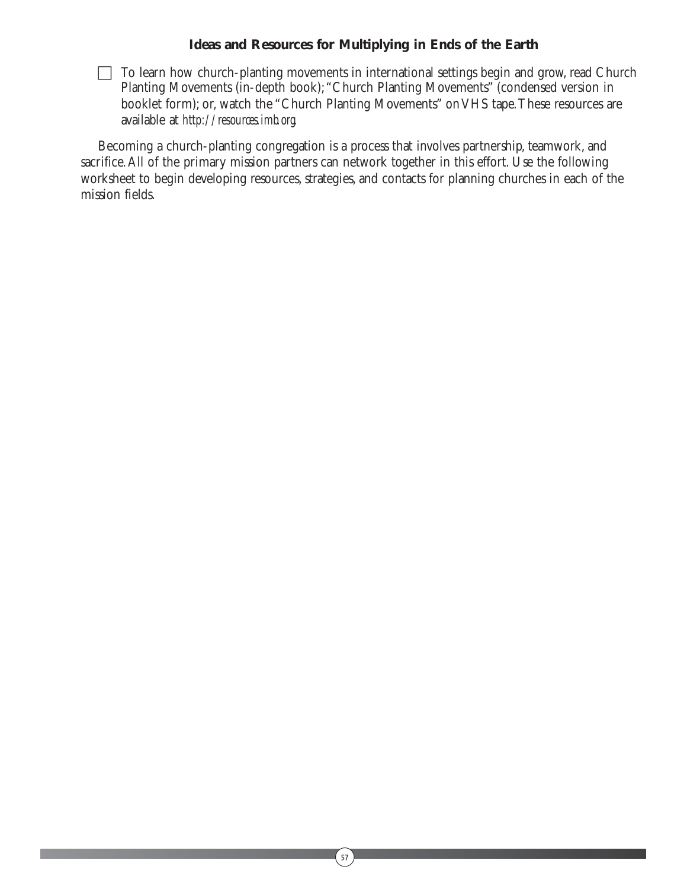### Ideas and Resources for Multiplying in Ends of the Earth

- [ ] To learn how church-planting movements in international settings begin and grow, read Church Planting Movements (in-depth book); "Church Planting Movements" (condensed version in booklet form); or, watch the "Church Planting Movements" on VHS tape. These resources are available at *http://resources.imb.org*.

Becoming a church-planting congregation is a process that involves partnership, teamwork, and sacrifice. All of the primary mission partners can network together in this effort. Use the following worksheet to begin developing resources, strategies, and contacts for planning churches in each of the mission fields.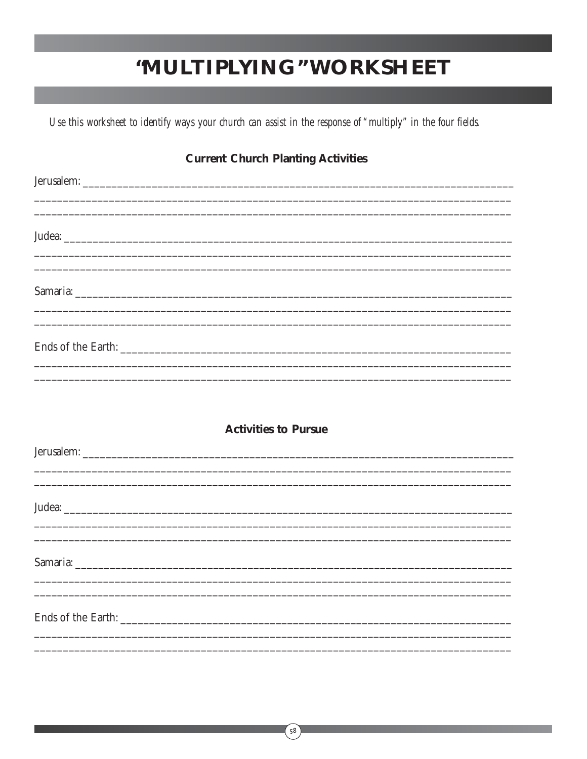# "MULTIPLYING" WORKSHEET

*Use this worksheet to identify ways your church can assist in the response of "multiply" in the four fields.*

### Current Church Planting Activities

Jerusalem: ______________________________________________________________________________
________________________________________________________________________________________
________________________________________________________________________________________

Judea: _________________________________________________________________________________
________________________________________________________________________________________
________________________________________________________________________________________

Samaria: _______________________________________________________________________________
________________________________________________________________________________________
________________________________________________________________________________________

Ends of the Earth: ______________________________________________________________________
________________________________________________________________________________________
________________________________________________________________________________________

### Activities to Pursue

Jerusalem: ______________________________________________________________________________
________________________________________________________________________________________
________________________________________________________________________________________

Judea: _________________________________________________________________________________
________________________________________________________________________________________
________________________________________________________________________________________

Samaria: _______________________________________________________________________________
________________________________________________________________________________________
________________________________________________________________________________________

Ends of the Earth: ______________________________________________________________________
________________________________________________________________________________________
________________________________________________________________________________________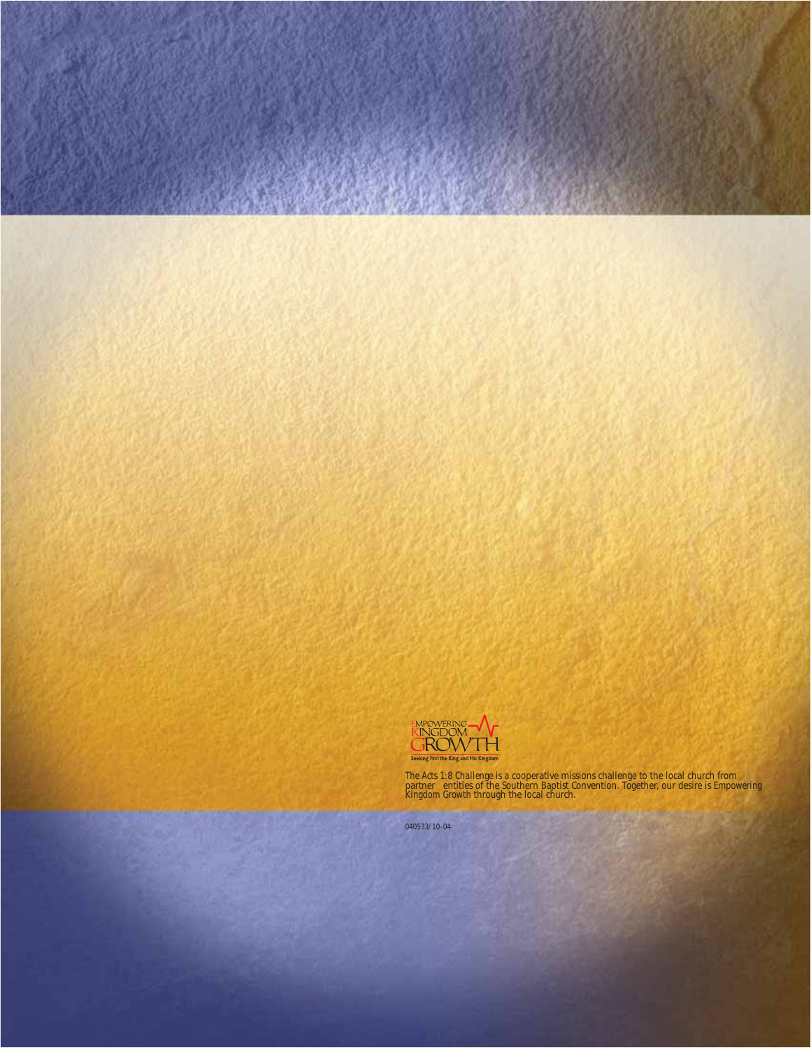EMPOWERING
KINGDOM
GROWTH
Seeking First the King and His Kingdom

The Acts 1:8 Challenge is a cooperative missions challenge to the local church from partner entities of the Southern Baptist Convention. Together, our desire is Empowering Kingdom Growth through the local church.

040533/10-04